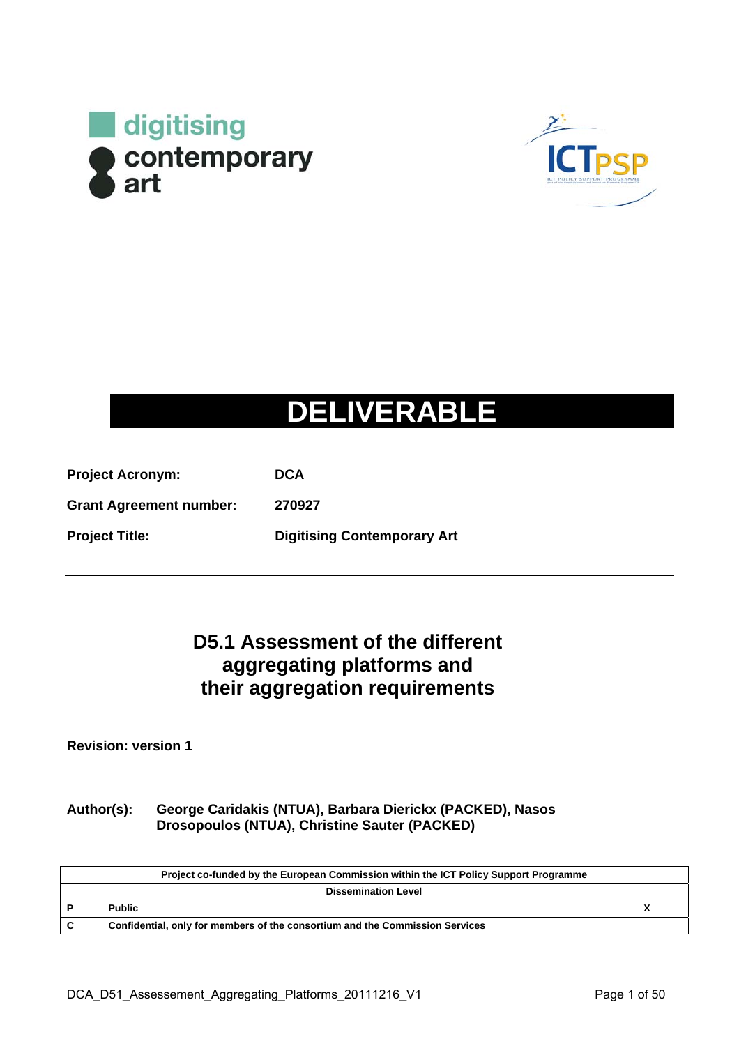digitising contemporary art

# DELIVERABLE

**Project Acronym:** **DCA**

**Grant Agreement number:** **270927**

**Project Title:** **Digitising Contemporary Art**

---

## D5.1 Assessment of the different aggregating platforms and their aggregation requirements

**Revision: version 1**

---

**Author(s):** **George Caridakis (NTUA), Barbara Dierickx (PACKED), Nasos Drosopoulos (NTUA), Christine Sauter (PACKED)**

| | | |
|---|---|---|
| **Project co-funded by the European Commission within the ICT Policy Support Programme** | | |
| **Dissemination Level** | | |
| **P** | **Public** | **X** |
| **C** | **Confidential, only for members of the consortium and the Commission Services** | |

DCA_D51_Assessement_Aggregating_Platforms_20111216_V1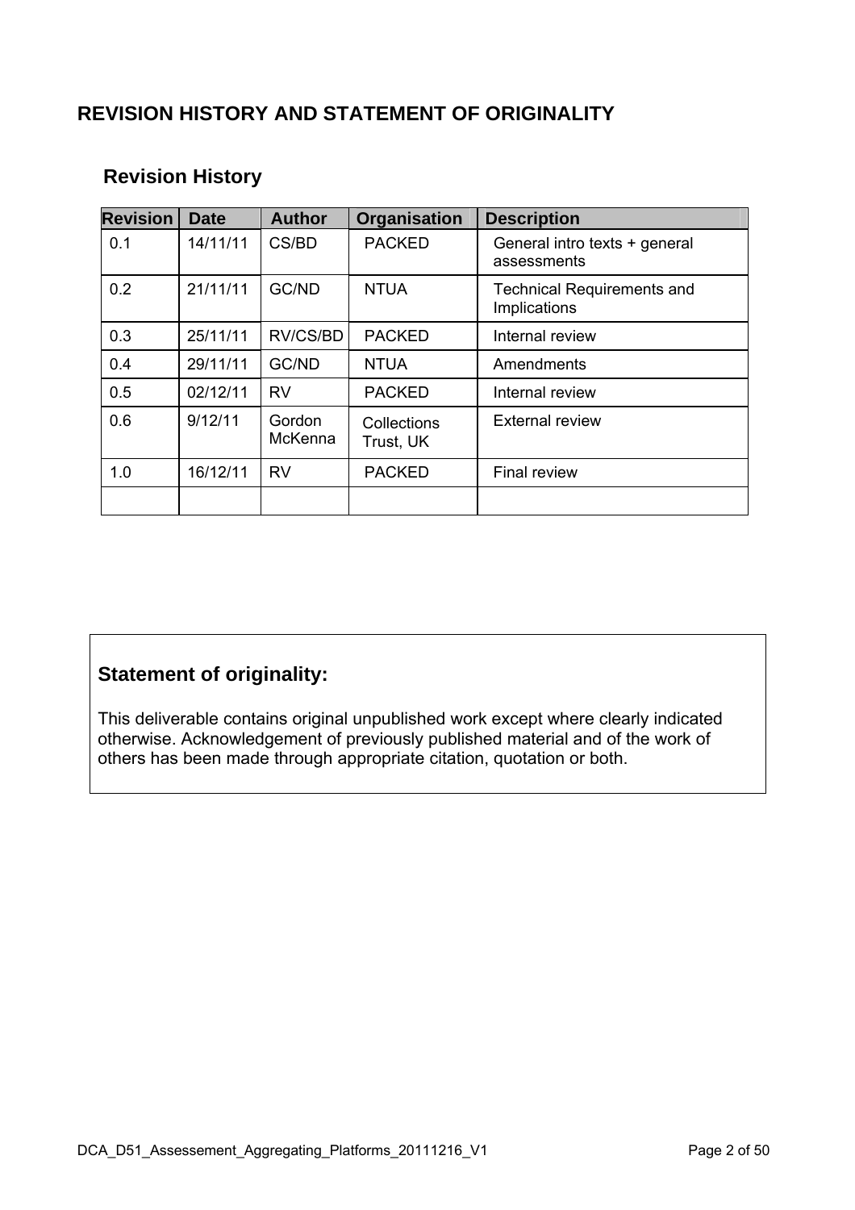# REVISION HISTORY AND STATEMENT OF ORIGINALITY

## Revision History

| Revision | Date | Author | Organisation | Description |
|---|---|---|---|---|
| 0.1 | 14/11/11 | CS/BD | PACKED | General intro texts + general assessments |
| 0.2 | 21/11/11 | GC/ND | NTUA | Technical Requirements and Implications |
| 0.3 | 25/11/11 | RV/CS/BD | PACKED | Internal review |
| 0.4 | 29/11/11 | GC/ND | NTUA | Amendments |
| 0.5 | 02/12/11 | RV | PACKED | Internal review |
| 0.6 | 9/12/11 | Gordon McKenna | Collections Trust, UK | External review |
| 1.0 | 16/12/11 | RV | PACKED | Final review |
| | | | | |

## Statement of originality:

This deliverable contains original unpublished work except where clearly indicated otherwise. Acknowledgement of previously published material and of the work of others has been made through appropriate citation, quotation or both.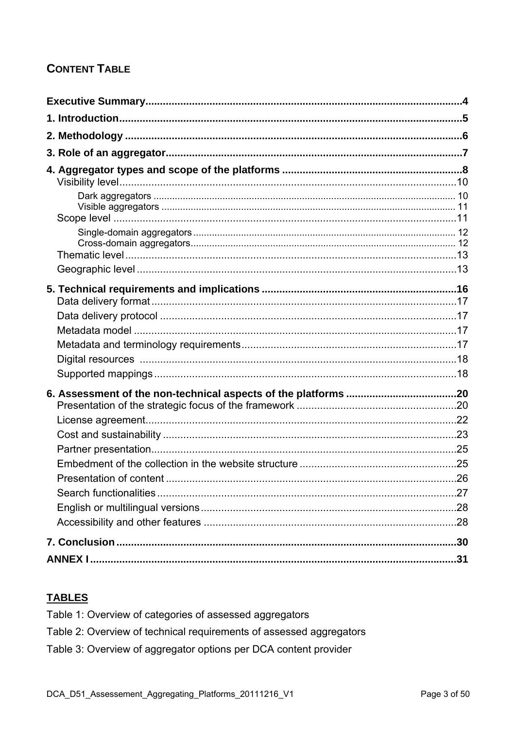## CONTENT TABLE

**Executive Summary**......................................................................................................**4**

**1. Introduction**..................................................................................................................**5**

**2. Methodology**..................................................................................................................**6**

**3. Role of an aggregator**...................................................................................................**7**

**4. Aggregator types and scope of the platforms**..............................................................**8**

- Visibility level....................................................................................................10
  - Dark aggregators ................................................................................................ 10
  - Visible aggregators ............................................................................................. 11
- Scope level ........................................................................................................11
  - Single-domain aggregators ................................................................................. 12
  - Cross-domain aggregators.................................................................................. 12
- Thematic level....................................................................................................13
- Geographic level ...............................................................................................13

**5. Technical requirements and implications**...................................................................**16**

- Data delivery format...........................................................................................17
- Data delivery protocol ........................................................................................17
- Metadata model .................................................................................................17
- Metadata and terminology requirements...........................................................17
- Digital resources ...............................................................................................18
- Supported mappings ..........................................................................................18

**6. Assessment of the non-technical aspects of the platforms**..........................................**20**

- Presentation of the strategic focus of the framework ........................................20
- License agreement.............................................................................................22
- Cost and sustainability .......................................................................................23
- Partner presentation...........................................................................................25
- Embedment of the collection in the website structure .......................................25
- Presentation of content ......................................................................................26
- Search functionalities .........................................................................................27
- English or multilingual versions..........................................................................28
- Accessibility and other features .........................................................................28

**7. Conclusion**....................................................................................................................**30**

**ANNEX I**............................................................................................................................**31**

**TABLES**

Table 1: Overview of categories of assessed aggregators

Table 2: Overview of technical requirements of assessed aggregators

Table 3: Overview of aggregator options per DCA content provider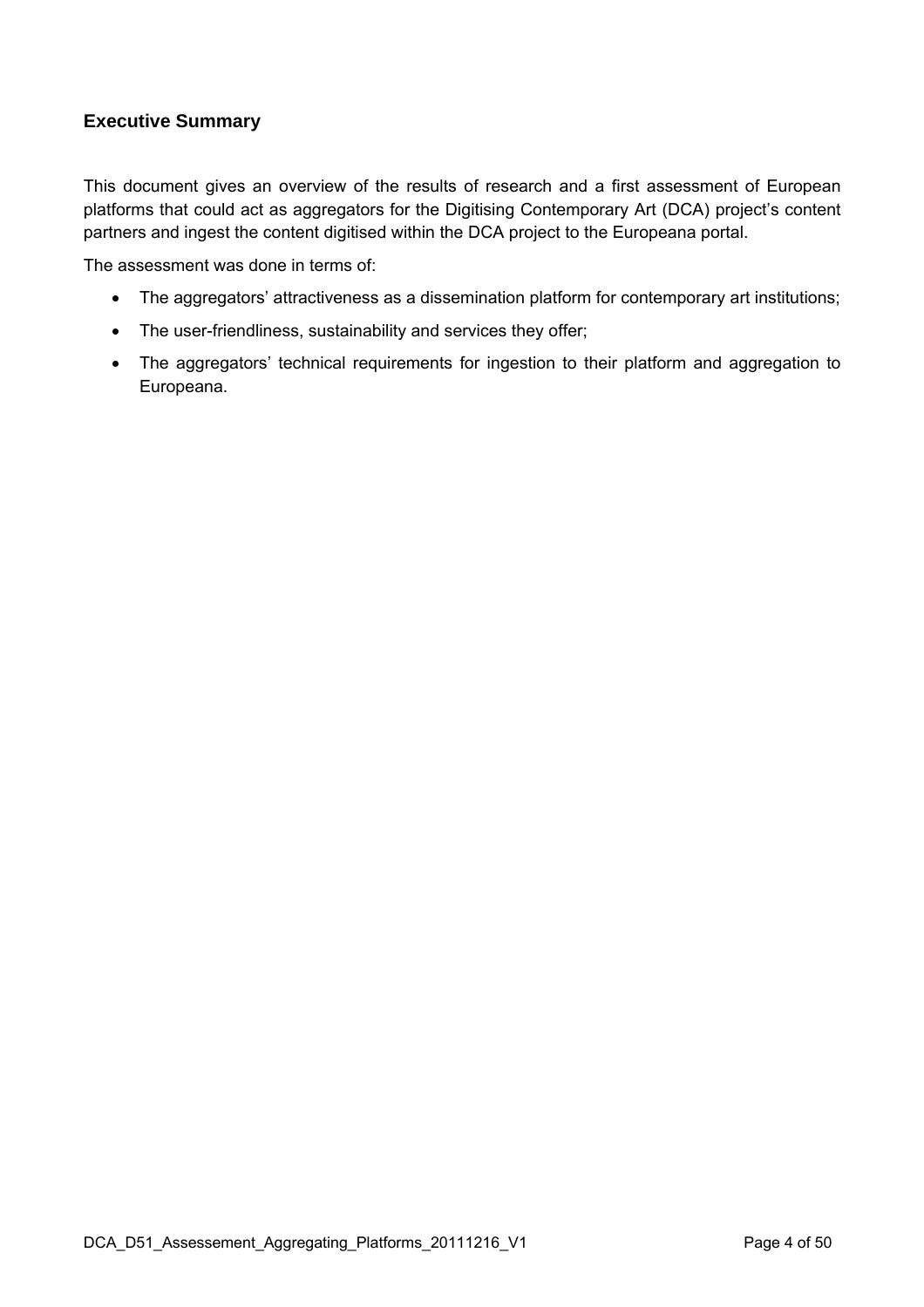## Executive Summary

This document gives an overview of the results of research and a first assessment of European platforms that could act as aggregators for the Digitising Contemporary Art (DCA) project's content partners and ingest the content digitised within the DCA project to the Europeana portal.

The assessment was done in terms of:

- The aggregators' attractiveness as a dissemination platform for contemporary art institutions;
- The user-friendliness, sustainability and services they offer;
- The aggregators' technical requirements for ingestion to their platform and aggregation to Europeana.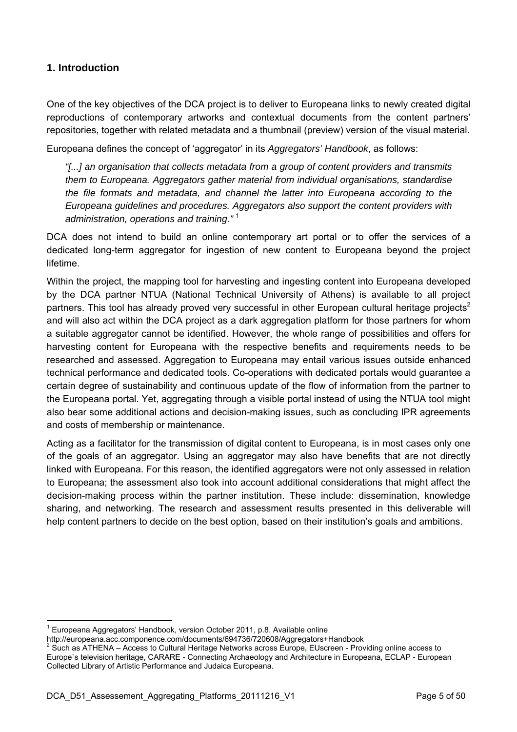## 1. Introduction

One of the key objectives of the DCA project is to deliver to Europeana links to newly created digital reproductions of contemporary artworks and contextual documents from the content partners' repositories, together with related metadata and a thumbnail (preview) version of the visual material.

Europeana defines the concept of 'aggregator' in its *Aggregators' Handbook*, as follows:

> *"[...] an organisation that collects metadata from a group of content providers and transmits them to Europeana. Aggregators gather material from individual organisations, standardise the file formats and metadata, and channel the latter into Europeana according to the Europeana guidelines and procedures. Aggregators also support the content providers with administration, operations and training."* [1]

DCA does not intend to build an online contemporary art portal or to offer the services of a dedicated long-term aggregator for ingestion of new content to Europeana beyond the project lifetime.

Within the project, the mapping tool for harvesting and ingesting content into Europeana developed by the DCA partner NTUA (National Technical University of Athens) is available to all project partners. This tool has already proved very successful in other European cultural heritage projects[2] and will also act within the DCA project as a dark aggregation platform for those partners for whom a suitable aggregator cannot be identified. However, the whole range of possibilities and offers for harvesting content for Europeana with the respective benefits and requirements needs to be researched and assessed. Aggregation to Europeana may entail various issues outside enhanced technical performance and dedicated tools. Co-operations with dedicated portals would guarantee a certain degree of sustainability and continuous update of the flow of information from the partner to the Europeana portal. Yet, aggregating through a visible portal instead of using the NTUA tool might also bear some additional actions and decision-making issues, such as concluding IPR agreements and costs of membership or maintenance.

Acting as a facilitator for the transmission of digital content to Europeana, is in most cases only one of the goals of an aggregator. Using an aggregator may also have benefits that are not directly linked with Europeana. For this reason, the identified aggregators were not only assessed in relation to Europeana; the assessment also took into account additional considerations that might affect the decision-making process within the partner institution. These include: dissemination, knowledge sharing, and networking. The research and assessment results presented in this deliverable will help content partners to decide on the best option, based on their institution's goals and ambitions.

---

[1] Europeana Aggregators' Handbook, version October 2011, p.8. Available online http://europeana.acc.componence.com/documents/694736/720608/Aggregators+Handbook

[2] Such as ATHENA – Access to Cultural Heritage Networks across Europe, EUscreen - Providing online access to Europe`s television heritage, CARARE - Connecting Archaeology and Architecture in Europeana, ECLAP - European Collected Library of Artistic Performance and Judaica Europeana.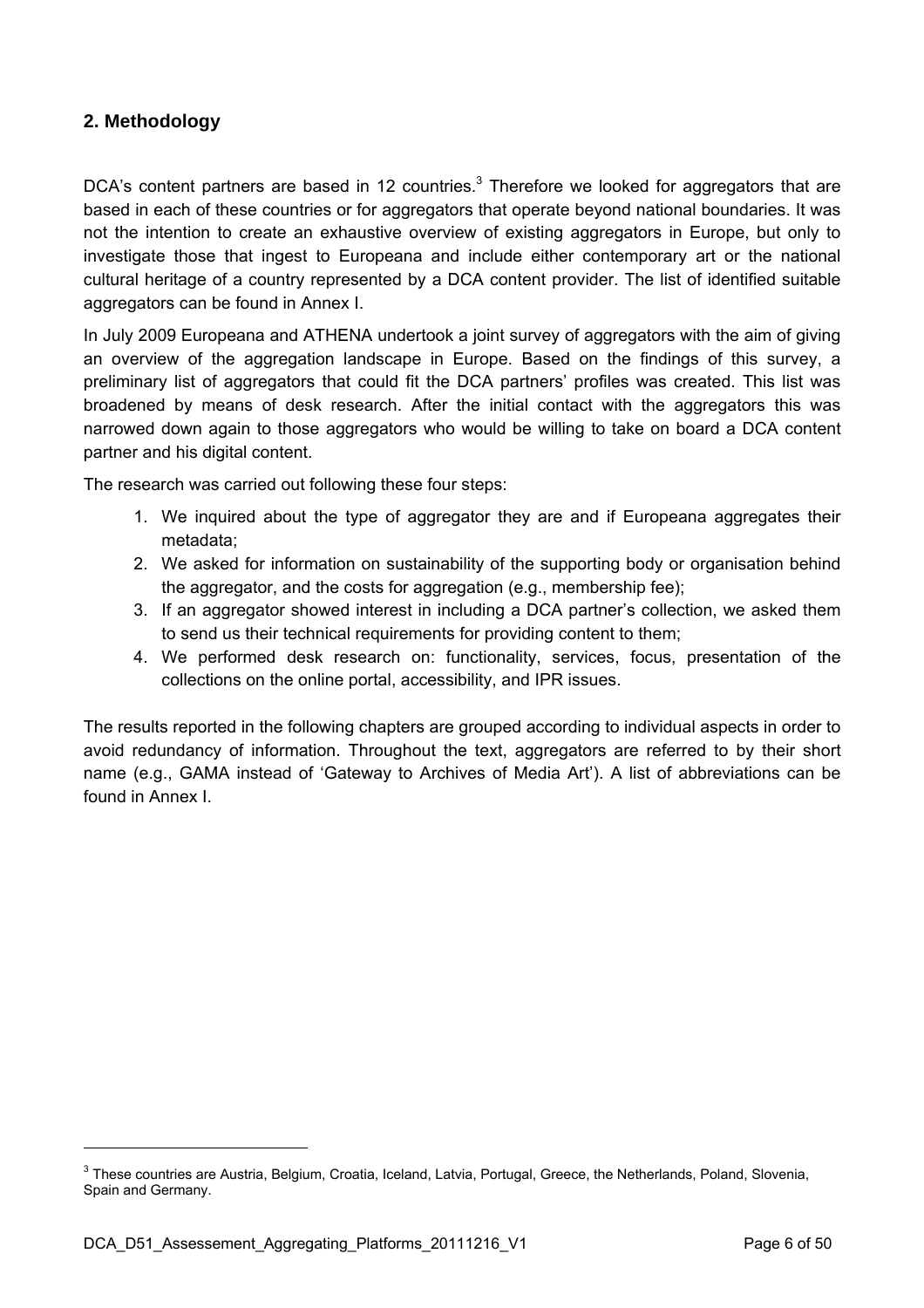## 2. Methodology

DCA's content partners are based in 12 countries.[3] Therefore we looked for aggregators that are based in each of these countries or for aggregators that operate beyond national boundaries. It was not the intention to create an exhaustive overview of existing aggregators in Europe, but only to investigate those that ingest to Europeana and include either contemporary art or the national cultural heritage of a country represented by a DCA content provider. The list of identified suitable aggregators can be found in Annex I.

In July 2009 Europeana and ATHENA undertook a joint survey of aggregators with the aim of giving an overview of the aggregation landscape in Europe. Based on the findings of this survey, a preliminary list of aggregators that could fit the DCA partners' profiles was created. This list was broadened by means of desk research. After the initial contact with the aggregators this was narrowed down again to those aggregators who would be willing to take on board a DCA content partner and his digital content.

The research was carried out following these four steps:

1. We inquired about the type of aggregator they are and if Europeana aggregates their metadata;
2. We asked for information on sustainability of the supporting body or organisation behind the aggregator, and the costs for aggregation (e.g., membership fee);
3. If an aggregator showed interest in including a DCA partner's collection, we asked them to send us their technical requirements for providing content to them;
4. We performed desk research on: functionality, services, focus, presentation of the collections on the online portal, accessibility, and IPR issues.

The results reported in the following chapters are grouped according to individual aspects in order to avoid redundancy of information. Throughout the text, aggregators are referred to by their short name (e.g., GAMA instead of 'Gateway to Archives of Media Art'). A list of abbreviations can be found in Annex I.

[3] These countries are Austria, Belgium, Croatia, Iceland, Latvia, Portugal, Greece, the Netherlands, Poland, Slovenia, Spain and Germany.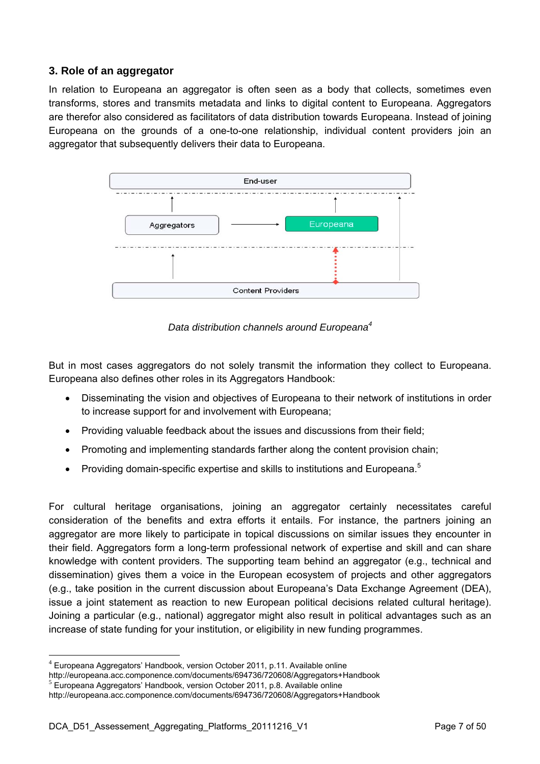## 3. Role of an aggregator

In relation to Europeana an aggregator is often seen as a body that collects, sometimes even transforms, stores and transmits metadata and links to digital content to Europeana. Aggregators are therefor also considered as facilitators of data distribution towards Europeana. Instead of joining Europeana on the grounds of a one-to-one relationship, individual content providers join an aggregator that subsequently delivers their data to Europeana.

End-user

Aggregators

Europeana

Content Providers

*Data distribution channels around Europeana*[4]

But in most cases aggregators do not solely transmit the information they collect to Europeana. Europeana also defines other roles in its Aggregators Handbook:

- Disseminating the vision and objectives of Europeana to their network of institutions in order to increase support for and involvement with Europeana;
- Providing valuable feedback about the issues and discussions from their field;
- Promoting and implementing standards farther along the content provision chain;
- Providing domain-specific expertise and skills to institutions and Europeana.[5]

For cultural heritage organisations, joining an aggregator certainly necessitates careful consideration of the benefits and extra efforts it entails. For instance, the partners joining an aggregator are more likely to participate in topical discussions on similar issues they encounter in their field. Aggregators form a long-term professional network of expertise and skill and can share knowledge with content providers. The supporting team behind an aggregator (e.g., technical and dissemination) gives them a voice in the European ecosystem of projects and other aggregators (e.g., take position in the current discussion about Europeana's Data Exchange Agreement (DEA), issue a joint statement as reaction to new European political decisions related cultural heritage). Joining a particular (e.g., national) aggregator might also result in political advantages such as an increase of state funding for your institution, or eligibility in new funding programmes.

---

[4] Europeana Aggregators' Handbook, version October 2011, p.11. Available online http://europeana.acc.componence.com/documents/694736/720608/Aggregators+Handbook

[5] Europeana Aggregators' Handbook, version October 2011, p.8. Available online http://europeana.acc.componence.com/documents/694736/720608/Aggregators+Handbook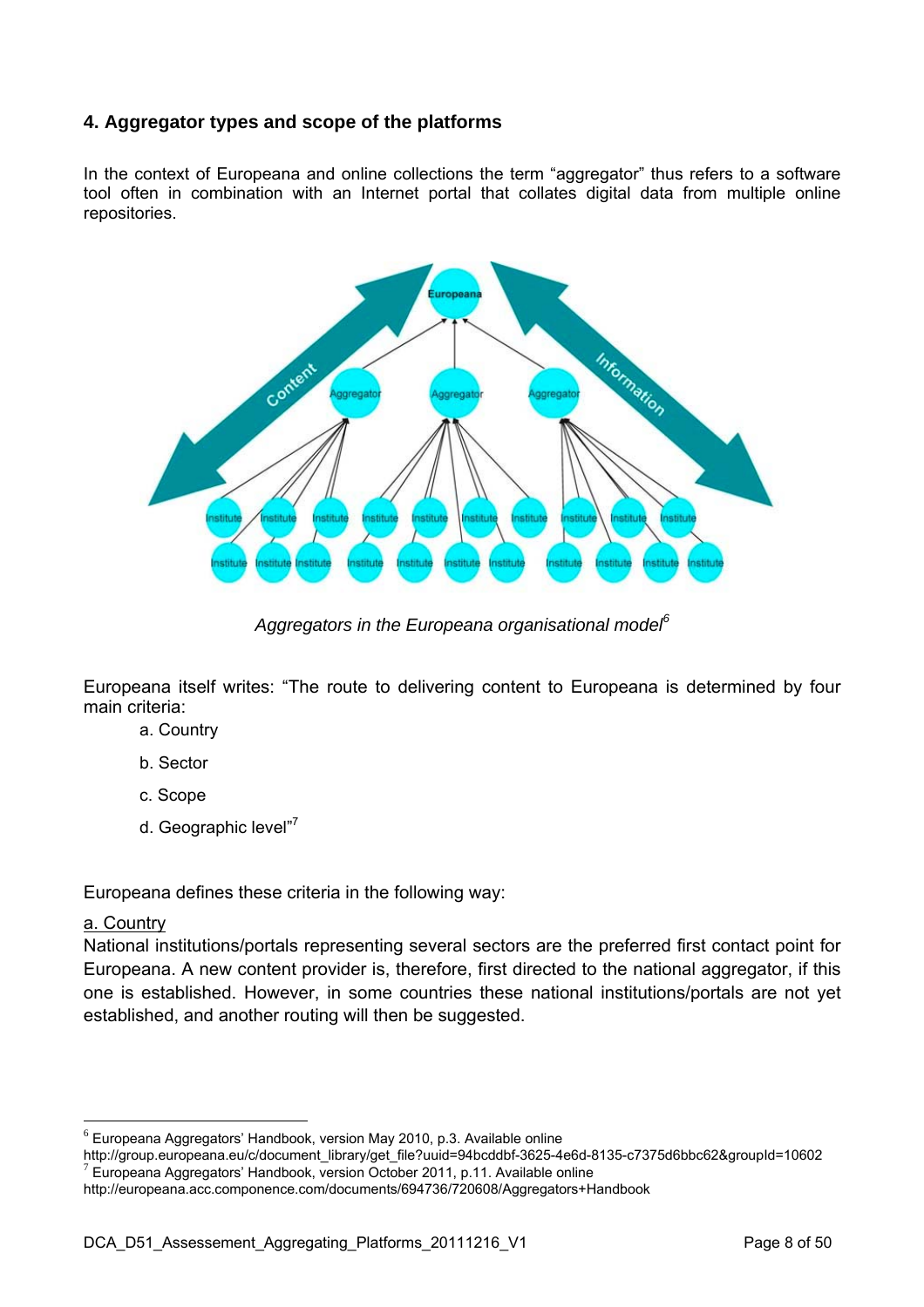## 4. Aggregator types and scope of the platforms

In the context of Europeana and online collections the term "aggregator" thus refers to a software tool often in combination with an Internet portal that collates digital data from multiple online repositories.

Europeana

Content

Information

Aggregator

Aggregator

Aggregator

Institute

*Aggregators in the Europeana organisational model*[6]

Europeana itself writes: "The route to delivering content to Europeana is determined by four main criteria:

a. Country

b. Sector

c. Scope

d. Geographic level"[7]

Europeana defines these criteria in the following way:

a. Country

National institutions/portals representing several sectors are the preferred first contact point for Europeana. A new content provider is, therefore, first directed to the national aggregator, if this one is established. However, in some countries these national institutions/portals are not yet established, and another routing will then be suggested.

---

[6] Europeana Aggregators' Handbook, version May 2010, p.3. Available online http://group.europeana.eu/c/document_library/get_file?uuid=94bcddbf-3625-4e6d-8135-c7375d6bbc62&groupId=10602

[7] Europeana Aggregators' Handbook, version October 2011, p.11. Available online http://europeana.acc.componence.com/documents/694736/720608/Aggregators+Handbook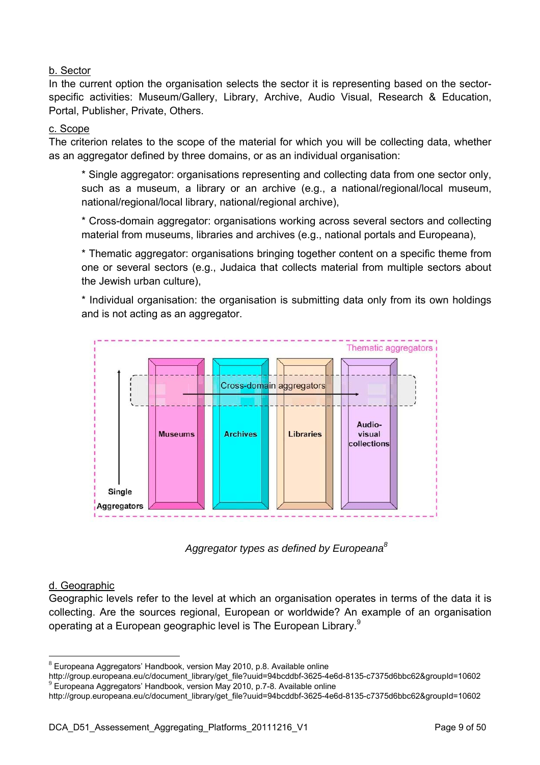b. Sector

In the current option the organisation selects the sector it is representing based on the sector-specific activities: Museum/Gallery, Library, Archive, Audio Visual, Research & Education, Portal, Publisher, Private, Others.

c. Scope

The criterion relates to the scope of the material for which you will be collecting data, whether as an aggregator defined by three domains, or as an individual organisation:

* Single aggregator: organisations representing and collecting data from one sector only, such as a museum, a library or an archive (e.g., a national/regional/local museum, national/regional/local library, national/regional archive),

* Cross-domain aggregator: organisations working across several sectors and collecting material from museums, libraries and archives (e.g., national portals and Europeana),

* Thematic aggregator: organisations bringing together content on a specific theme from one or several sectors (e.g., Judaica that collects material from multiple sectors about the Jewish urban culture),

* Individual organisation: the organisation is submitting data only from its own holdings and is not acting as an aggregator.

Thematic aggregators

Cross-domain aggregators

Museums

Archives

Libraries

Audio-visual collections

Single Aggregators

*Aggregator types as defined by Europeana*[8]

d. Geographic

Geographic levels refer to the level at which an organisation operates in terms of the data it is collecting. Are the sources regional, European or worldwide? An example of an organisation operating at a European geographic level is The European Library.[9]

[8] Europeana Aggregators' Handbook, version May 2010, p.8. Available online http://group.europeana.eu/c/document_library/get_file?uuid=94bcddbf-3625-4e6d-8135-c7375d6bbc62&groupId=10602

[9] Europeana Aggregators' Handbook, version May 2010, p.7-8. Available online http://group.europeana.eu/c/document_library/get_file?uuid=94bcddbf-3625-4e6d-8135-c7375d6bbc62&groupId=10602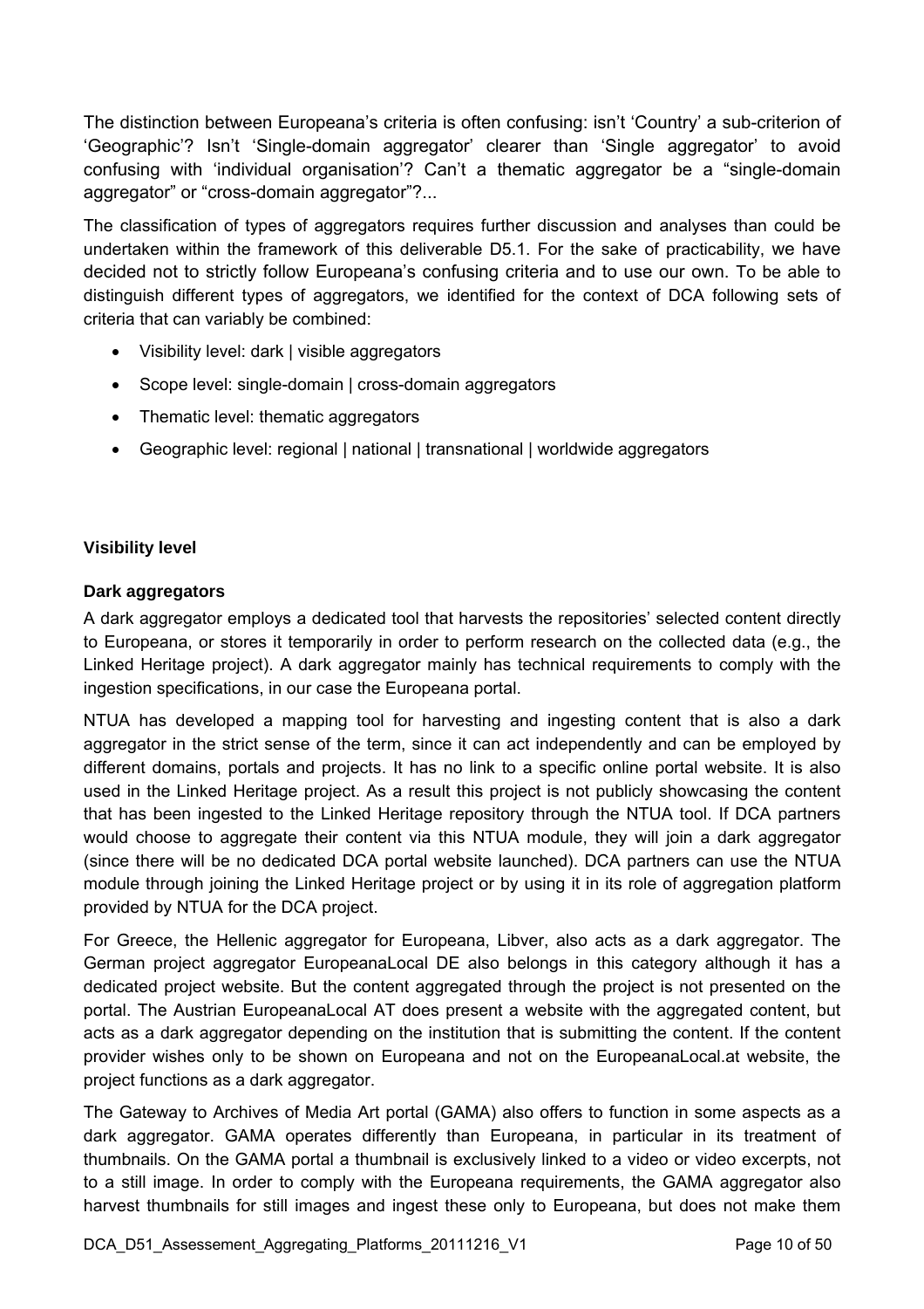The distinction between Europeana's criteria is often confusing: isn't 'Country' a sub-criterion of 'Geographic'? Isn't 'Single-domain aggregator' clearer than 'Single aggregator' to avoid confusing with 'individual organisation'? Can't a thematic aggregator be a "single-domain aggregator" or "cross-domain aggregator"?...

The classification of types of aggregators requires further discussion and analyses than could be undertaken within the framework of this deliverable D5.1. For the sake of practicability, we have decided not to strictly follow Europeana's confusing criteria and to use our own. To be able to distinguish different types of aggregators, we identified for the context of DCA following sets of criteria that can variably be combined:

- Visibility level: dark | visible aggregators
- Scope level: single-domain | cross-domain aggregators
- Thematic level: thematic aggregators
- Geographic level: regional | national | transnational | worldwide aggregators

### Visibility level

#### Dark aggregators

A dark aggregator employs a dedicated tool that harvests the repositories' selected content directly to Europeana, or stores it temporarily in order to perform research on the collected data (e.g., the Linked Heritage project). A dark aggregator mainly has technical requirements to comply with the ingestion specifications, in our case the Europeana portal.

NTUA has developed a mapping tool for harvesting and ingesting content that is also a dark aggregator in the strict sense of the term, since it can act independently and can be employed by different domains, portals and projects. It has no link to a specific online portal website. It is also used in the Linked Heritage project. As a result this project is not publicly showcasing the content that has been ingested to the Linked Heritage repository through the NTUA tool. If DCA partners would choose to aggregate their content via this NTUA module, they will join a dark aggregator (since there will be no dedicated DCA portal website launched). DCA partners can use the NTUA module through joining the Linked Heritage project or by using it in its role of aggregation platform provided by NTUA for the DCA project.

For Greece, the Hellenic aggregator for Europeana, Libver, also acts as a dark aggregator. The German project aggregator EuropeanaLocal DE also belongs in this category although it has a dedicated project website. But the content aggregated through the project is not presented on the portal. The Austrian EuropeanaLocal AT does present a website with the aggregated content, but acts as a dark aggregator depending on the institution that is submitting the content. If the content provider wishes only to be shown on Europeana and not on the EuropeanaLocal.at website, the project functions as a dark aggregator.

The Gateway to Archives of Media Art portal (GAMA) also offers to function in some aspects as a dark aggregator. GAMA operates differently than Europeana, in particular in its treatment of thumbnails. On the GAMA portal a thumbnail is exclusively linked to a video or video excerpts, not to a still image. In order to comply with the Europeana requirements, the GAMA aggregator also harvest thumbnails for still images and ingest these only to Europeana, but does not make them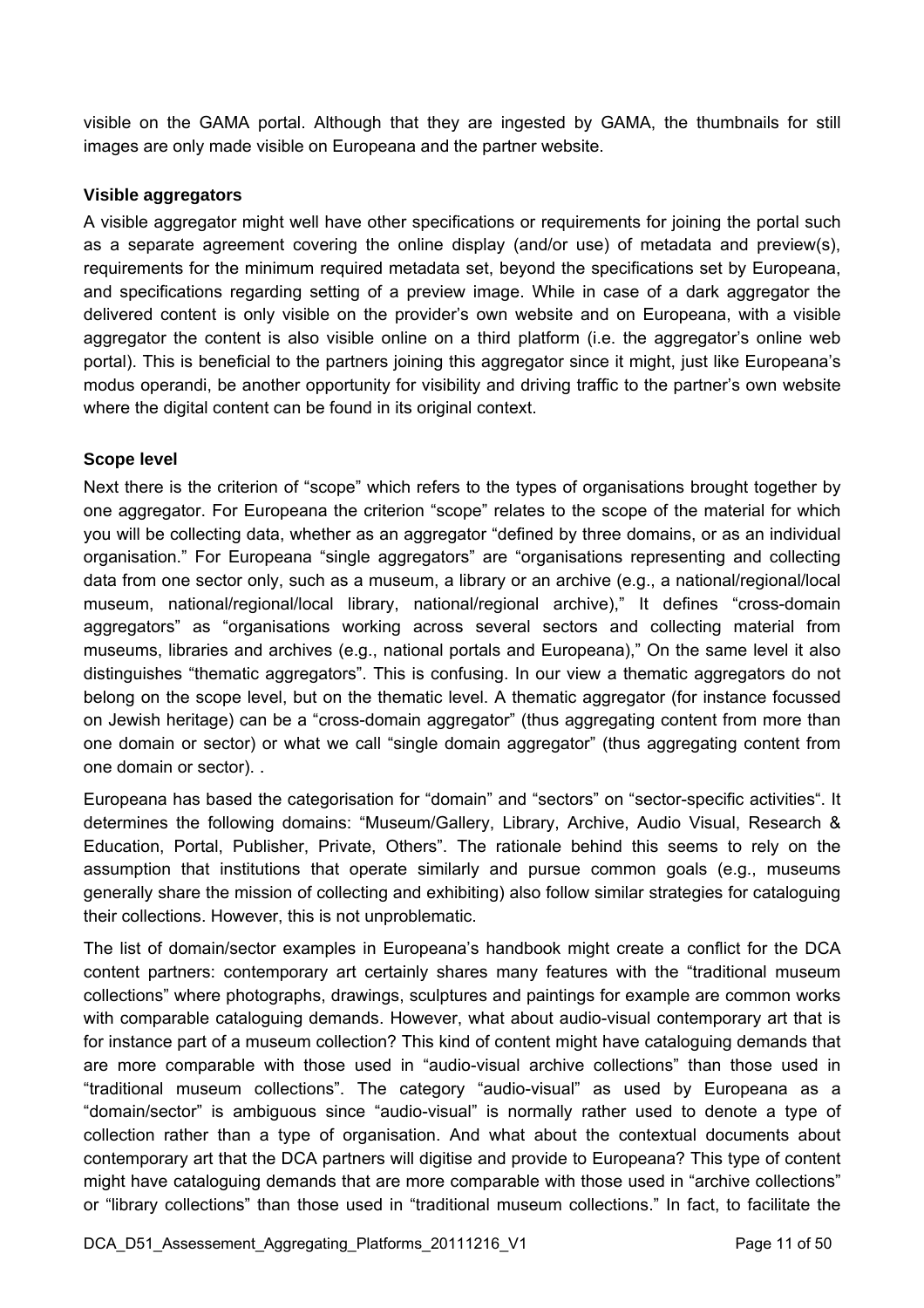visible on the GAMA portal. Although that they are ingested by GAMA, the thumbnails for still images are only made visible on Europeana and the partner website.

### Visible aggregators

A visible aggregator might well have other specifications or requirements for joining the portal such as a separate agreement covering the online display (and/or use) of metadata and preview(s), requirements for the minimum required metadata set, beyond the specifications set by Europeana, and specifications regarding setting of a preview image. While in case of a dark aggregator the delivered content is only visible on the provider's own website and on Europeana, with a visible aggregator the content is also visible online on a third platform (i.e. the aggregator's online web portal). This is beneficial to the partners joining this aggregator since it might, just like Europeana's modus operandi, be another opportunity for visibility and driving traffic to the partner's own website where the digital content can be found in its original context.

### Scope level

Next there is the criterion of "scope" which refers to the types of organisations brought together by one aggregator. For Europeana the criterion "scope" relates to the scope of the material for which you will be collecting data, whether as an aggregator "defined by three domains, or as an individual organisation." For Europeana "single aggregators" are "organisations representing and collecting data from one sector only, such as a museum, a library or an archive (e.g., a national/regional/local museum, national/regional/local library, national/regional archive)," It defines "cross-domain aggregators" as "organisations working across several sectors and collecting material from museums, libraries and archives (e.g., national portals and Europeana)," On the same level it also distinguishes "thematic aggregators". This is confusing. In our view a thematic aggregators do not belong on the scope level, but on the thematic level. A thematic aggregator (for instance focussed on Jewish heritage) can be a "cross-domain aggregator" (thus aggregating content from more than one domain or sector) or what we call "single domain aggregator" (thus aggregating content from one domain or sector). .

Europeana has based the categorisation for "domain" and "sectors" on "sector-specific activities". It determines the following domains: "Museum/Gallery, Library, Archive, Audio Visual, Research & Education, Portal, Publisher, Private, Others". The rationale behind this seems to rely on the assumption that institutions that operate similarly and pursue common goals (e.g., museums generally share the mission of collecting and exhibiting) also follow similar strategies for cataloguing their collections. However, this is not unproblematic.

The list of domain/sector examples in Europeana's handbook might create a conflict for the DCA content partners: contemporary art certainly shares many features with the "traditional museum collections" where photographs, drawings, sculptures and paintings for example are common works with comparable cataloguing demands. However, what about audio-visual contemporary art that is for instance part of a museum collection? This kind of content might have cataloguing demands that are more comparable with those used in "audio-visual archive collections" than those used in "traditional museum collections". The category "audio-visual" as used by Europeana as a "domain/sector" is ambiguous since "audio-visual" is normally rather used to denote a type of collection rather than a type of organisation. And what about the contextual documents about contemporary art that the DCA partners will digitise and provide to Europeana? This type of content might have cataloguing demands that are more comparable with those used in "archive collections" or "library collections" than those used in "traditional museum collections." In fact, to facilitate the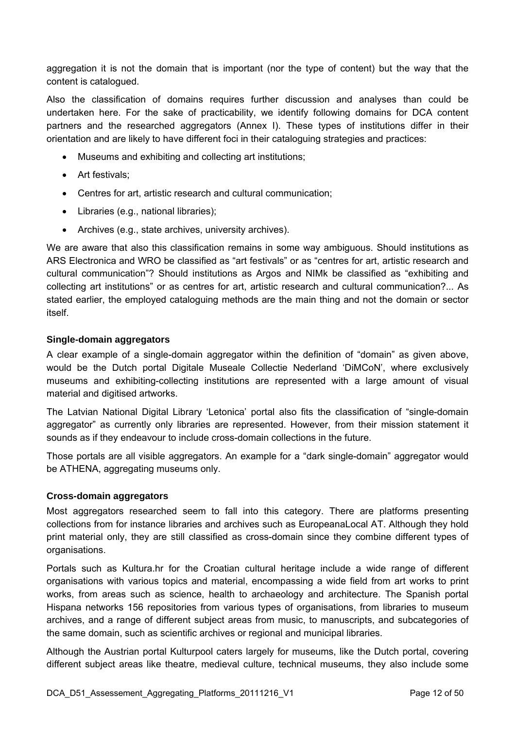aggregation it is not the domain that is important (nor the type of content) but the way that the content is catalogued.

Also the classification of domains requires further discussion and analyses than could be undertaken here. For the sake of practicability, we identify following domains for DCA content partners and the researched aggregators (Annex I). These types of institutions differ in their orientation and are likely to have different foci in their cataloguing strategies and practices:

- Museums and exhibiting and collecting art institutions;
- Art festivals;
- Centres for art, artistic research and cultural communication;
- Libraries (e.g., national libraries);
- Archives (e.g., state archives, university archives).

We are aware that also this classification remains in some way ambiguous. Should institutions as ARS Electronica and WRO be classified as "art festivals" or as "centres for art, artistic research and cultural communication"? Should institutions as Argos and NIMk be classified as "exhibiting and collecting art institutions" or as centres for art, artistic research and cultural communication?... As stated earlier, the employed cataloguing methods are the main thing and not the domain or sector itself.

**Single-domain aggregators**

A clear example of a single-domain aggregator within the definition of "domain" as given above, would be the Dutch portal Digitale Museale Collectie Nederland 'DiMCoN', where exclusively museums and exhibiting-collecting institutions are represented with a large amount of visual material and digitised artworks.

The Latvian National Digital Library 'Letonica' portal also fits the classification of "single-domain aggregator" as currently only libraries are represented. However, from their mission statement it sounds as if they endeavour to include cross-domain collections in the future.

Those portals are all visible aggregators. An example for a "dark single-domain" aggregator would be ATHENA, aggregating museums only.

**Cross-domain aggregators**

Most aggregators researched seem to fall into this category. There are platforms presenting collections from for instance libraries and archives such as EuropeanaLocal AT. Although they hold print material only, they are still classified as cross-domain since they combine different types of organisations.

Portals such as Kultura.hr for the Croatian cultural heritage include a wide range of different organisations with various topics and material, encompassing a wide field from art works to print works, from areas such as science, health to archaeology and architecture. The Spanish portal Hispana networks 156 repositories from various types of organisations, from libraries to museum archives, and a range of different subject areas from music, to manuscripts, and subcategories of the same domain, such as scientific archives or regional and municipal libraries.

Although the Austrian portal Kulturpool caters largely for museums, like the Dutch portal, covering different subject areas like theatre, medieval culture, technical museums, they also include some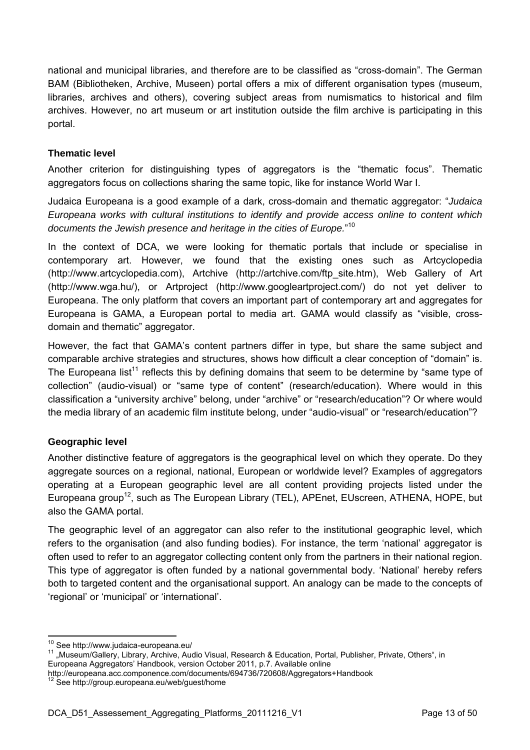national and municipal libraries, and therefore are to be classified as "cross-domain". The German BAM (Bibliotheken, Archive, Museen) portal offers a mix of different organisation types (museum, libraries, archives and others), covering subject areas from numismatics to historical and film archives. However, no art museum or art institution outside the film archive is participating in this portal.

### Thematic level

Another criterion for distinguishing types of aggregators is the "thematic focus". Thematic aggregators focus on collections sharing the same topic, like for instance World War I.

Judaica Europeana is a good example of a dark, cross-domain and thematic aggregator: "*Judaica Europeana works with cultural institutions to identify and provide access online to content which documents the Jewish presence and heritage in the cities of Europe.*"[10]

In the context of DCA, we were looking for thematic portals that include or specialise in contemporary art. However, we found that the existing ones such as Artcyclopedia (http://www.artcyclopedia.com), Artchive (http://artchive.com/ftp_site.htm), Web Gallery of Art (http://www.wga.hu/), or Artproject (http://www.googleartproject.com/) do not yet deliver to Europeana. The only platform that covers an important part of contemporary art and aggregates for Europeana is GAMA, a European portal to media art. GAMA would classify as "visible, cross-domain and thematic" aggregator.

However, the fact that GAMA's content partners differ in type, but share the same subject and comparable archive strategies and structures, shows how difficult a clear conception of "domain" is. The Europeana list[11] reflects this by defining domains that seem to be determine by "same type of collection" (audio-visual) or "same type of content" (research/education). Where would in this classification a "university archive" belong, under "archive" or "research/education"? Or where would the media library of an academic film institute belong, under "audio-visual" or "research/education"?

### Geographic level

Another distinctive feature of aggregators is the geographical level on which they operate. Do they aggregate sources on a regional, national, European or worldwide level? Examples of aggregators operating at a European geographic level are all content providing projects listed under the Europeana group[12], such as The European Library (TEL), APEnet, EUscreen, ATHENA, HOPE, but also the GAMA portal.

The geographic level of an aggregator can also refer to the institutional geographic level, which refers to the organisation (and also funding bodies). For instance, the term 'national' aggregator is often used to refer to an aggregator collecting content only from the partners in their national region. This type of aggregator is often funded by a national governmental body. 'National' hereby refers both to targeted content and the organisational support. An analogy can be made to the concepts of 'regional' or 'municipal' or 'international'.

---

[10] See http://www.judaica-europeana.eu/

[11] „Museum/Gallery, Library, Archive, Audio Visual, Research & Education, Portal, Publisher, Private, Others", in Europeana Aggregators' Handbook, version October 2011, p.7. Available online http://europeana.acc.componence.com/documents/694736/720608/Aggregators+Handbook

[12] See http://group.europeana.eu/web/guest/home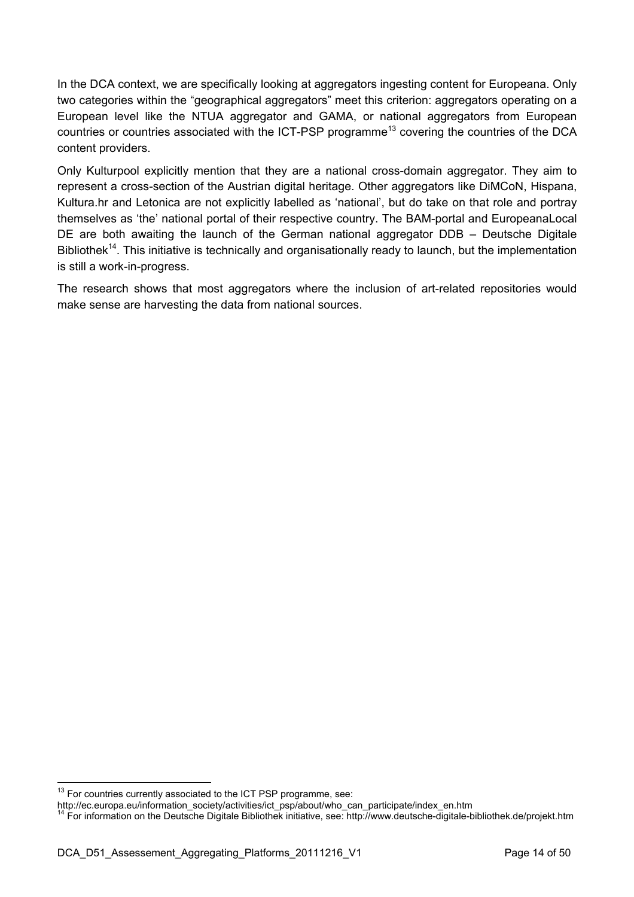In the DCA context, we are specifically looking at aggregators ingesting content for Europeana. Only two categories within the "geographical aggregators" meet this criterion: aggregators operating on a European level like the NTUA aggregator and GAMA, or national aggregators from European countries or countries associated with the ICT-PSP programme[13] covering the countries of the DCA content providers.

Only Kulturpool explicitly mention that they are a national cross-domain aggregator. They aim to represent a cross-section of the Austrian digital heritage. Other aggregators like DiMCoN, Hispana, Kultura.hr and Letonica are not explicitly labelled as 'national', but do take on that role and portray themselves as 'the' national portal of their respective country. The BAM-portal and EuropeanaLocal DE are both awaiting the launch of the German national aggregator DDB – Deutsche Digitale Bibliothek[14]. This initiative is technically and organisationally ready to launch, but the implementation is still a work-in-progress.

The research shows that most aggregators where the inclusion of art-related repositories would make sense are harvesting the data from national sources.

[13] For countries currently associated to the ICT PSP programme, see: http://ec.europa.eu/information_society/activities/ict_psp/about/who_can_participate/index_en.htm

[14] For information on the Deutsche Digitale Bibliothek initiative, see: http://www.deutsche-digitale-bibliothek.de/projekt.htm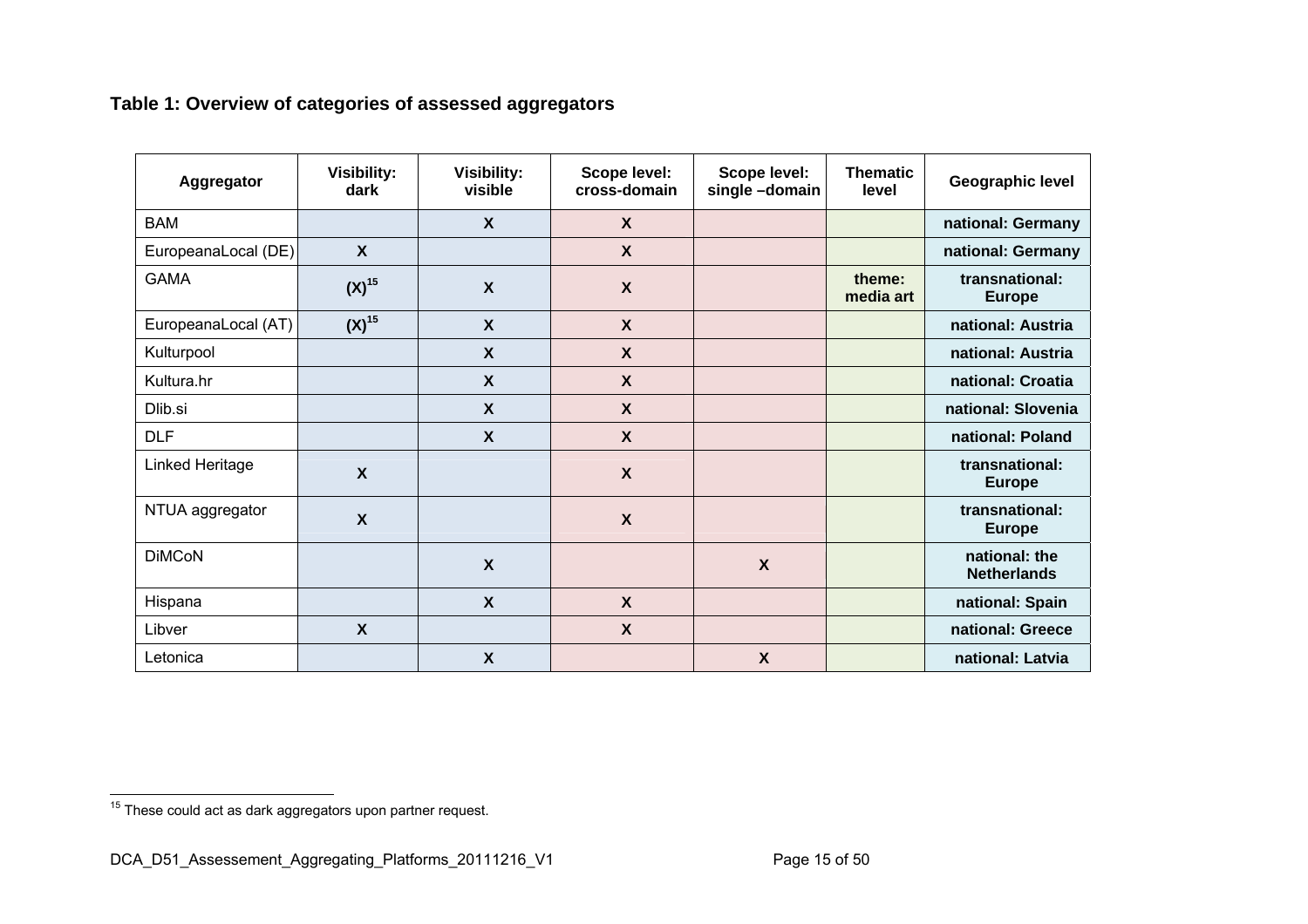**Table 1: Overview of categories of assessed aggregators**

| Aggregator | Visibility: dark | Visibility: visible | Scope level: cross-domain | Scope level: single –domain | Thematic level | Geographic level |
|---|---|---|---|---|---|---|
| BAM | | X | X | | | national: Germany |
| EuropeanaLocal (DE) | X | | X | | | national: Germany |
| GAMA | (X)[15] | X | X | | theme: media art | transnational: Europe |
| EuropeanaLocal (AT) | (X)[15] | X | X | | | national: Austria |
| Kulturpool | | X | X | | | national: Austria |
| Kultura.hr | | X | X | | | national: Croatia |
| Dlib.si | | X | X | | | national: Slovenia |
| DLF | | X | X | | | national: Poland |
| Linked Heritage | X | | X | | | transnational: Europe |
| NTUA aggregator | X | | X | | | transnational: Europe |
| DiMCoN | | X | | X | | national: the Netherlands |
| Hispana | | X | X | | | national: Spain |
| Libver | X | | X | | | national: Greece |
| Letonica | | X | | X | | national: Latvia |

[15] These could act as dark aggregators upon partner request.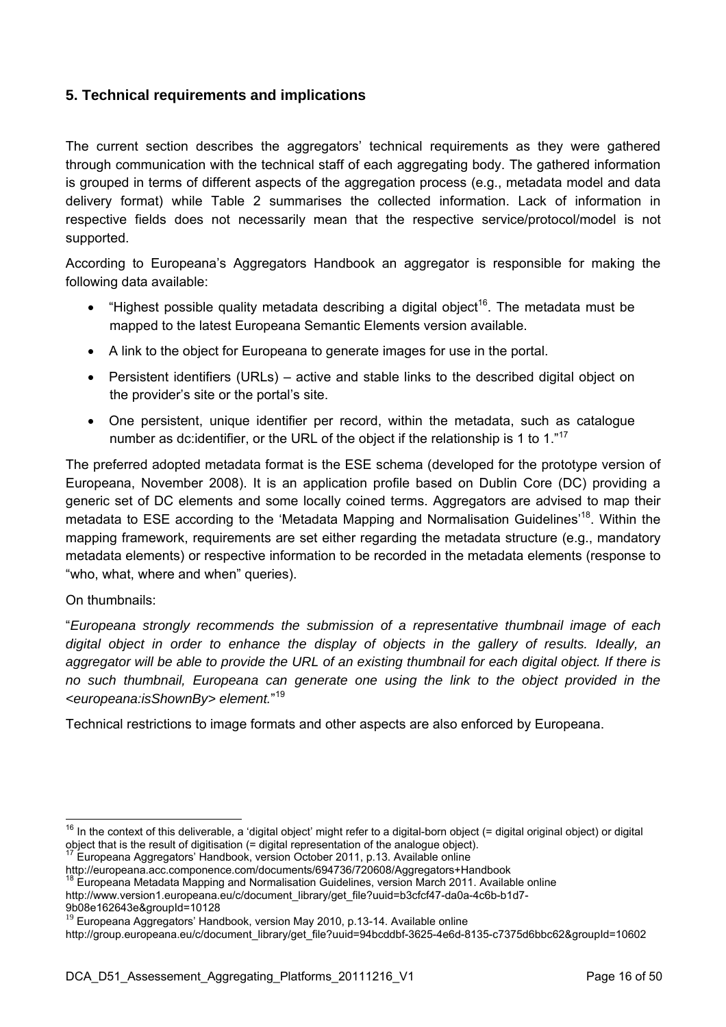## 5. Technical requirements and implications

The current section describes the aggregators' technical requirements as they were gathered through communication with the technical staff of each aggregating body. The gathered information is grouped in terms of different aspects of the aggregation process (e.g., metadata model and data delivery format) while Table 2 summarises the collected information. Lack of information in respective fields does not necessarily mean that the respective service/protocol/model is not supported.

According to Europeana's Aggregators Handbook an aggregator is responsible for making the following data available:

- "Highest possible quality metadata describing a digital object[16]. The metadata must be mapped to the latest Europeana Semantic Elements version available.
- A link to the object for Europeana to generate images for use in the portal.
- Persistent identifiers (URLs) – active and stable links to the described digital object on the provider's site or the portal's site.
- One persistent, unique identifier per record, within the metadata, such as catalogue number as dc:identifier, or the URL of the object if the relationship is 1 to 1."[17]

The preferred adopted metadata format is the ESE schema (developed for the prototype version of Europeana, November 2008). It is an application profile based on Dublin Core (DC) providing a generic set of DC elements and some locally coined terms. Aggregators are advised to map their metadata to ESE according to the 'Metadata Mapping and Normalisation Guidelines'[18]. Within the mapping framework, requirements are set either regarding the metadata structure (e.g., mandatory metadata elements) or respective information to be recorded in the metadata elements (response to "who, what, where and when" queries).

On thumbnails:

"*Europeana strongly recommends the submission of a representative thumbnail image of each digital object in order to enhance the display of objects in the gallery of results. Ideally, an aggregator will be able to provide the URL of an existing thumbnail for each digital object. If there is no such thumbnail, Europeana can generate one using the link to the object provided in the <europeana:isShownBy> element.*"[19]

Technical restrictions to image formats and other aspects are also enforced by Europeana.

---

[16] In the context of this deliverable, a 'digital object' might refer to a digital-born object (= digital original object) or digital object that is the result of digitisation (= digital representation of the analogue object).

[17] Europeana Aggregators' Handbook, version October 2011, p.13. Available online http://europeana.acc.componence.com/documents/694736/720608/Aggregators+Handbook

[18] Europeana Metadata Mapping and Normalisation Guidelines, version March 2011. Available online http://www.version1.europeana.eu/c/document_library/get_file?uuid=b3cfcf47-da0a-4c6b-b1d7-9b08e162643e&groupId=10128

[19] Europeana Aggregators' Handbook, version May 2010, p.13-14. Available online http://group.europeana.eu/c/document_library/get_file?uuid=94bcddbf-3625-4e6d-8135-c7375d6bbc62&groupId=10602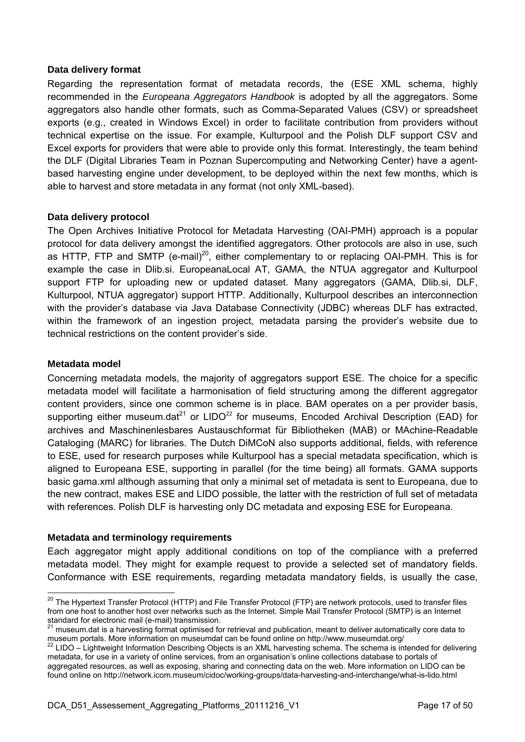### Data delivery format

Regarding the representation format of metadata records, the (ESE XML schema, highly recommended in the *Europeana Aggregators Handbook* is adopted by all the aggregators. Some aggregators also handle other formats, such as Comma-Separated Values (CSV) or spreadsheet exports (e.g., created in Windows Excel) in order to facilitate contribution from providers without technical expertise on the issue. For example, Kulturpool and the Polish DLF support CSV and Excel exports for providers that were able to provide only this format. Interestingly, the team behind the DLF (Digital Libraries Team in Poznan Supercomputing and Networking Center) have a agent-based harvesting engine under development, to be deployed within the next few months, which is able to harvest and store metadata in any format (not only XML-based).

### Data delivery protocol

The Open Archives Initiative Protocol for Metadata Harvesting (OAI-PMH) approach is a popular protocol for data delivery amongst the identified aggregators. Other protocols are also in use, such as HTTP, FTP and SMTP (e-mail)[20], either complementary to or replacing OAI-PMH. This is for example the case in Dlib.si. EuropeanaLocal AT, GAMA, the NTUA aggregator and Kulturpool support FTP for uploading new or updated dataset. Many aggregators (GAMA, Dlib.si, DLF, Kulturpool, NTUA aggregator) support HTTP. Additionally, Kulturpool describes an interconnection with the provider's database via Java Database Connectivity (JDBC) whereas DLF has extracted, within the framework of an ingestion project, metadata parsing the provider's website due to technical restrictions on the content provider's side.

### Metadata model

Concerning metadata models, the majority of aggregators support ESE. The choice for a specific metadata model will facilitate a harmonisation of field structuring among the different aggregator content providers, since one common scheme is in place. BAM operates on a per provider basis, supporting either museum.dat[21] or LIDO[22] for museums, Encoded Archival Description (EAD) for archives and Maschinenlesbares Austauschformat für Bibliotheken (MAB) or MAchine-Readable Cataloging (MARC) for libraries. The Dutch DiMCoN also supports additional, fields, with reference to ESE, used for research purposes while Kulturpool has a special metadata specification, which is aligned to Europeana ESE, supporting in parallel (for the time being) all formats. GAMA supports basic gama.xml although assuming that only a minimal set of metadata is sent to Europeana, due to the new contract, makes ESE and LIDO possible, the latter with the restriction of full set of metadata with references. Polish DLF is harvesting only DC metadata and exposing ESE for Europeana.

### Metadata and terminology requirements

Each aggregator might apply additional conditions on top of the compliance with a preferred metadata model. They might for example request to provide a selected set of mandatory fields. Conformance with ESE requirements, regarding metadata mandatory fields, is usually the case,

---

[20] The Hypertext Transfer Protocol (HTTP) and File Transfer Protocol (FTP) are network protocols, used to transfer files from one host to another host over networks such as the Internet. Simple Mail Transfer Protocol (SMTP) is an Internet standard for electronic mail (e-mail) transmission.

[21] museum.dat is a harvesting format optimised for retrieval and publication, meant to deliver automatically core data to museum portals. More information on museumdat can be found online on http://www.museumdat.org/

[22] LIDO – Lightweight Information Describing Objects is an XML harvesting schema. The schema is intended for delivering metadata, for use in a variety of online services, from an organisation's online collections database to portals of aggregated resources, as well as exposing, sharing and connecting data on the web. More information on LIDO can be found online on http://network.icom.museum/cidoc/working-groups/data-harvesting-and-interchange/what-is-lido.html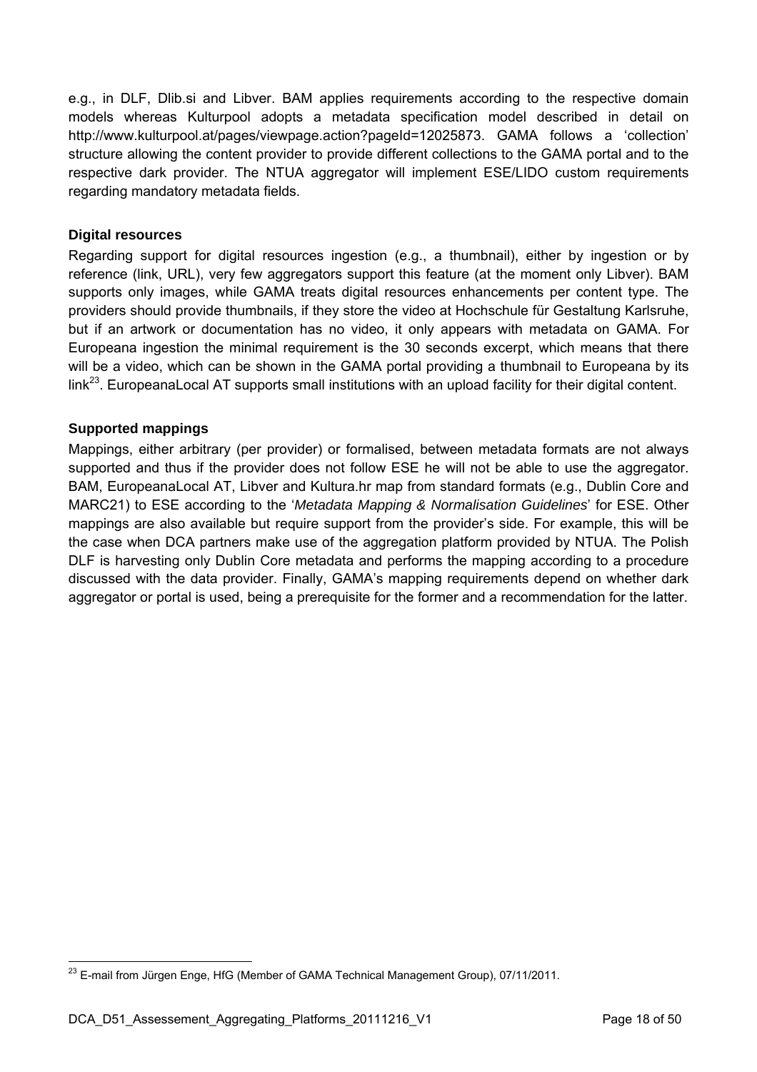e.g., in DLF, Dlib.si and Libver. BAM applies requirements according to the respective domain models whereas Kulturpool adopts a metadata specification model described in detail on http://www.kulturpool.at/pages/viewpage.action?pageId=12025873. GAMA follows a 'collection' structure allowing the content provider to provide different collections to the GAMA portal and to the respective dark provider. The NTUA aggregator will implement ESE/LIDO custom requirements regarding mandatory metadata fields.

**Digital resources**

Regarding support for digital resources ingestion (e.g., a thumbnail), either by ingestion or by reference (link, URL), very few aggregators support this feature (at the moment only Libver). BAM supports only images, while GAMA treats digital resources enhancements per content type. The providers should provide thumbnails, if they store the video at Hochschule für Gestaltung Karlsruhe, but if an artwork or documentation has no video, it only appears with metadata on GAMA. For Europeana ingestion the minimal requirement is the 30 seconds excerpt, which means that there will be a video, which can be shown in the GAMA portal providing a thumbnail to Europeana by its link[23]. EuropeanaLocal AT supports small institutions with an upload facility for their digital content.

**Supported mappings**

Mappings, either arbitrary (per provider) or formalised, between metadata formats are not always supported and thus if the provider does not follow ESE he will not be able to use the aggregator. BAM, EuropeanaLocal AT, Libver and Kultura.hr map from standard formats (e.g., Dublin Core and MARC21) to ESE according to the '*Metadata Mapping & Normalisation Guidelines*' for ESE. Other mappings are also available but require support from the provider's side. For example, this will be the case when DCA partners make use of the aggregation platform provided by NTUA. The Polish DLF is harvesting only Dublin Core metadata and performs the mapping according to a procedure discussed with the data provider. Finally, GAMA's mapping requirements depend on whether dark aggregator or portal is used, being a prerequisite for the former and a recommendation for the latter.

[23] E-mail from Jürgen Enge, HfG (Member of GAMA Technical Management Group), 07/11/2011.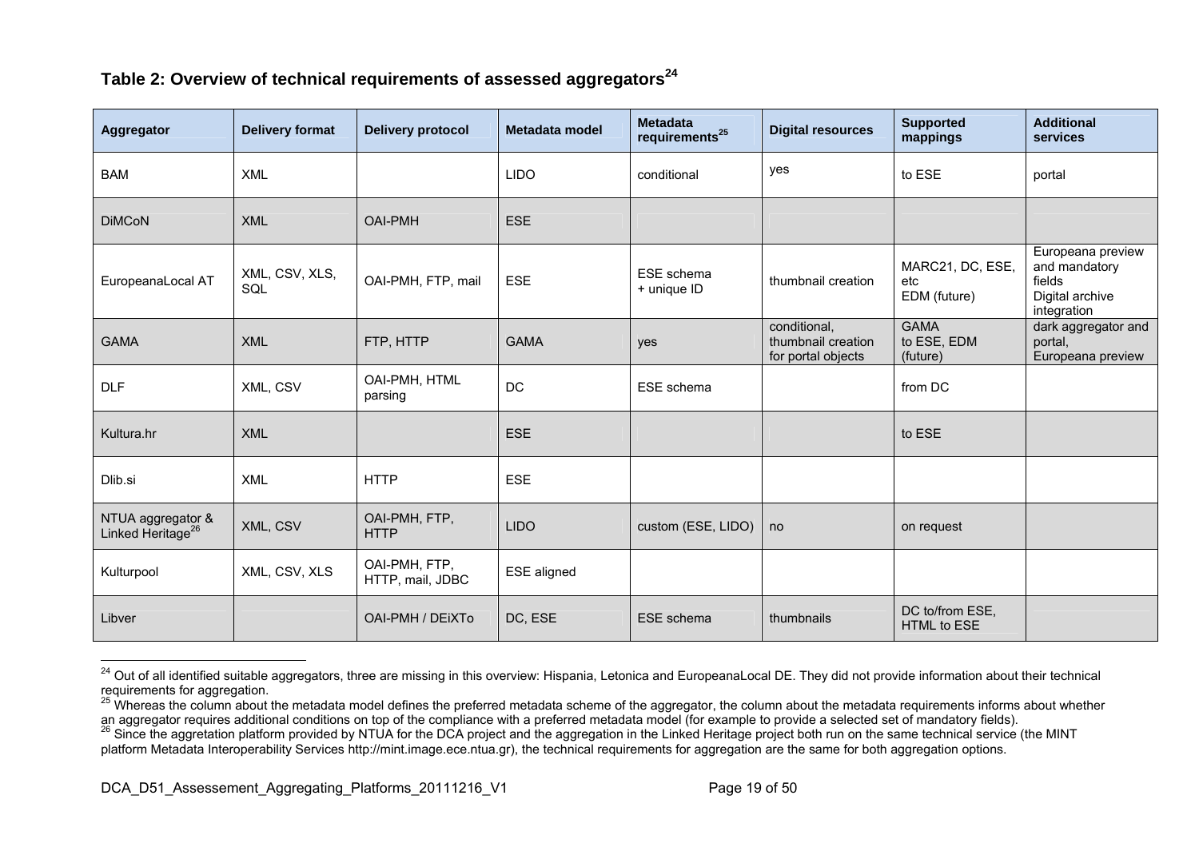### Table 2: Overview of technical requirements of assessed aggregators[24]

| Aggregator | Delivery format | Delivery protocol | Metadata model | Metadata requirements[25] | Digital resources | Supported mappings | Additional services |
|---|---|---|---|---|---|---|---|
| BAM | XML | | LIDO | conditional | yes | to ESE | portal |
| DiMCoN | XML | OAI-PMH | ESE | | | | |
| EuropeanaLocal AT | XML, CSV, XLS, SQL | OAI-PMH, FTP, mail | ESE | ESE schema + unique ID | thumbnail creation | MARC21, DC, ESE, etc EDM (future) | Europeana preview and mandatory fields Digital archive integration |
| GAMA | XML | FTP, HTTP | GAMA | yes | conditional, thumbnail creation for portal objects | GAMA to ESE, EDM (future) | dark aggregator and portal, Europeana preview |
| DLF | XML, CSV | OAI-PMH, HTML parsing | DC | ESE schema | | from DC | |
| Kultura.hr | XML | | ESE | | | to ESE | |
| Dlib.si | XML | HTTP | ESE | | | | |
| NTUA aggregator & Linked Heritage[26] | XML, CSV | OAI-PMH, FTP, HTTP | LIDO | custom (ESE, LIDO) | no | on request | |
| Kulturpool | XML, CSV, XLS | OAI-PMH, FTP, HTTP, mail, JDBC | ESE aligned | | | | |
| Libver | | OAI-PMH / DEiXTo | DC, ESE | ESE schema | thumbnails | DC to/from ESE, HTML to ESE | |

[24] Out of all identified suitable aggregators, three are missing in this overview: Hispania, Letonica and EuropeanaLocal DE. They did not provide information about their technical requirements for aggregation.

[25] Whereas the column about the metadata model defines the preferred metadata scheme of the aggregator, the column about the metadata requirements informs about whether an aggregator requires additional conditions on top of the compliance with a preferred metadata model (for example to provide a selected set of mandatory fields).

[26] Since the aggretation platform provided by NTUA for the DCA project and the aggregation in the Linked Heritage project both run on the same technical service (the MINT platform Metadata Interoperability Services http://mint.image.ece.ntua.gr), the technical requirements for aggregation are the same for both aggregation options.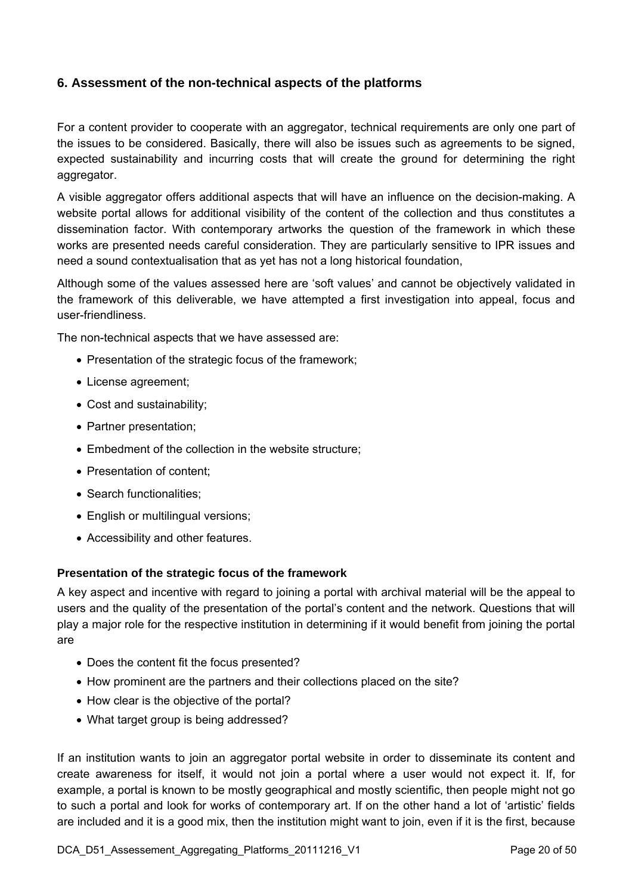## 6. Assessment of the non-technical aspects of the platforms

For a content provider to cooperate with an aggregator, technical requirements are only one part of the issues to be considered. Basically, there will also be issues such as agreements to be signed, expected sustainability and incurring costs that will create the ground for determining the right aggregator.

A visible aggregator offers additional aspects that will have an influence on the decision-making. A website portal allows for additional visibility of the content of the collection and thus constitutes a dissemination factor. With contemporary artworks the question of the framework in which these works are presented needs careful consideration. They are particularly sensitive to IPR issues and need a sound contextualisation that as yet has not a long historical foundation,

Although some of the values assessed here are 'soft values' and cannot be objectively validated in the framework of this deliverable, we have attempted a first investigation into appeal, focus and user-friendliness.

The non-technical aspects that we have assessed are:

- Presentation of the strategic focus of the framework;
- License agreement;
- Cost and sustainability;
- Partner presentation;
- Embedment of the collection in the website structure;
- Presentation of content;
- Search functionalities;
- English or multilingual versions;
- Accessibility and other features.

**Presentation of the strategic focus of the framework**

A key aspect and incentive with regard to joining a portal with archival material will be the appeal to users and the quality of the presentation of the portal's content and the network. Questions that will play a major role for the respective institution in determining if it would benefit from joining the portal are

- Does the content fit the focus presented?
- How prominent are the partners and their collections placed on the site?
- How clear is the objective of the portal?
- What target group is being addressed?

If an institution wants to join an aggregator portal website in order to disseminate its content and create awareness for itself, it would not join a portal where a user would not expect it. If, for example, a portal is known to be mostly geographical and mostly scientific, then people might not go to such a portal and look for works of contemporary art. If on the other hand a lot of 'artistic' fields are included and it is a good mix, then the institution might want to join, even if it is the first, because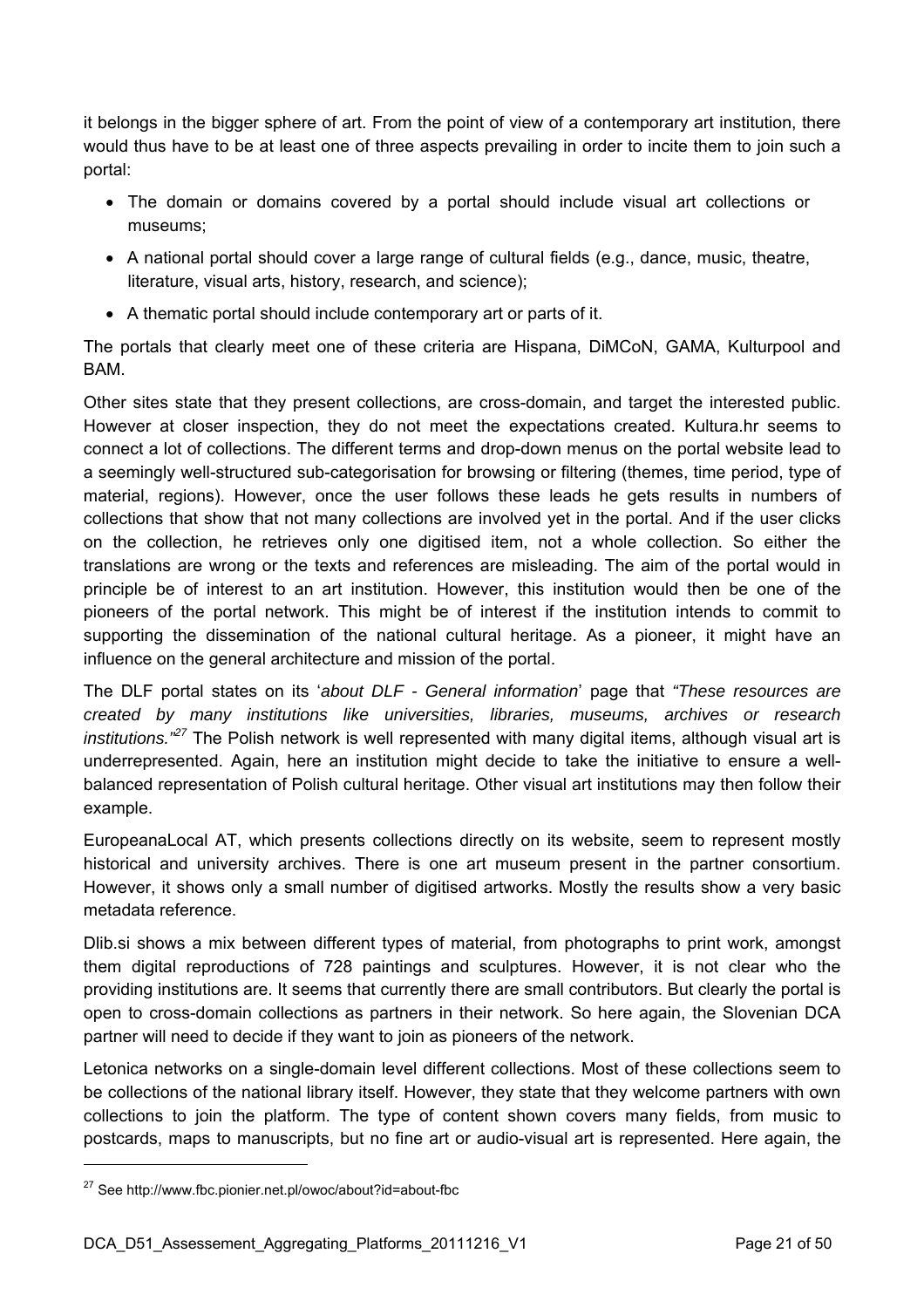it belongs in the bigger sphere of art. From the point of view of a contemporary art institution, there would thus have to be at least one of three aspects prevailing in order to incite them to join such a portal:

- The domain or domains covered by a portal should include visual art collections or museums;
- A national portal should cover a large range of cultural fields (e.g., dance, music, theatre, literature, visual arts, history, research, and science);
- A thematic portal should include contemporary art or parts of it.

The portals that clearly meet one of these criteria are Hispana, DiMCoN, GAMA, Kulturpool and BAM.

Other sites state that they present collections, are cross-domain, and target the interested public. However at closer inspection, they do not meet the expectations created. Kultura.hr seems to connect a lot of collections. The different terms and drop-down menus on the portal website lead to a seemingly well-structured sub-categorisation for browsing or filtering (themes, time period, type of material, regions). However, once the user follows these leads he gets results in numbers of collections that show that not many collections are involved yet in the portal. And if the user clicks on the collection, he retrieves only one digitised item, not a whole collection. So either the translations are wrong or the texts and references are misleading. The aim of the portal would in principle be of interest to an art institution. However, this institution would then be one of the pioneers of the portal network. This might be of interest if the institution intends to commit to supporting the dissemination of the national cultural heritage. As a pioneer, it might have an influence on the general architecture and mission of the portal.

The DLF portal states on its '*about DLF - General information*' page that *"These resources are created by many institutions like universities, libraries, museums, archives or research institutions."*[27] The Polish network is well represented with many digital items, although visual art is underrepresented. Again, here an institution might decide to take the initiative to ensure a well-balanced representation of Polish cultural heritage. Other visual art institutions may then follow their example.

EuropeanaLocal AT, which presents collections directly on its website, seem to represent mostly historical and university archives. There is one art museum present in the partner consortium. However, it shows only a small number of digitised artworks. Mostly the results show a very basic metadata reference.

Dlib.si shows a mix between different types of material, from photographs to print work, amongst them digital reproductions of 728 paintings and sculptures. However, it is not clear who the providing institutions are. It seems that currently there are small contributors. But clearly the portal is open to cross-domain collections as partners in their network. So here again, the Slovenian DCA partner will need to decide if they want to join as pioneers of the network.

Letonica networks on a single-domain level different collections. Most of these collections seem to be collections of the national library itself. However, they state that they welcome partners with own collections to join the platform. The type of content shown covers many fields, from music to postcards, maps to manuscripts, but no fine art or audio-visual art is represented. Here again, the

---

[27] See http://www.fbc.pionier.net.pl/owoc/about?id=about-fbc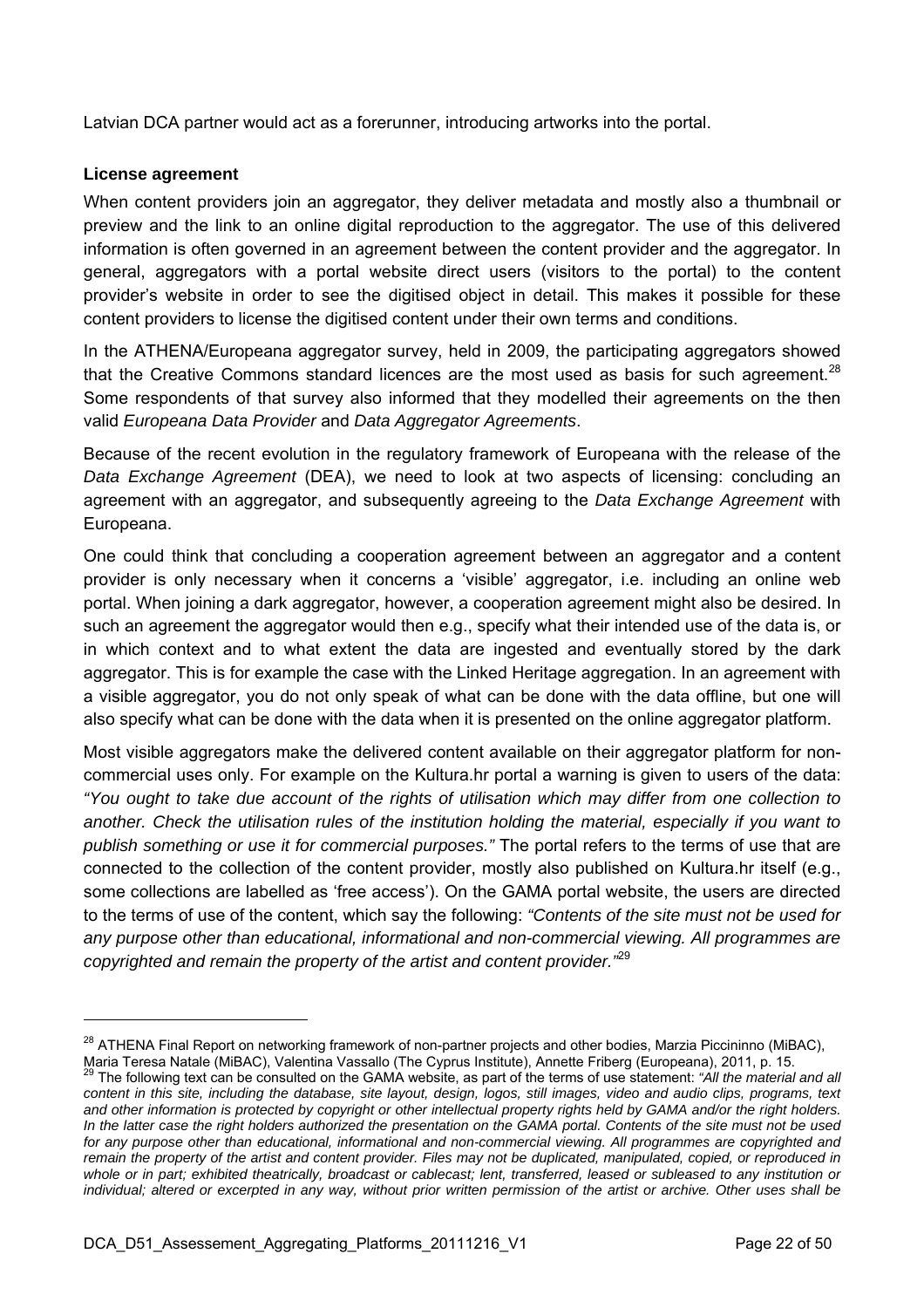Latvian DCA partner would act as a forerunner, introducing artworks into the portal.

**License agreement**

When content providers join an aggregator, they deliver metadata and mostly also a thumbnail or preview and the link to an online digital reproduction to the aggregator. The use of this delivered information is often governed in an agreement between the content provider and the aggregator. In general, aggregators with a portal website direct users (visitors to the portal) to the content provider's website in order to see the digitised object in detail. This makes it possible for these content providers to license the digitised content under their own terms and conditions.

In the ATHENA/Europeana aggregator survey, held in 2009, the participating aggregators showed that the Creative Commons standard licences are the most used as basis for such agreement.[28] Some respondents of that survey also informed that they modelled their agreements on the then valid *Europeana Data Provider* and *Data Aggregator Agreements*.

Because of the recent evolution in the regulatory framework of Europeana with the release of the *Data Exchange Agreement* (DEA), we need to look at two aspects of licensing: concluding an agreement with an aggregator, and subsequently agreeing to the *Data Exchange Agreement* with Europeana.

One could think that concluding a cooperation agreement between an aggregator and a content provider is only necessary when it concerns a 'visible' aggregator, i.e. including an online web portal. When joining a dark aggregator, however, a cooperation agreement might also be desired. In such an agreement the aggregator would then e.g., specify what their intended use of the data is, or in which context and to what extent the data are ingested and eventually stored by the dark aggregator. This is for example the case with the Linked Heritage aggregation. In an agreement with a visible aggregator, you do not only speak of what can be done with the data offline, but one will also specify what can be done with the data when it is presented on the online aggregator platform.

Most visible aggregators make the delivered content available on their aggregator platform for non-commercial uses only. For example on the Kultura.hr portal a warning is given to users of the data: *"You ought to take due account of the rights of utilisation which may differ from one collection to another. Check the utilisation rules of the institution holding the material, especially if you want to publish something or use it for commercial purposes."* The portal refers to the terms of use that are connected to the collection of the content provider, mostly also published on Kultura.hr itself (e.g., some collections are labelled as 'free access'). On the GAMA portal website, the users are directed to the terms of use of the content, which say the following: *"Contents of the site must not be used for any purpose other than educational, informational and non-commercial viewing. All programmes are copyrighted and remain the property of the artist and content provider."*[29]

---

[28] ATHENA Final Report on networking framework of non-partner projects and other bodies, Marzia Piccininno (MiBAC), Maria Teresa Natale (MiBAC), Valentina Vassallo (The Cyprus Institute), Annette Friberg (Europeana), 2011, p. 15.

[29] The following text can be consulted on the GAMA website, as part of the terms of use statement: *"All the material and all content in this site, including the database, site layout, design, logos, still images, video and audio clips, programs, text and other information is protected by copyright or other intellectual property rights held by GAMA and/or the right holders. In the latter case the right holders authorized the presentation on the GAMA portal. Contents of the site must not be used for any purpose other than educational, informational and non-commercial viewing. All programmes are copyrighted and remain the property of the artist and content provider. Files may not be duplicated, manipulated, copied, or reproduced in whole or in part; exhibited theatrically, broadcast or cablecast; lent, transferred, leased or subleased to any institution or individual; altered or excerpted in any way, without prior written permission of the artist or archive. Other uses shall be*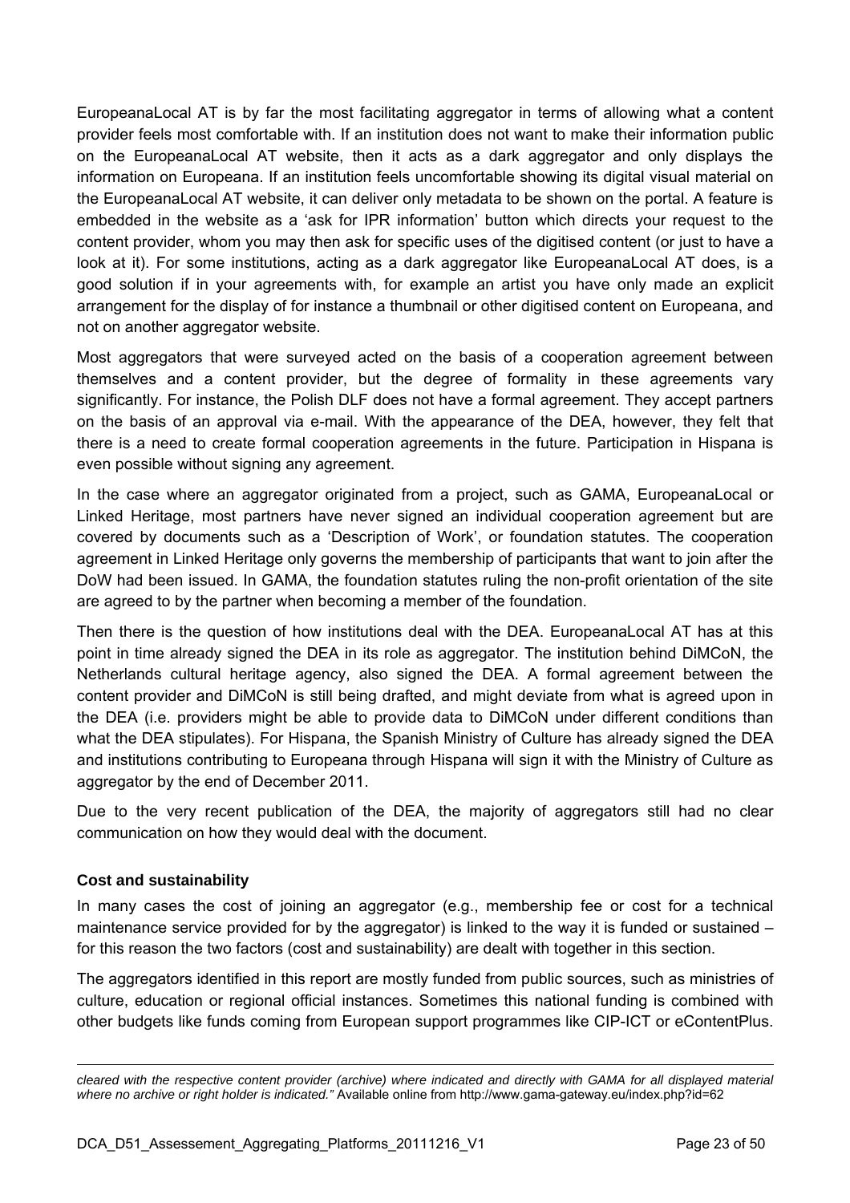EuropeanaLocal AT is by far the most facilitating aggregator in terms of allowing what a content provider feels most comfortable with. If an institution does not want to make their information public on the EuropeanaLocal AT website, then it acts as a dark aggregator and only displays the information on Europeana. If an institution feels uncomfortable showing its digital visual material on the EuropeanaLocal AT website, it can deliver only metadata to be shown on the portal. A feature is embedded in the website as a 'ask for IPR information' button which directs your request to the content provider, whom you may then ask for specific uses of the digitised content (or just to have a look at it). For some institutions, acting as a dark aggregator like EuropeanaLocal AT does, is a good solution if in your agreements with, for example an artist you have only made an explicit arrangement for the display of for instance a thumbnail or other digitised content on Europeana, and not on another aggregator website.

Most aggregators that were surveyed acted on the basis of a cooperation agreement between themselves and a content provider, but the degree of formality in these agreements vary significantly. For instance, the Polish DLF does not have a formal agreement. They accept partners on the basis of an approval via e-mail. With the appearance of the DEA, however, they felt that there is a need to create formal cooperation agreements in the future. Participation in Hispana is even possible without signing any agreement.

In the case where an aggregator originated from a project, such as GAMA, EuropeanaLocal or Linked Heritage, most partners have never signed an individual cooperation agreement but are covered by documents such as a 'Description of Work', or foundation statutes. The cooperation agreement in Linked Heritage only governs the membership of participants that want to join after the DoW had been issued. In GAMA, the foundation statutes ruling the non-profit orientation of the site are agreed to by the partner when becoming a member of the foundation.

Then there is the question of how institutions deal with the DEA. EuropeanaLocal AT has at this point in time already signed the DEA in its role as aggregator. The institution behind DiMCoN, the Netherlands cultural heritage agency, also signed the DEA. A formal agreement between the content provider and DiMCoN is still being drafted, and might deviate from what is agreed upon in the DEA (i.e. providers might be able to provide data to DiMCoN under different conditions than what the DEA stipulates). For Hispana, the Spanish Ministry of Culture has already signed the DEA and institutions contributing to Europeana through Hispana will sign it with the Ministry of Culture as aggregator by the end of December 2011.

Due to the very recent publication of the DEA, the majority of aggregators still had no clear communication on how they would deal with the document.

**Cost and sustainability**

In many cases the cost of joining an aggregator (e.g., membership fee or cost for a technical maintenance service provided for by the aggregator) is linked to the way it is funded or sustained – for this reason the two factors (cost and sustainability) are dealt with together in this section.

The aggregators identified in this report are mostly funded from public sources, such as ministries of culture, education or regional official instances. Sometimes this national funding is combined with other budgets like funds coming from European support programmes like CIP-ICT or eContentPlus.

---

*cleared with the respective content provider (archive) where indicated and directly with GAMA for all displayed material where no archive or right holder is indicated."* Available online from http://www.gama-gateway.eu/index.php?id=62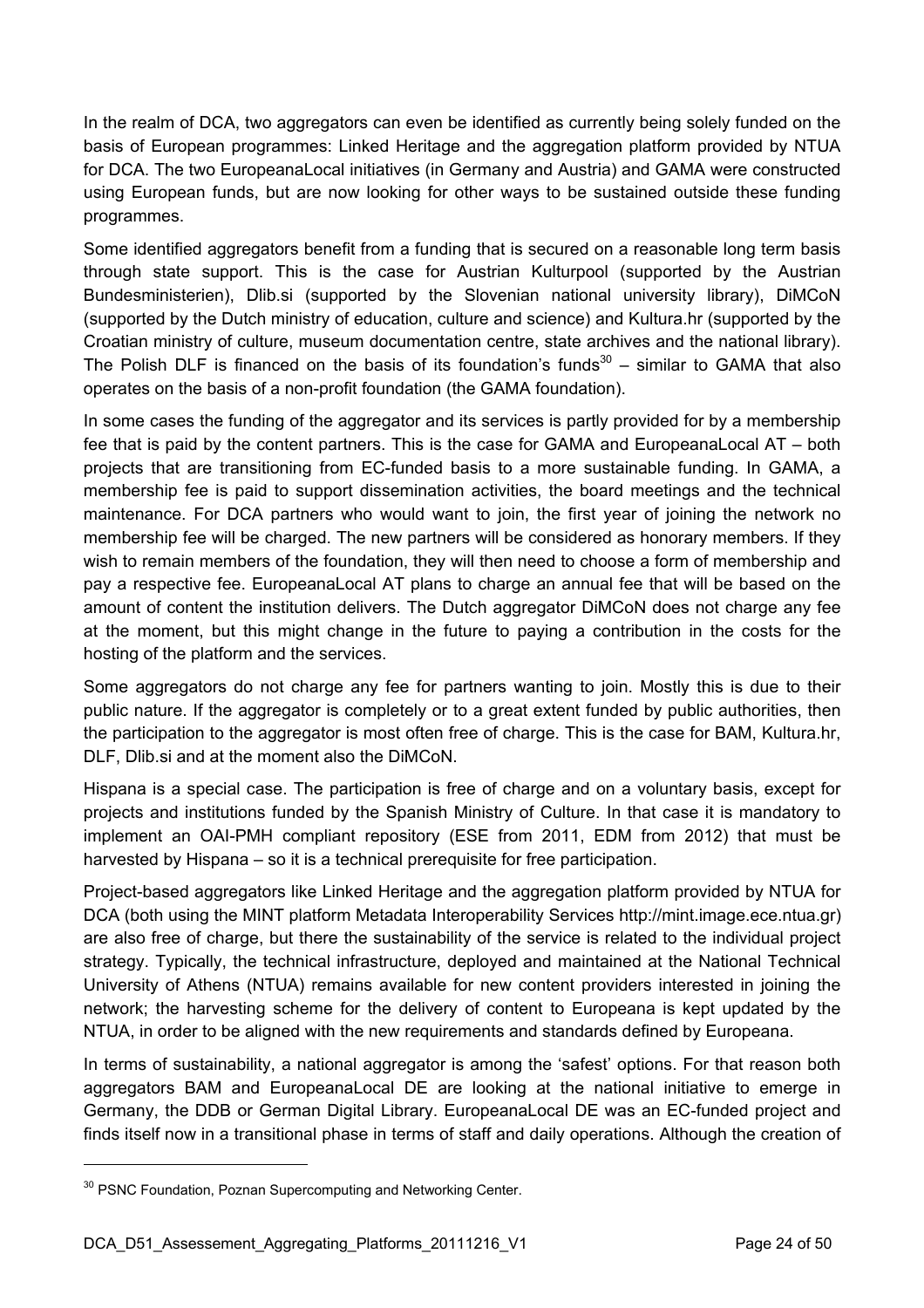In the realm of DCA, two aggregators can even be identified as currently being solely funded on the basis of European programmes: Linked Heritage and the aggregation platform provided by NTUA for DCA. The two EuropeanaLocal initiatives (in Germany and Austria) and GAMA were constructed using European funds, but are now looking for other ways to be sustained outside these funding programmes.

Some identified aggregators benefit from a funding that is secured on a reasonable long term basis through state support. This is the case for Austrian Kulturpool (supported by the Austrian Bundesministerien), Dlib.si (supported by the Slovenian national university library), DiMCoN (supported by the Dutch ministry of education, culture and science) and Kultura.hr (supported by the Croatian ministry of culture, museum documentation centre, state archives and the national library). The Polish DLF is financed on the basis of its foundation's funds[30] – similar to GAMA that also operates on the basis of a non-profit foundation (the GAMA foundation).

In some cases the funding of the aggregator and its services is partly provided for by a membership fee that is paid by the content partners. This is the case for GAMA and EuropeanaLocal AT – both projects that are transitioning from EC-funded basis to a more sustainable funding. In GAMA, a membership fee is paid to support dissemination activities, the board meetings and the technical maintenance. For DCA partners who would want to join, the first year of joining the network no membership fee will be charged. The new partners will be considered as honorary members. If they wish to remain members of the foundation, they will then need to choose a form of membership and pay a respective fee. EuropeanaLocal AT plans to charge an annual fee that will be based on the amount of content the institution delivers. The Dutch aggregator DiMCoN does not charge any fee at the moment, but this might change in the future to paying a contribution in the costs for the hosting of the platform and the services.

Some aggregators do not charge any fee for partners wanting to join. Mostly this is due to their public nature. If the aggregator is completely or to a great extent funded by public authorities, then the participation to the aggregator is most often free of charge. This is the case for BAM, Kultura.hr, DLF, Dlib.si and at the moment also the DiMCoN.

Hispana is a special case. The participation is free of charge and on a voluntary basis, except for projects and institutions funded by the Spanish Ministry of Culture. In that case it is mandatory to implement an OAI-PMH compliant repository (ESE from 2011, EDM from 2012) that must be harvested by Hispana – so it is a technical prerequisite for free participation.

Project-based aggregators like Linked Heritage and the aggregation platform provided by NTUA for DCA (both using the MINT platform Metadata Interoperability Services http://mint.image.ece.ntua.gr) are also free of charge, but there the sustainability of the service is related to the individual project strategy. Typically, the technical infrastructure, deployed and maintained at the National Technical University of Athens (NTUA) remains available for new content providers interested in joining the network; the harvesting scheme for the delivery of content to Europeana is kept updated by the NTUA, in order to be aligned with the new requirements and standards defined by Europeana.

In terms of sustainability, a national aggregator is among the 'safest' options. For that reason both aggregators BAM and EuropeanaLocal DE are looking at the national initiative to emerge in Germany, the DDB or German Digital Library. EuropeanaLocal DE was an EC-funded project and finds itself now in a transitional phase in terms of staff and daily operations. Although the creation of

[30] PSNC Foundation, Poznan Supercomputing and Networking Center.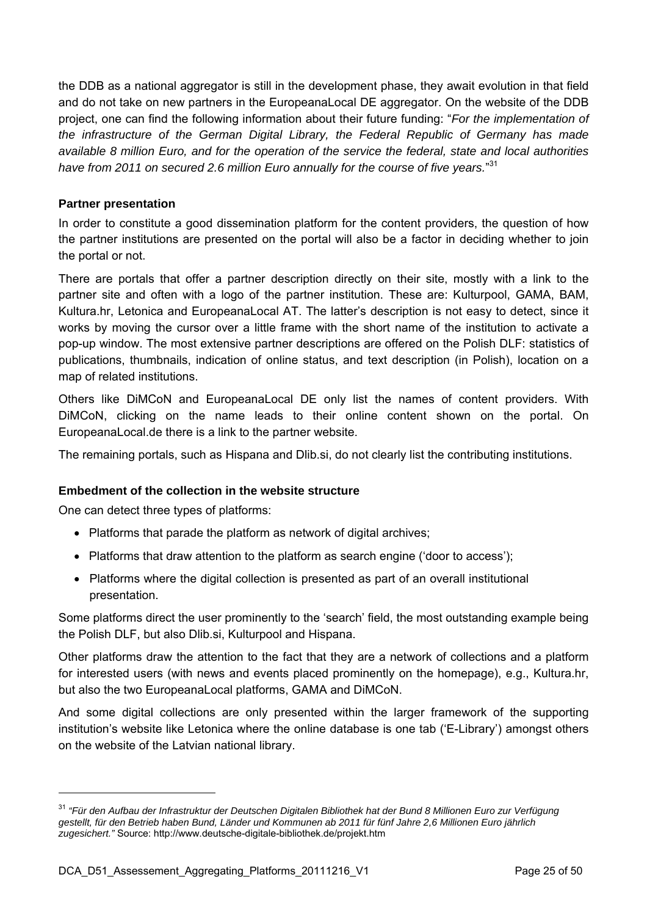the DDB as a national aggregator is still in the development phase, they await evolution in that field and do not take on new partners in the EuropeanaLocal DE aggregator. On the website of the DDB project, one can find the following information about their future funding: "*For the implementation of the infrastructure of the German Digital Library, the Federal Republic of Germany has made available 8 million Euro, and for the operation of the service the federal, state and local authorities have from 2011 on secured 2.6 million Euro annually for the course of five years.*"[31]

**Partner presentation**

In order to constitute a good dissemination platform for the content providers, the question of how the partner institutions are presented on the portal will also be a factor in deciding whether to join the portal or not.

There are portals that offer a partner description directly on their site, mostly with a link to the partner site and often with a logo of the partner institution. These are: Kulturpool, GAMA, BAM, Kultura.hr, Letonica and EuropeanaLocal AT. The latter's description is not easy to detect, since it works by moving the cursor over a little frame with the short name of the institution to activate a pop-up window. The most extensive partner descriptions are offered on the Polish DLF: statistics of publications, thumbnails, indication of online status, and text description (in Polish), location on a map of related institutions.

Others like DiMCoN and EuropeanaLocal DE only list the names of content providers. With DiMCoN, clicking on the name leads to their online content shown on the portal. On EuropeanaLocal.de there is a link to the partner website.

The remaining portals, such as Hispana and Dlib.si, do not clearly list the contributing institutions.

**Embedment of the collection in the website structure**

One can detect three types of platforms:

- Platforms that parade the platform as network of digital archives;
- Platforms that draw attention to the platform as search engine ('door to access');
- Platforms where the digital collection is presented as part of an overall institutional presentation.

Some platforms direct the user prominently to the 'search' field, the most outstanding example being the Polish DLF, but also Dlib.si, Kulturpool and Hispana.

Other platforms draw the attention to the fact that they are a network of collections and a platform for interested users (with news and events placed prominently on the homepage), e.g., Kultura.hr, but also the two EuropeanaLocal platforms, GAMA and DiMCoN.

And some digital collections are only presented within the larger framework of the supporting institution's website like Letonica where the online database is one tab ('E-Library') amongst others on the website of the Latvian national library.

---

[31] *"Für den Aufbau der Infrastruktur der Deutschen Digitalen Bibliothek hat der Bund 8 Millionen Euro zur Verfügung gestellt, für den Betrieb haben Bund, Länder und Kommunen ab 2011 für fünf Jahre 2,6 Millionen Euro jährlich zugesichert."* Source: http://www.deutsche-digitale-bibliothek.de/projekt.htm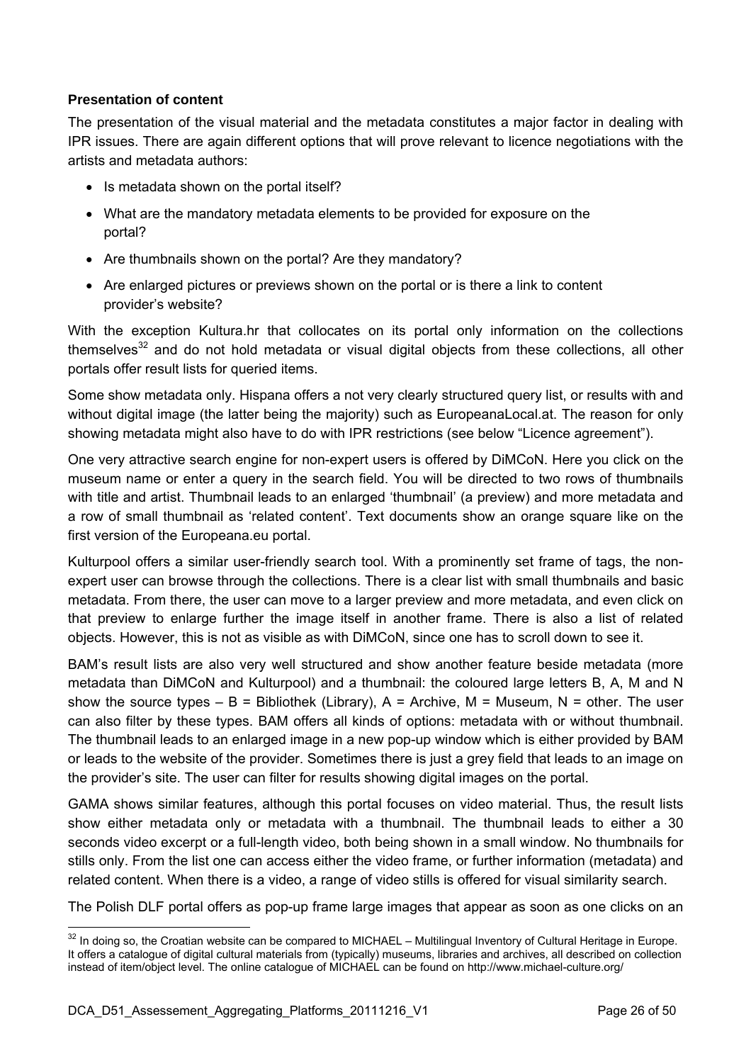**Presentation of content**

The presentation of the visual material and the metadata constitutes a major factor in dealing with IPR issues. There are again different options that will prove relevant to licence negotiations with the artists and metadata authors:

- Is metadata shown on the portal itself?
- What are the mandatory metadata elements to be provided for exposure on the portal?
- Are thumbnails shown on the portal? Are they mandatory?
- Are enlarged pictures or previews shown on the portal or is there a link to content provider's website?

With the exception Kultura.hr that collocates on its portal only information on the collections themselves[32] and do not hold metadata or visual digital objects from these collections, all other portals offer result lists for queried items.

Some show metadata only. Hispana offers a not very clearly structured query list, or results with and without digital image (the latter being the majority) such as EuropeanaLocal.at. The reason for only showing metadata might also have to do with IPR restrictions (see below "Licence agreement").

One very attractive search engine for non-expert users is offered by DiMCoN. Here you click on the museum name or enter a query in the search field. You will be directed to two rows of thumbnails with title and artist. Thumbnail leads to an enlarged 'thumbnail' (a preview) and more metadata and a row of small thumbnail as 'related content'. Text documents show an orange square like on the first version of the Europeana.eu portal.

Kulturpool offers a similar user-friendly search tool. With a prominently set frame of tags, the non-expert user can browse through the collections. There is a clear list with small thumbnails and basic metadata. From there, the user can move to a larger preview and more metadata, and even click on that preview to enlarge further the image itself in another frame. There is also a list of related objects. However, this is not as visible as with DiMCoN, since one has to scroll down to see it.

BAM's result lists are also very well structured and show another feature beside metadata (more metadata than DiMCoN and Kulturpool) and a thumbnail: the coloured large letters B, A, M and N show the source types – B = Bibliothek (Library), A = Archive, M = Museum, N = other. The user can also filter by these types. BAM offers all kinds of options: metadata with or without thumbnail. The thumbnail leads to an enlarged image in a new pop-up window which is either provided by BAM or leads to the website of the provider. Sometimes there is just a grey field that leads to an image on the provider's site. The user can filter for results showing digital images on the portal.

GAMA shows similar features, although this portal focuses on video material. Thus, the result lists show either metadata only or metadata with a thumbnail. The thumbnail leads to either a 30 seconds video excerpt or a full-length video, both being shown in a small window. No thumbnails for stills only. From the list one can access either the video frame, or further information (metadata) and related content. When there is a video, a range of video stills is offered for visual similarity search.

The Polish DLF portal offers as pop-up frame large images that appear as soon as one clicks on an

[32] In doing so, the Croatian website can be compared to MICHAEL – Multilingual Inventory of Cultural Heritage in Europe. It offers a catalogue of digital cultural materials from (typically) museums, libraries and archives, all described on collection instead of item/object level. The online catalogue of MICHAEL can be found on http://www.michael-culture.org/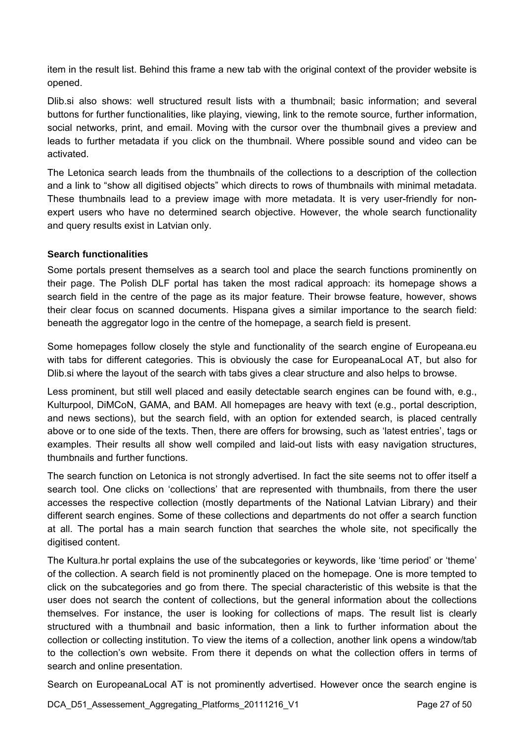item in the result list. Behind this frame a new tab with the original context of the provider website is opened.

Dlib.si also shows: well structured result lists with a thumbnail; basic information; and several buttons for further functionalities, like playing, viewing, link to the remote source, further information, social networks, print, and email. Moving with the cursor over the thumbnail gives a preview and leads to further metadata if you click on the thumbnail. Where possible sound and video can be activated.

The Letonica search leads from the thumbnails of the collections to a description of the collection and a link to "show all digitised objects" which directs to rows of thumbnails with minimal metadata. These thumbnails lead to a preview image with more metadata. It is very user-friendly for non-expert users who have no determined search objective. However, the whole search functionality and query results exist in Latvian only.

**Search functionalities**

Some portals present themselves as a search tool and place the search functions prominently on their page. The Polish DLF portal has taken the most radical approach: its homepage shows a search field in the centre of the page as its major feature. Their browse feature, however, shows their clear focus on scanned documents. Hispana gives a similar importance to the search field: beneath the aggregator logo in the centre of the homepage, a search field is present.

Some homepages follow closely the style and functionality of the search engine of Europeana.eu with tabs for different categories. This is obviously the case for EuropeanaLocal AT, but also for Dlib.si where the layout of the search with tabs gives a clear structure and also helps to browse.

Less prominent, but still well placed and easily detectable search engines can be found with, e.g., Kulturpool, DiMCoN, GAMA, and BAM. All homepages are heavy with text (e.g., portal description, and news sections), but the search field, with an option for extended search, is placed centrally above or to one side of the texts. Then, there are offers for browsing, such as 'latest entries', tags or examples. Their results all show well compiled and laid-out lists with easy navigation structures, thumbnails and further functions.

The search function on Letonica is not strongly advertised. In fact the site seems not to offer itself a search tool. One clicks on 'collections' that are represented with thumbnails, from there the user accesses the respective collection (mostly departments of the National Latvian Library) and their different search engines. Some of these collections and departments do not offer a search function at all. The portal has a main search function that searches the whole site, not specifically the digitised content.

The Kultura.hr portal explains the use of the subcategories or keywords, like 'time period' or 'theme' of the collection. A search field is not prominently placed on the homepage. One is more tempted to click on the subcategories and go from there. The special characteristic of this website is that the user does not search the content of collections, but the general information about the collections themselves. For instance, the user is looking for collections of maps. The result list is clearly structured with a thumbnail and basic information, then a link to further information about the collection or collecting institution. To view the items of a collection, another link opens a window/tab to the collection's own website. From there it depends on what the collection offers in terms of search and online presentation.

Search on EuropeanaLocal AT is not prominently advertised. However once the search engine is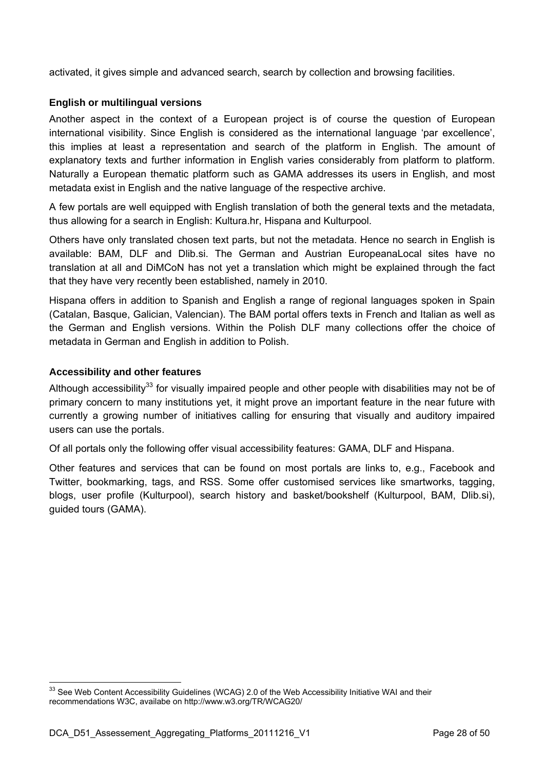activated, it gives simple and advanced search, search by collection and browsing facilities.

### English or multilingual versions

Another aspect in the context of a European project is of course the question of European international visibility. Since English is considered as the international language 'par excellence', this implies at least a representation and search of the platform in English. The amount of explanatory texts and further information in English varies considerably from platform to platform. Naturally a European thematic platform such as GAMA addresses its users in English, and most metadata exist in English and the native language of the respective archive.

A few portals are well equipped with English translation of both the general texts and the metadata, thus allowing for a search in English: Kultura.hr, Hispana and Kulturpool.

Others have only translated chosen text parts, but not the metadata. Hence no search in English is available: BAM, DLF and Dlib.si. The German and Austrian EuropeanaLocal sites have no translation at all and DiMCoN has not yet a translation which might be explained through the fact that they have very recently been established, namely in 2010.

Hispana offers in addition to Spanish and English a range of regional languages spoken in Spain (Catalan, Basque, Galician, Valencian). The BAM portal offers texts in French and Italian as well as the German and English versions. Within the Polish DLF many collections offer the choice of metadata in German and English in addition to Polish.

### Accessibility and other features

Although accessibility[33] for visually impaired people and other people with disabilities may not be of primary concern to many institutions yet, it might prove an important feature in the near future with currently a growing number of initiatives calling for ensuring that visually and auditory impaired users can use the portals.

Of all portals only the following offer visual accessibility features: GAMA, DLF and Hispana.

Other features and services that can be found on most portals are links to, e.g., Facebook and Twitter, bookmarking, tags, and RSS. Some offer customised services like smartworks, tagging, blogs, user profile (Kulturpool), search history and basket/bookshelf (Kulturpool, BAM, Dlib.si), guided tours (GAMA).

---

[33] See Web Content Accessibility Guidelines (WCAG) 2.0 of the Web Accessibility Initiative WAI and their recommendations W3C, availabe on http://www.w3.org/TR/WCAG20/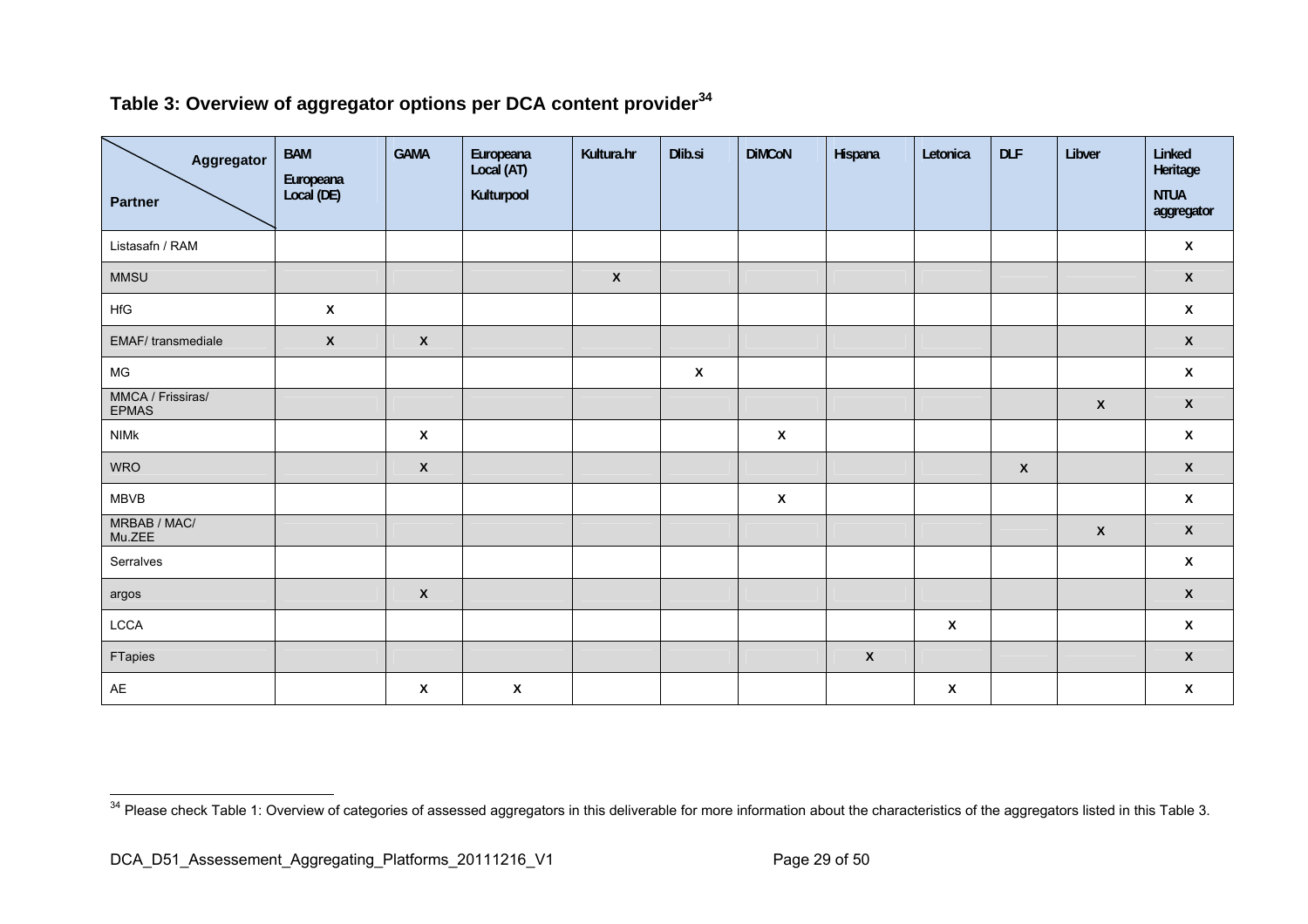**Table 3: Overview of aggregator options per DCA content provider**[34]

| Partner \ Aggregator | BAM Europeana Local (DE) | GAMA | Europeana Local (AT) Kulturpool | Kultura.hr | Dlib.si | DiMCoN | Hispana | Letonica | DLF | Libver | Linked Heritage NTUA aggregator |
|---|---|---|---|---|---|---|---|---|---|---|---|
| Listasafn / RAM | | | | | | | | | | | X |
| MMSU | | | | X | | | | | | | X |
| HfG | X | | | | | | | | | | X |
| EMAF/ transmediale | X | X | | | | | | | | | X |
| MG | | | | | X | | | | | | X |
| MMCA / Frissiras/ EPMAS | | | | | | | | | | X | X |
| NIMk | | X | | | | X | | | | | X |
| WRO | | X | | | | | | | X | | X |
| MBVB | | | | | | X | | | | | X |
| MRBAB / MAC/ Mu.ZEE | | | | | | | | | | X | X |
| Serralves | | | | | | | | | | | X |
| argos | | X | | | | | | | | | X |
| LCCA | | | | | | | | X | | | X |
| FTapies | | | | | | | X | | | | X |
| AE | | X | X | | | | | X | | | X |

[34] Please check Table 1: Overview of categories of assessed aggregators in this deliverable for more information about the characteristics of the aggregators listed in this Table 3.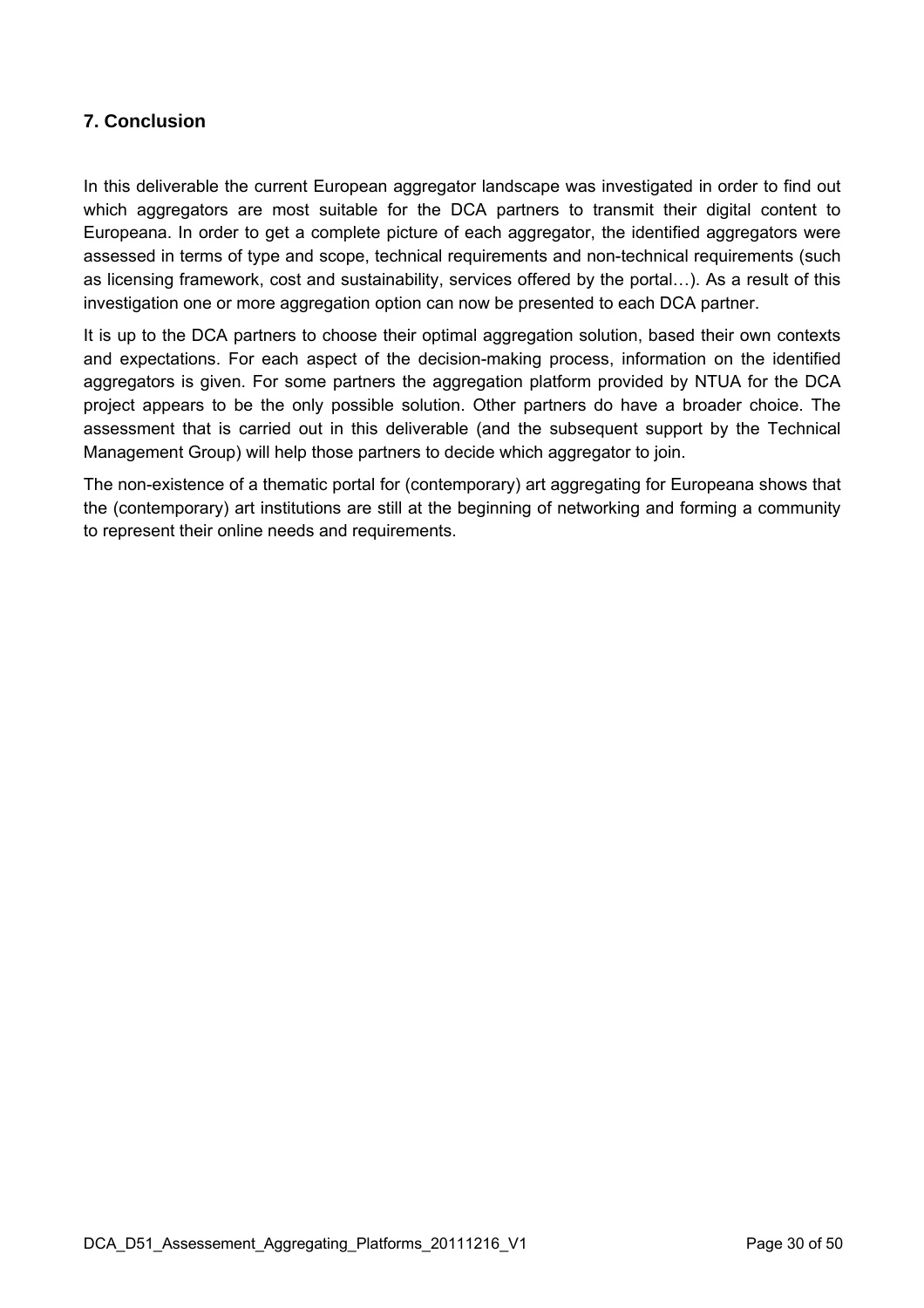## 7. Conclusion

In this deliverable the current European aggregator landscape was investigated in order to find out which aggregators are most suitable for the DCA partners to transmit their digital content to Europeana. In order to get a complete picture of each aggregator, the identified aggregators were assessed in terms of type and scope, technical requirements and non-technical requirements (such as licensing framework, cost and sustainability, services offered by the portal…). As a result of this investigation one or more aggregation option can now be presented to each DCA partner.

It is up to the DCA partners to choose their optimal aggregation solution, based their own contexts and expectations. For each aspect of the decision-making process, information on the identified aggregators is given. For some partners the aggregation platform provided by NTUA for the DCA project appears to be the only possible solution. Other partners do have a broader choice. The assessment that is carried out in this deliverable (and the subsequent support by the Technical Management Group) will help those partners to decide which aggregator to join.

The non-existence of a thematic portal for (contemporary) art aggregating for Europeana shows that the (contemporary) art institutions are still at the beginning of networking and forming a community to represent their online needs and requirements.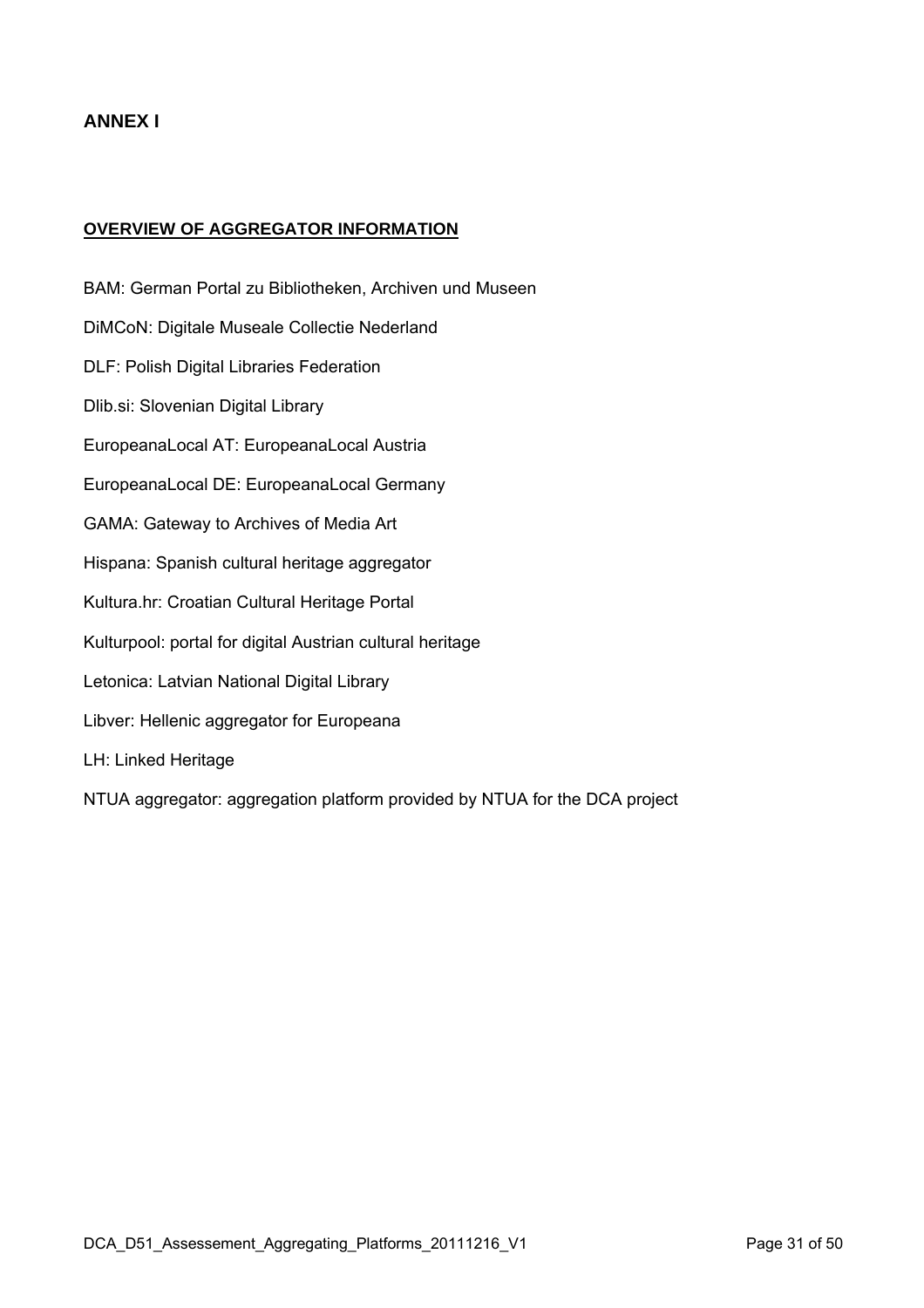# ANNEX I

## OVERVIEW OF AGGREGATOR INFORMATION

BAM: German Portal zu Bibliotheken, Archiven und Museen

DiMCoN: Digitale Museale Collectie Nederland

DLF: Polish Digital Libraries Federation

Dlib.si: Slovenian Digital Library

EuropeanaLocal AT: EuropeanaLocal Austria

EuropeanaLocal DE: EuropeanaLocal Germany

GAMA: Gateway to Archives of Media Art

Hispana: Spanish cultural heritage aggregator

Kultura.hr: Croatian Cultural Heritage Portal

Kulturpool: portal for digital Austrian cultural heritage

Letonica: Latvian National Digital Library

Libver: Hellenic aggregator for Europeana

LH: Linked Heritage

NTUA aggregator: aggregation platform provided by NTUA for the DCA project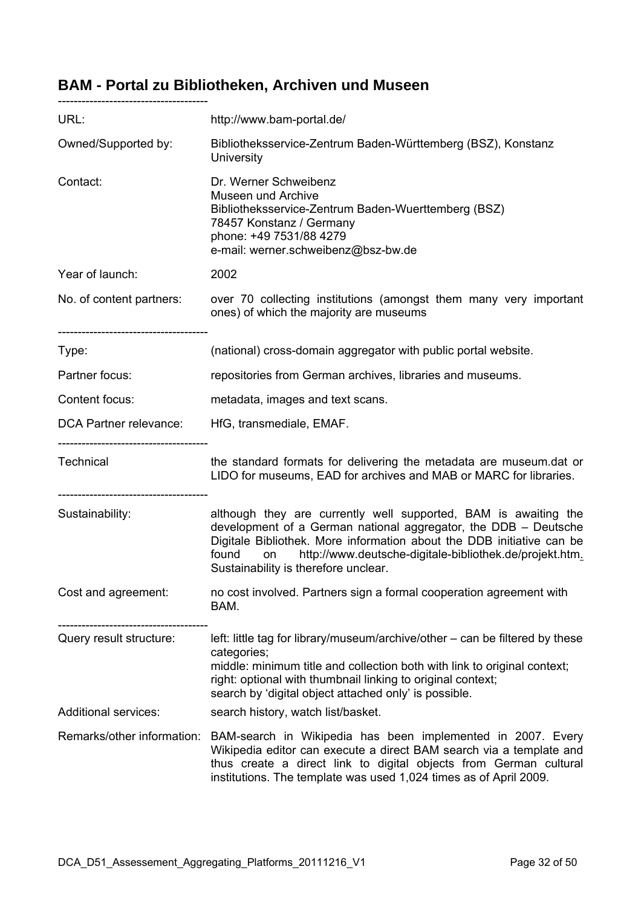## BAM - Portal zu Bibliotheken, Archiven und Museen

--------------------------------------

| | |
|---|---|
| URL: | http://www.bam-portal.de/ |
| Owned/Supported by: | Bibliotheksservice-Zentrum Baden-Württemberg (BSZ), Konstanz University |
| Contact: | Dr. Werner Schweibenz<br>Museen und Archive<br>Bibliotheksservice-Zentrum Baden-Wuerttemberg (BSZ)<br>78457 Konstanz / Germany<br>phone: +49 7531/88 4279<br>e-mail: werner.schweibenz@bsz-bw.de |
| Year of launch: | 2002 |
| No. of content partners: | over 70 collecting institutions (amongst them many very important ones) of which the majority are museums |

--------------------------------------

| | |
|---|---|
| Type: | (national) cross-domain aggregator with public portal website. |
| Partner focus: | repositories from German archives, libraries and museums. |
| Content focus: | metadata, images and text scans. |
| DCA Partner relevance: | HfG, transmediale, EMAF. |

--------------------------------------

| | |
|---|---|
| Technical | the standard formats for delivering the metadata are museum.dat or LIDO for museums, EAD for archives and MAB or MARC for libraries. |

--------------------------------------

| | |
|---|---|
| Sustainability: | although they are currently well supported, BAM is awaiting the development of a German national aggregator, the DDB – Deutsche Digitale Bibliothek. More information about the DDB initiative can be found on http://www.deutsche-digitale-bibliothek.de/projekt.htm. Sustainability is therefore unclear. |
| Cost and agreement: | no cost involved. Partners sign a formal cooperation agreement with BAM. |

--------------------------------------

| | |
|---|---|
| Query result structure: | left: little tag for library/museum/archive/other – can be filtered by these categories;<br>middle: minimum title and collection both with link to original context;<br>right: optional with thumbnail linking to original context;<br>search by 'digital object attached only' is possible. |
| Additional services: | search history, watch list/basket. |
| Remarks/other information: | BAM-search in Wikipedia has been implemented in 2007. Every Wikipedia editor can execute a direct BAM search via a template and thus create a direct link to digital objects from German cultural institutions. The template was used 1,024 times as of April 2009. |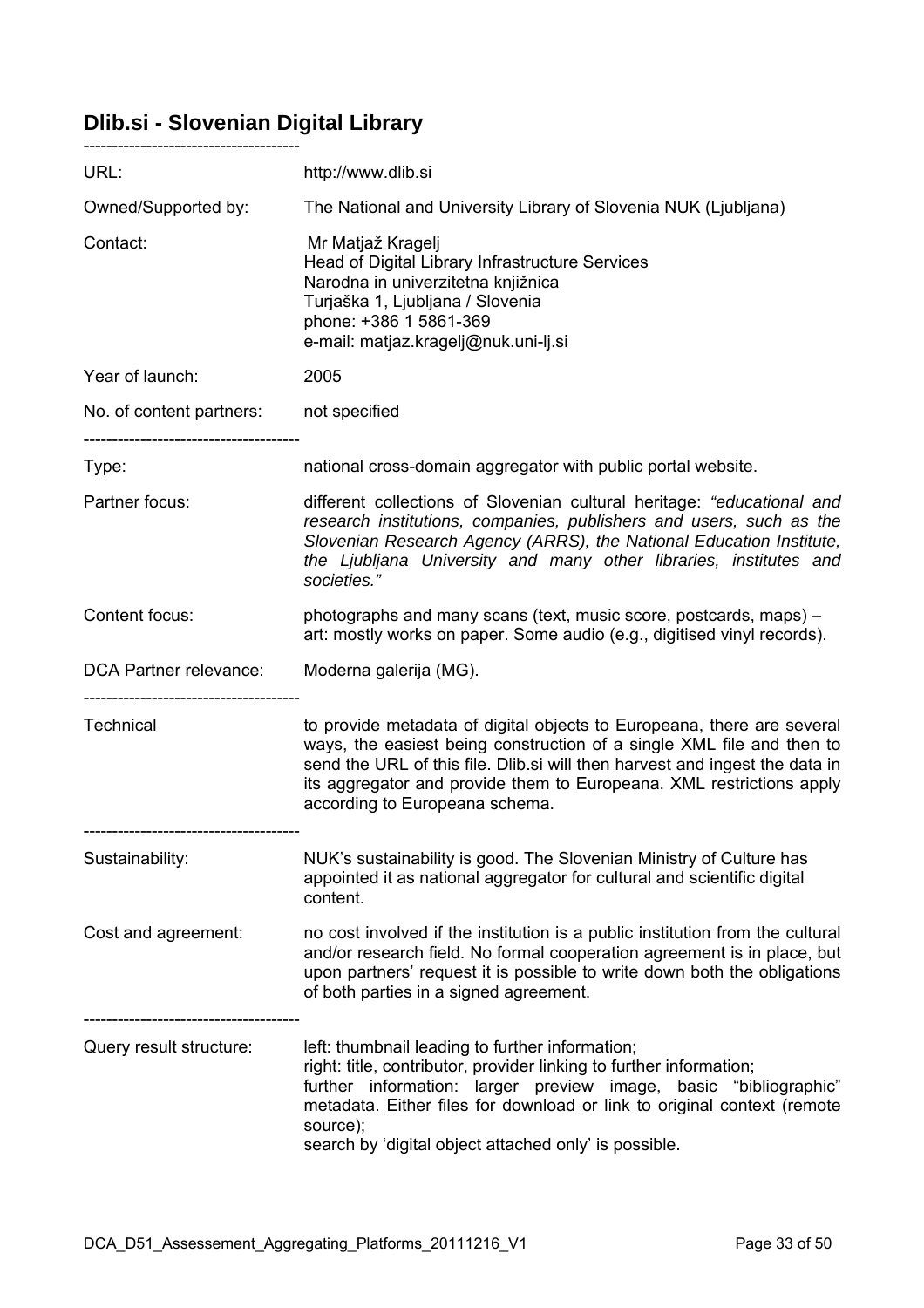## Dlib.si - Slovenian Digital Library

-------------------------------------

| | |
|---|---|
| URL: | http://www.dlib.si |
| Owned/Supported by: | The National and University Library of Slovenia NUK (Ljubljana) |
| Contact: | Mr Matjaž Kragelj<br>Head of Digital Library Infrastructure Services<br>Narodna in univerzitetna knjižnica<br>Turjaška 1, Ljubljana / Slovenia<br>phone: +386 1 5861-369<br>e-mail: matjaz.kragelj@nuk.uni-lj.si |
| Year of launch: | 2005 |
| No. of content partners: | not specified |

-------------------------------------

| | |
|---|---|
| Type: | national cross-domain aggregator with public portal website. |
| Partner focus: | different collections of Slovenian cultural heritage: *"educational and research institutions, companies, publishers and users, such as the Slovenian Research Agency (ARRS), the National Education Institute, the Ljubljana University and many other libraries, institutes and societies."* |
| Content focus: | photographs and many scans (text, music score, postcards, maps) – art: mostly works on paper. Some audio (e.g., digitised vinyl records). |
| DCA Partner relevance: | Moderna galerija (MG). |

-------------------------------------

| | |
|---|---|
| Technical | to provide metadata of digital objects to Europeana, there are several ways, the easiest being construction of a single XML file and then to send the URL of this file. Dlib.si will then harvest and ingest the data in its aggregator and provide them to Europeana. XML restrictions apply according to Europeana schema. |

-------------------------------------

| | |
|---|---|
| Sustainability: | NUK's sustainability is good. The Slovenian Ministry of Culture has appointed it as national aggregator for cultural and scientific digital content. |
| Cost and agreement: | no cost involved if the institution is a public institution from the cultural and/or research field. No formal cooperation agreement is in place, but upon partners' request it is possible to write down both the obligations of both parties in a signed agreement. |

-------------------------------------

| | |
|---|---|
| Query result structure: | left: thumbnail leading to further information;<br>right: title, contributor, provider linking to further information;<br>further information: larger preview image, basic "bibliographic" metadata. Either files for download or link to original context (remote source);<br>search by 'digital object attached only' is possible. |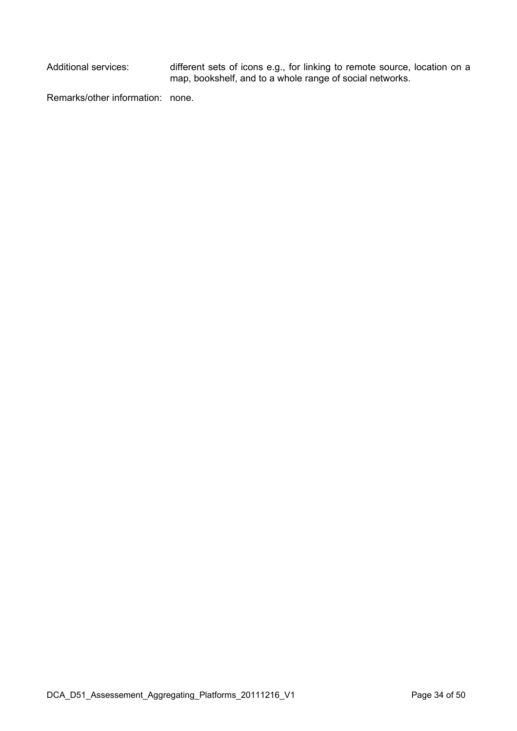Additional services: different sets of icons e.g., for linking to remote source, location on a map, bookshelf, and to a whole range of social networks.

Remarks/other information: none.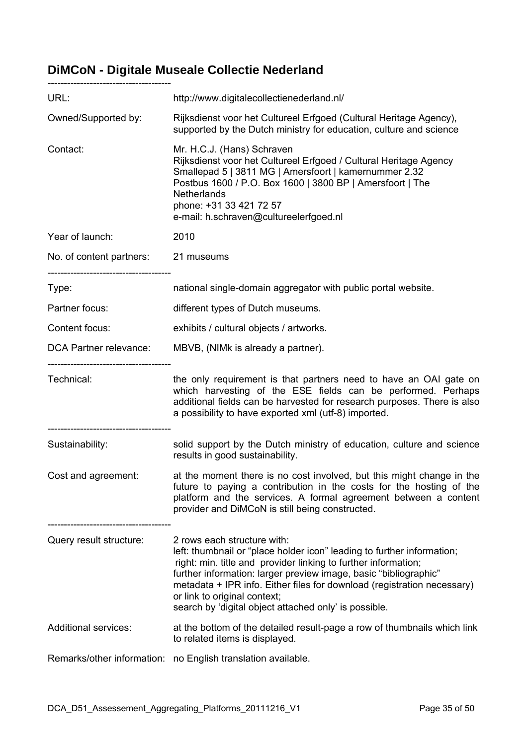## DiMCoN - Digitale Museale Collectie Nederland

--------------------------------------

| | |
|---|---|
| URL: | http://www.digitalecollectienederland.nl/ |
| Owned/Supported by: | Rijksdienst voor het Cultureel Erfgoed (Cultural Heritage Agency), supported by the Dutch ministry for education, culture and science |
| Contact: | Mr. H.C.J. (Hans) Schraven<br>Rijksdienst voor het Cultureel Erfgoed / Cultural Heritage Agency<br>Smallepad 5 \| 3811 MG \| Amersfoort \| kamernummer 2.32<br>Postbus 1600 / P.O. Box 1600 \| 3800 BP \| Amersfoort \| The Netherlands<br>phone: +31 33 421 72 57<br>e-mail: h.schraven@cultureelerfgoed.nl |
| Year of launch: | 2010 |
| No. of content partners: | 21 museums |

--------------------------------------

| | |
|---|---|
| Type: | national single-domain aggregator with public portal website. |
| Partner focus: | different types of Dutch museums. |
| Content focus: | exhibits / cultural objects / artworks. |
| DCA Partner relevance: | MBVB, (NIMk is already a partner). |

--------------------------------------

| | |
|---|---|
| Technical: | the only requirement is that partners need to have an OAI gate on which harvesting of the ESE fields can be performed. Perhaps additional fields can be harvested for research purposes. There is also a possibility to have exported xml (utf-8) imported. |

--------------------------------------

| | |
|---|---|
| Sustainability: | solid support by the Dutch ministry of education, culture and science results in good sustainability. |
| Cost and agreement: | at the moment there is no cost involved, but this might change in the future to paying a contribution in the costs for the hosting of the platform and the services. A formal agreement between a content provider and DiMCoN is still being constructed. |

--------------------------------------

| | |
|---|---|
| Query result structure: | 2 rows each structure with:<br>left: thumbnail or "place holder icon" leading to further information;<br>right: min. title and provider linking to further information;<br>further information: larger preview image, basic "bibliographic" metadata + IPR info. Either files for download (registration necessary) or link to original context;<br>search by 'digital object attached only' is possible. |
| Additional services: | at the bottom of the detailed result-page a row of thumbnails which link to related items is displayed. |
| Remarks/other information: | no English translation available. |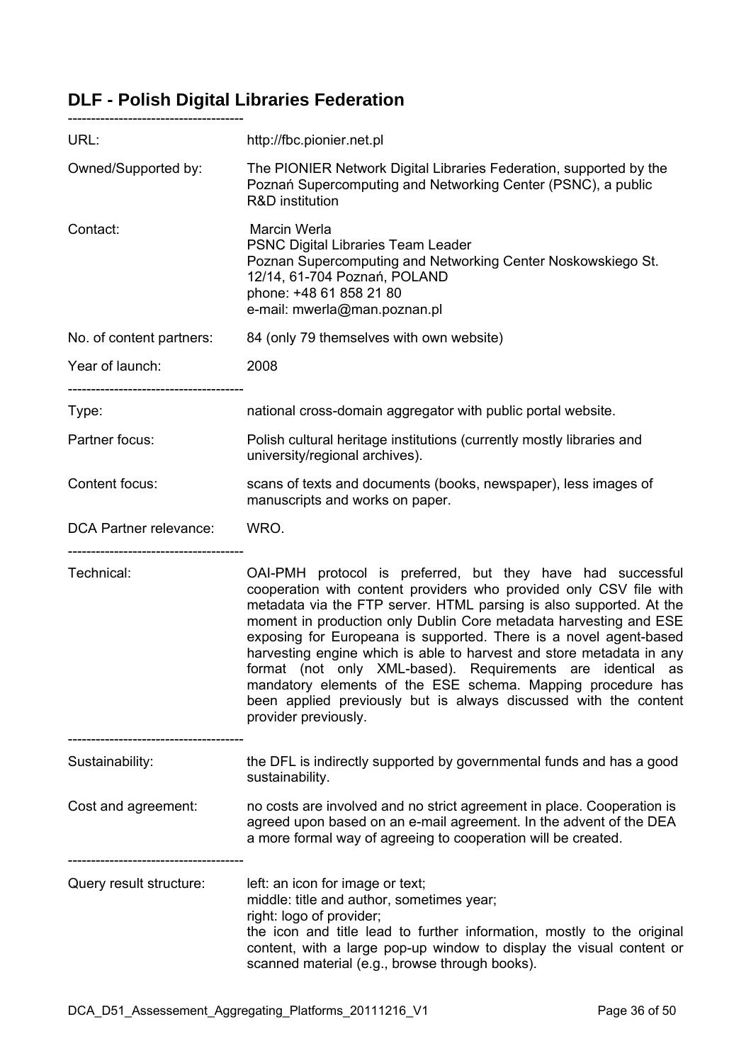## DLF - Polish Digital Libraries Federation

--------------------------------------

| | |
|---|---|
| URL: | http://fbc.pionier.net.pl |
| Owned/Supported by: | The PIONIER Network Digital Libraries Federation, supported by the Poznań Supercomputing and Networking Center (PSNC), a public R&D institution |
| Contact: | Marcin Werla<br>PSNC Digital Libraries Team Leader<br>Poznan Supercomputing and Networking Center Noskowskiego St. 12/14, 61-704 Poznań, POLAND<br>phone: +48 61 858 21 80<br>e-mail: mwerla@man.poznan.pl |
| No. of content partners: | 84 (only 79 themselves with own website) |
| Year of launch: | 2008 |

--------------------------------------

| | |
|---|---|
| Type: | national cross-domain aggregator with public portal website. |
| Partner focus: | Polish cultural heritage institutions (currently mostly libraries and university/regional archives). |
| Content focus: | scans of texts and documents (books, newspaper), less images of manuscripts and works on paper. |
| DCA Partner relevance: | WRO. |

--------------------------------------

| | |
|---|---|
| Technical: | OAI-PMH protocol is preferred, but they have had successful cooperation with content providers who provided only CSV file with metadata via the FTP server. HTML parsing is also supported. At the moment in production only Dublin Core metadata harvesting and ESE exposing for Europeana is supported. There is a novel agent-based harvesting engine which is able to harvest and store metadata in any format (not only XML-based). Requirements are identical as mandatory elements of the ESE schema. Mapping procedure has been applied previously but is always discussed with the content provider previously. |

--------------------------------------

| | |
|---|---|
| Sustainability: | the DFL is indirectly supported by governmental funds and has a good sustainability. |
| Cost and agreement: | no costs are involved and no strict agreement in place. Cooperation is agreed upon based on an e-mail agreement. In the advent of the DEA a more formal way of agreeing to cooperation will be created. |

--------------------------------------

| | |
|---|---|
| Query result structure: | left: an icon for image or text;<br>middle: title and author, sometimes year;<br>right: logo of provider;<br>the icon and title lead to further information, mostly to the original content, with a large pop-up window to display the visual content or scanned material (e.g., browse through books). |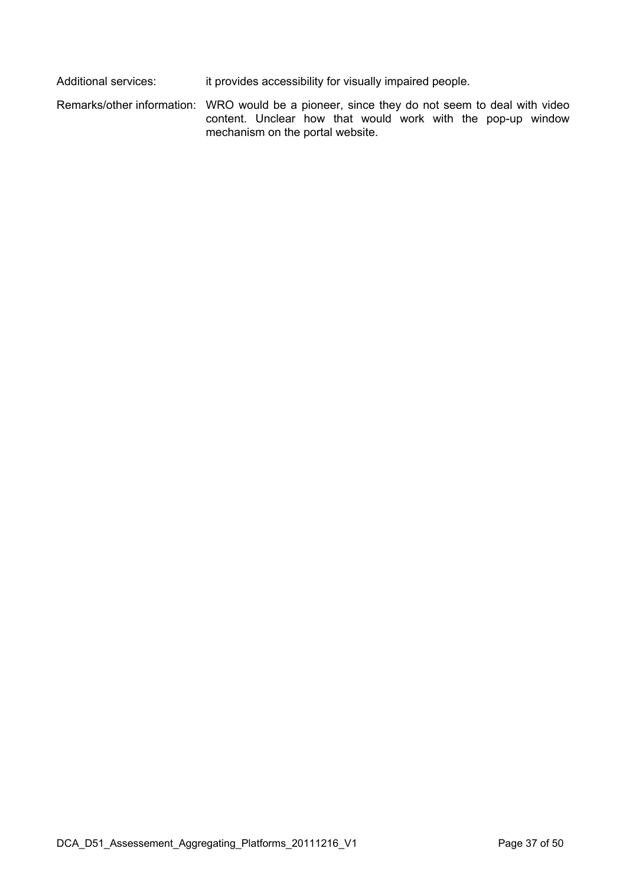Additional services: it provides accessibility for visually impaired people.

Remarks/other information: WRO would be a pioneer, since they do not seem to deal with video content. Unclear how that would work with the pop-up window mechanism on the portal website.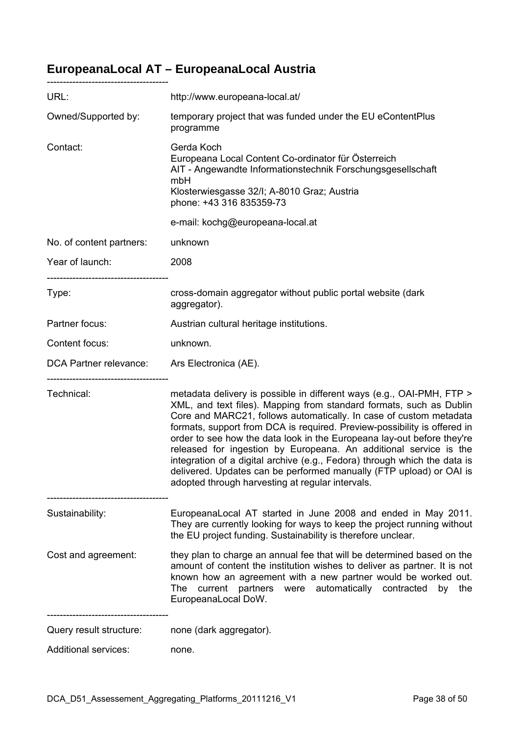## EuropeanaLocal AT – EuropeanaLocal Austria

--------------------------------------

| | |
|---|---|
| URL: | http://www.europeana-local.at/ |
| Owned/Supported by: | temporary project that was funded under the EU eContentPlus programme |
| Contact: | Gerda Koch<br>Europeana Local Content Co-ordinator für Österreich<br>AIT - Angewandte Informationstechnik Forschungsgesellschaft mbH<br>Klosterwiesgasse 32/I; A-8010 Graz; Austria<br>phone: +43 316 835359-73<br><br>e-mail: kochg@europeana-local.at |
| No. of content partners: | unknown |
| Year of launch: | 2008 |

--------------------------------------

| | |
|---|---|
| Type: | cross-domain aggregator without public portal website (dark aggregator). |
| Partner focus: | Austrian cultural heritage institutions. |
| Content focus: | unknown. |
| DCA Partner relevance: | Ars Electronica (AE). |

--------------------------------------

| | |
|---|---|
| Technical: | metadata delivery is possible in different ways (e.g., OAI-PMH, FTP > XML, and text files). Mapping from standard formats, such as Dublin Core and MARC21, follows automatically. In case of custom metadata formats, support from DCA is required. Preview-possibility is offered in order to see how the data look in the Europeana lay-out before they're released for ingestion by Europeana. An additional service is the integration of a digital archive (e.g., Fedora) through which the data is delivered. Updates can be performed manually (FTP upload) or OAI is adopted through harvesting at regular intervals. |

--------------------------------------

| | |
|---|---|
| Sustainability: | EuropeanaLocal AT started in June 2008 and ended in May 2011. They are currently looking for ways to keep the project running without the EU project funding. Sustainability is therefore unclear. |
| Cost and agreement: | they plan to charge an annual fee that will be determined based on the amount of content the institution wishes to deliver as partner. It is not known how an agreement with a new partner would be worked out. The current partners were automatically contracted by the EuropeanaLocal DoW. |

--------------------------------------

| | |
|---|---|
| Query result structure: | none (dark aggregator). |
| Additional services: | none. |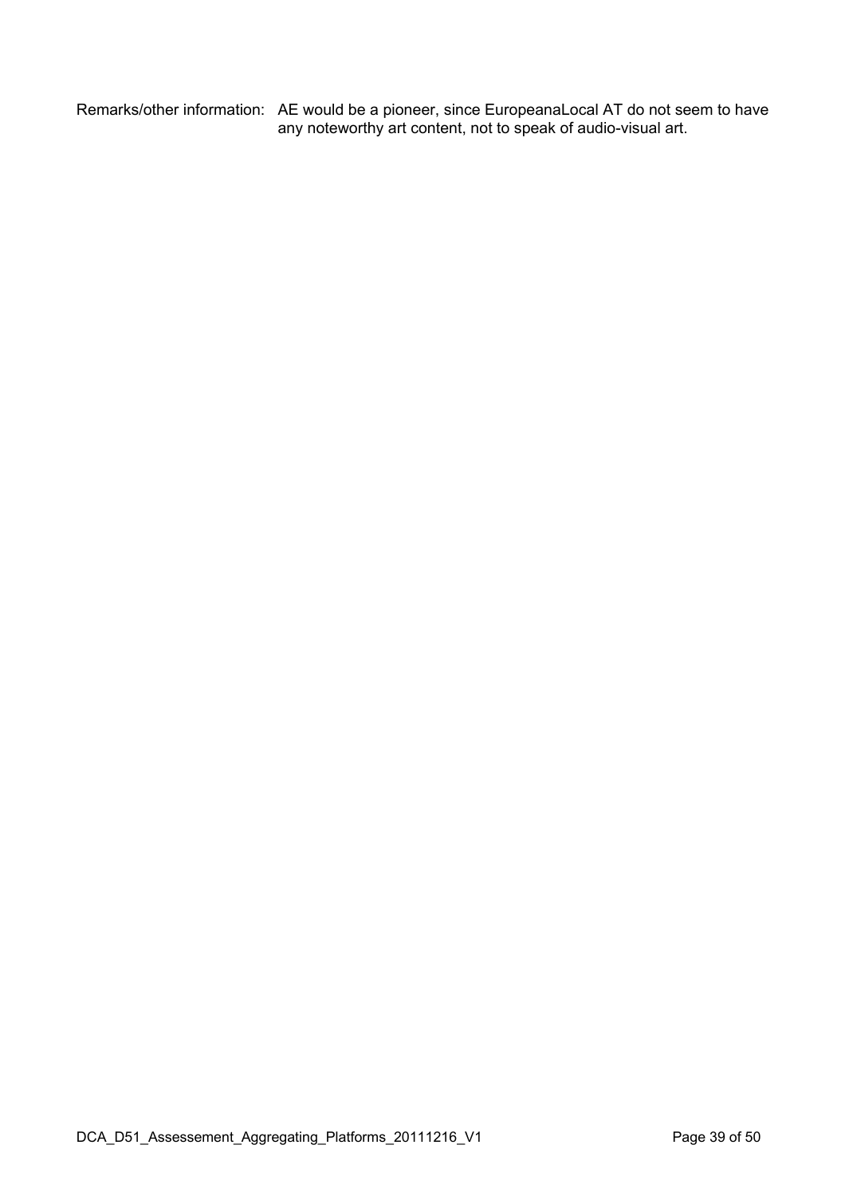Remarks/other information: AE would be a pioneer, since EuropeanaLocal AT do not seem to have any noteworthy art content, not to speak of audio-visual art.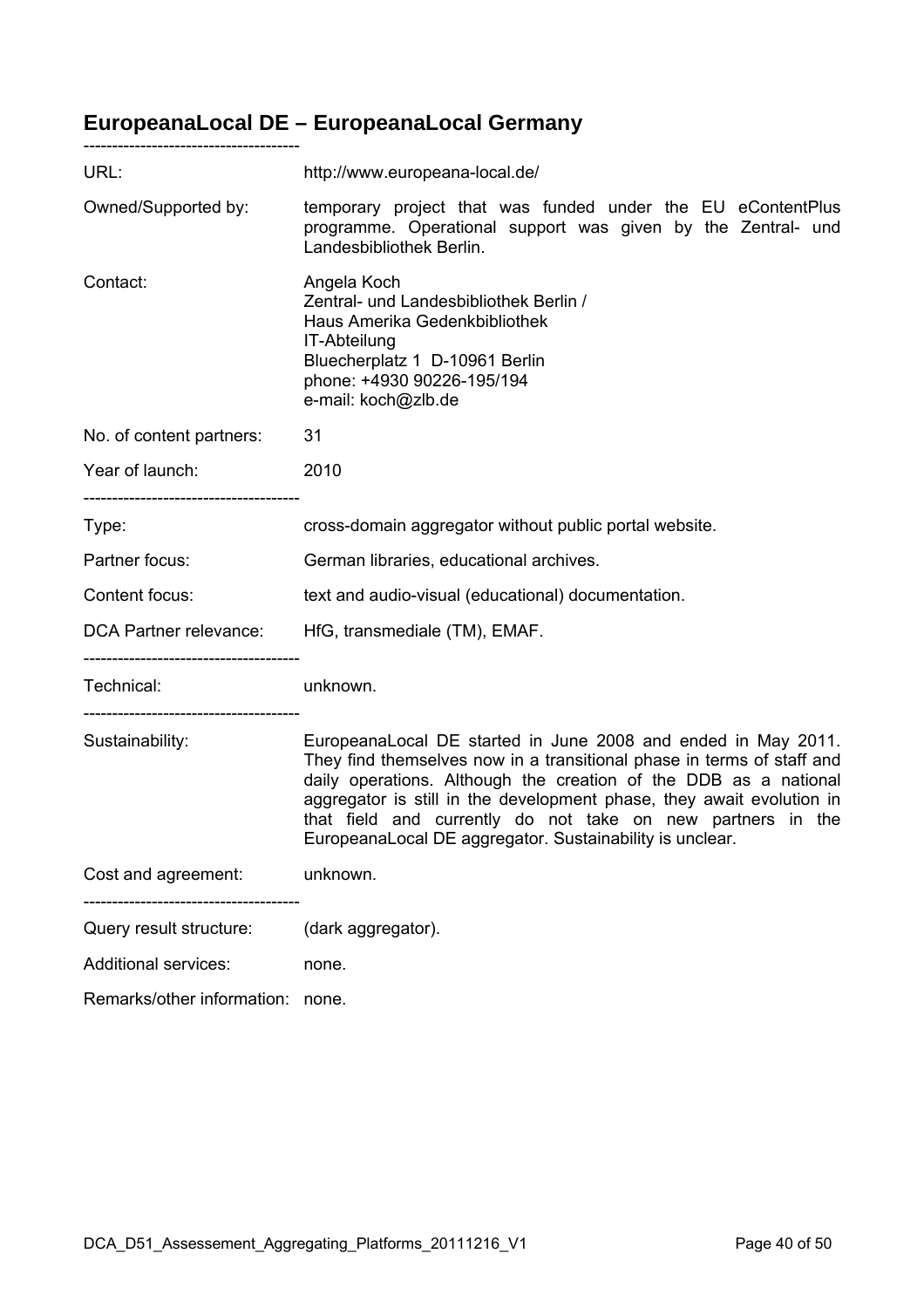## EuropeanaLocal DE – EuropeanaLocal Germany

-------------------------------------

| | |
|---|---|
| URL: | http://www.europeana-local.de/ |
| Owned/Supported by: | temporary project that was funded under the EU eContentPlus programme. Operational support was given by the Zentral- und Landesbibliothek Berlin. |
| Contact: | Angela Koch<br>Zentral- und Landesbibliothek Berlin /<br>Haus Amerika Gedenkbibliothek<br>IT-Abteilung<br>Bluecherplatz 1 D-10961 Berlin<br>phone: +4930 90226-195/194<br>e-mail: koch@zlb.de |
| No. of content partners: | 31 |
| Year of launch: | 2010 |

-------------------------------------

| | |
|---|---|
| Type: | cross-domain aggregator without public portal website. |
| Partner focus: | German libraries, educational archives. |
| Content focus: | text and audio-visual (educational) documentation. |
| DCA Partner relevance: | HfG, transmediale (TM), EMAF. |

-------------------------------------

| | |
|---|---|
| Technical: | unknown. |

-------------------------------------

| | |
|---|---|
| Sustainability: | EuropeanaLocal DE started in June 2008 and ended in May 2011. They find themselves now in a transitional phase in terms of staff and daily operations. Although the creation of the DDB as a national aggregator is still in the development phase, they await evolution in that field and currently do not take on new partners in the EuropeanaLocal DE aggregator. Sustainability is unclear. |
| Cost and agreement: | unknown. |

-------------------------------------

| | |
|---|---|
| Query result structure: | (dark aggregator). |
| Additional services: | none. |
| Remarks/other information: | none. |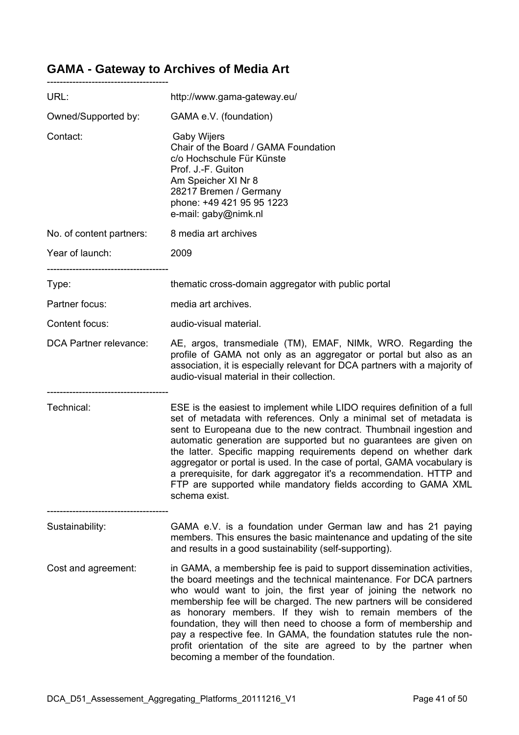## GAMA - Gateway to Archives of Media Art

--------------------------------------

| | |
|---|---|
| URL: | http://www.gama-gateway.eu/ |
| Owned/Supported by: | GAMA e.V. (foundation) |
| Contact: | Gaby Wijers<br>Chair of the Board / GAMA Foundation<br>c/o Hochschule Für Künste<br>Prof. J.-F. Guiton<br>Am Speicher XI Nr 8<br>28217 Bremen / Germany<br>phone: +49 421 95 95 1223<br>e-mail: gaby@nimk.nl |
| No. of content partners: | 8 media art archives |
| Year of launch: | 2009 |

--------------------------------------

| | |
|---|---|
| Type: | thematic cross-domain aggregator with public portal |
| Partner focus: | media art archives. |
| Content focus: | audio-visual material. |
| DCA Partner relevance: | AE, argos, transmediale (TM), EMAF, NIMk, WRO. Regarding the profile of GAMA not only as an aggregator or portal but also as an association, it is especially relevant for DCA partners with a majority of audio-visual material in their collection. |

--------------------------------------

| | |
|---|---|
| Technical: | ESE is the easiest to implement while LIDO requires definition of a full set of metadata with references. Only a minimal set of metadata is sent to Europeana due to the new contract. Thumbnail ingestion and automatic generation are supported but no guarantees are given on the latter. Specific mapping requirements depend on whether dark aggregator or portal is used. In the case of portal, GAMA vocabulary is a prerequisite, for dark aggregator it's a recommendation. HTTP and FTP are supported while mandatory fields according to GAMA XML schema exist. |

--------------------------------------

| | |
|---|---|
| Sustainability: | GAMA e.V. is a foundation under German law and has 21 paying members. This ensures the basic maintenance and updating of the site and results in a good sustainability (self-supporting). |
| Cost and agreement: | in GAMA, a membership fee is paid to support dissemination activities, the board meetings and the technical maintenance. For DCA partners who would want to join, the first year of joining the network no membership fee will be charged. The new partners will be considered as honorary members. If they wish to remain members of the foundation, they will then need to choose a form of membership and pay a respective fee. In GAMA, the foundation statutes rule the non-profit orientation of the site are agreed to by the partner when becoming a member of the foundation. |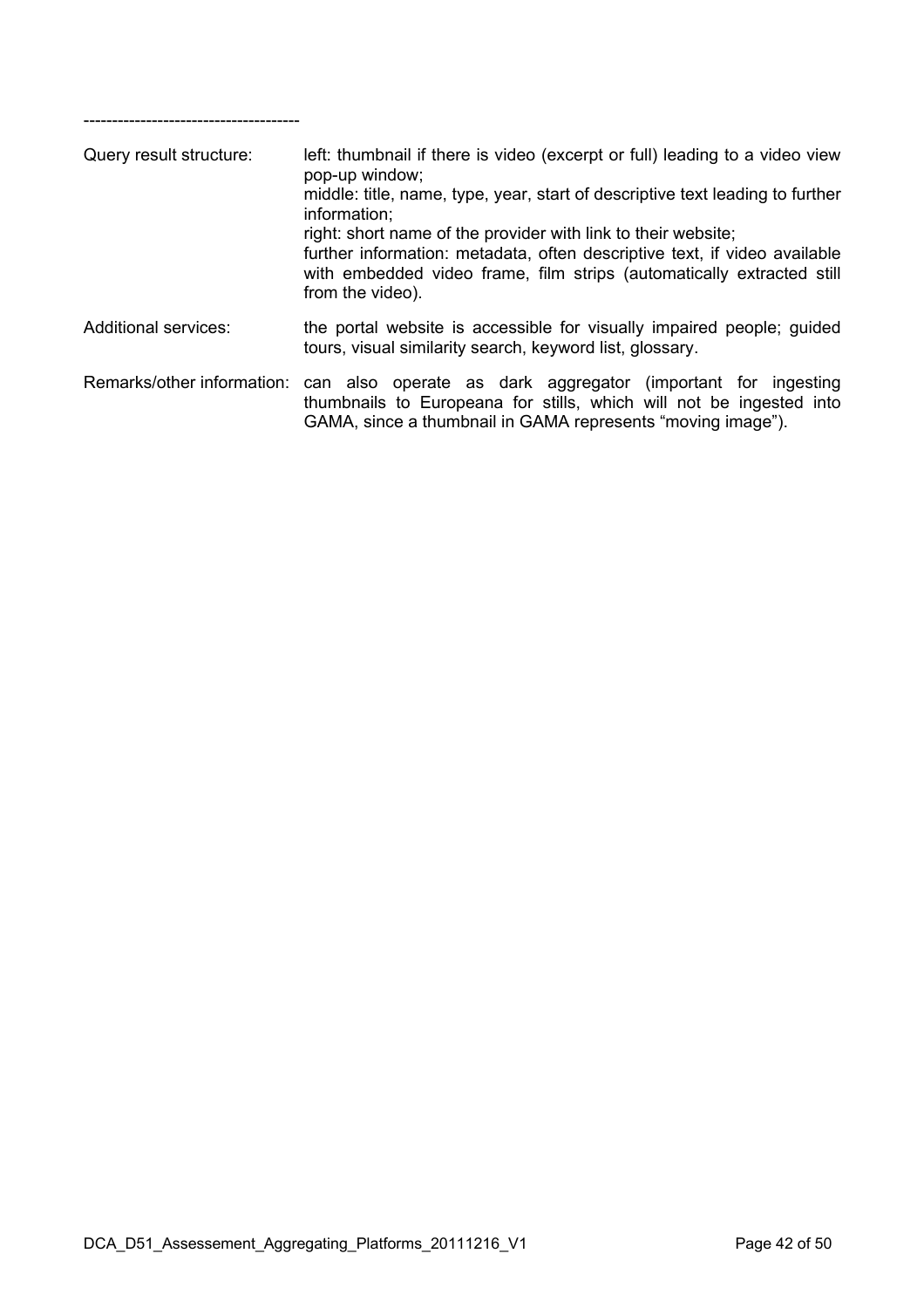--------------------------------------

| | |
|---|---|
| Query result structure: | left: thumbnail if there is video (excerpt or full) leading to a video view pop-up window;<br>middle: title, name, type, year, start of descriptive text leading to further information;<br>right: short name of the provider with link to their website;<br>further information: metadata, often descriptive text, if video available with embedded video frame, film strips (automatically extracted still from the video). |
| Additional services: | the portal website is accessible for visually impaired people; guided tours, visual similarity search, keyword list, glossary. |
| Remarks/other information: | can also operate as dark aggregator (important for ingesting thumbnails to Europeana for stills, which will not be ingested into GAMA, since a thumbnail in GAMA represents "moving image"). |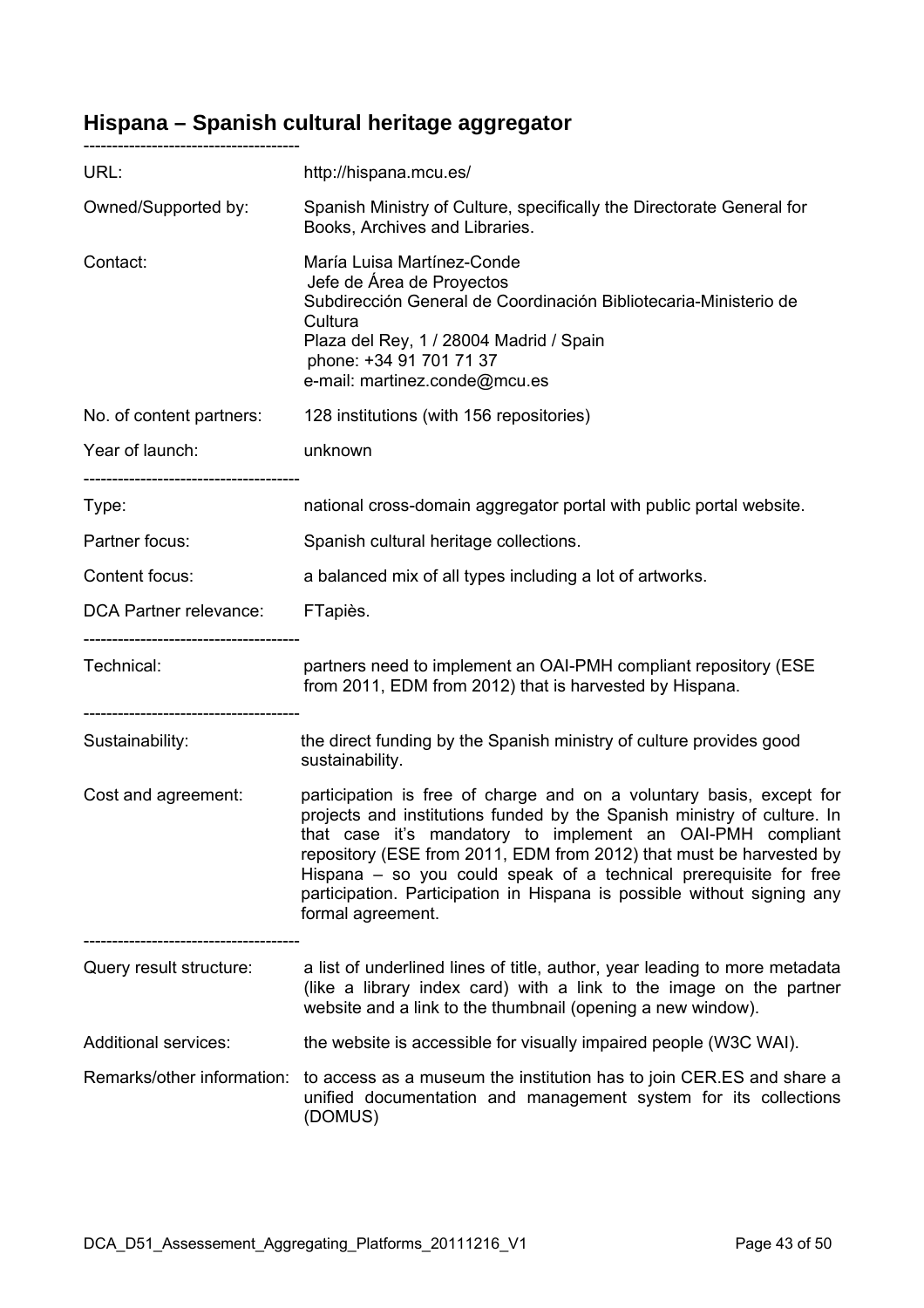## Hispana – Spanish cultural heritage aggregator

--------------------------------------

| | |
|---|---|
| URL: | http://hispana.mcu.es/ |
| Owned/Supported by: | Spanish Ministry of Culture, specifically the Directorate General for Books, Archives and Libraries. |
| Contact: | María Luisa Martínez-Conde<br>Jefe de Área de Proyectos<br>Subdirección General de Coordinación Bibliotecaria-Ministerio de Cultura<br>Plaza del Rey, 1 / 28004 Madrid / Spain<br>phone: +34 91 701 71 37<br>e-mail: martinez.conde@mcu.es |
| No. of content partners: | 128 institutions (with 156 repositories) |
| Year of launch: | unknown |

--------------------------------------

| | |
|---|---|
| Type: | national cross-domain aggregator portal with public portal website. |
| Partner focus: | Spanish cultural heritage collections. |
| Content focus: | a balanced mix of all types including a lot of artworks. |
| DCA Partner relevance: | FTapiès. |

--------------------------------------

| | |
|---|---|
| Technical: | partners need to implement an OAI-PMH compliant repository (ESE from 2011, EDM from 2012) that is harvested by Hispana. |

--------------------------------------

| | |
|---|---|
| Sustainability: | the direct funding by the Spanish ministry of culture provides good sustainability. |
| Cost and agreement: | participation is free of charge and on a voluntary basis, except for projects and institutions funded by the Spanish ministry of culture. In that case it's mandatory to implement an OAI-PMH compliant repository (ESE from 2011, EDM from 2012) that must be harvested by Hispana – so you could speak of a technical prerequisite for free participation. Participation in Hispana is possible without signing any formal agreement. |

--------------------------------------

| | |
|---|---|
| Query result structure: | a list of underlined lines of title, author, year leading to more metadata (like a library index card) with a link to the image on the partner website and a link to the thumbnail (opening a new window). |
| Additional services: | the website is accessible for visually impaired people (W3C WAI). |
| Remarks/other information: | to access as a museum the institution has to join CER.ES and share a unified documentation and management system for its collections (DOMUS) |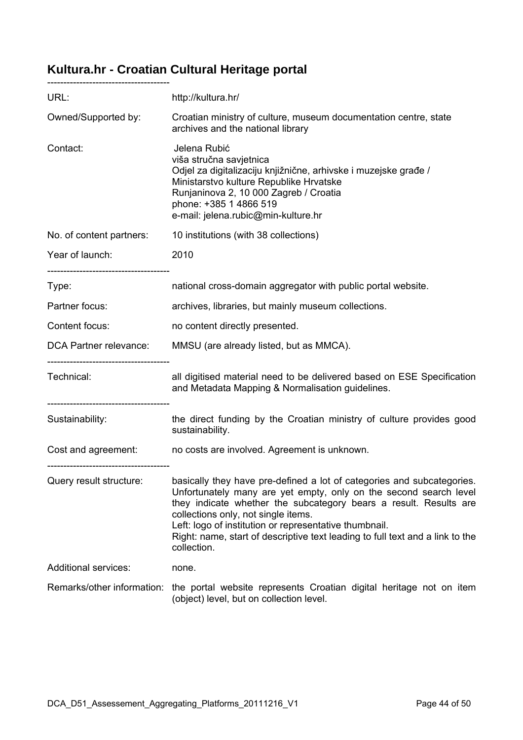## Kultura.hr - Croatian Cultural Heritage portal

-------------------------------------

| | |
|---|---|
| URL: | http://kultura.hr/ |
| Owned/Supported by: | Croatian ministry of culture, museum documentation centre, state archives and the national library |
| Contact: | Jelena Rubić<br>viša stručna savjetnica<br>Odjel za digitalizaciju knjižnične, arhivske i muzejske građe /<br>Ministarstvo kulture Republike Hrvatske<br>Runjaninova 2, 10 000 Zagreb / Croatia<br>phone: +385 1 4866 519<br>e-mail: jelena.rubic@min-kulture.hr |
| No. of content partners: | 10 institutions (with 38 collections) |
| Year of launch: | 2010 |

-------------------------------------

| | |
|---|---|
| Type: | national cross-domain aggregator with public portal website. |
| Partner focus: | archives, libraries, but mainly museum collections. |
| Content focus: | no content directly presented. |
| DCA Partner relevance: | MMSU (are already listed, but as MMCA). |

-------------------------------------

| | |
|---|---|
| Technical: | all digitised material need to be delivered based on ESE Specification and Metadata Mapping & Normalisation guidelines. |

-------------------------------------

| | |
|---|---|
| Sustainability: | the direct funding by the Croatian ministry of culture provides good sustainability. |
| Cost and agreement: | no costs are involved. Agreement is unknown. |

-------------------------------------

| | |
|---|---|
| Query result structure: | basically they have pre-defined a lot of categories and subcategories. Unfortunately many are yet empty, only on the second search level they indicate whether the subcategory bears a result. Results are collections only, not single items.<br>Left: logo of institution or representative thumbnail.<br>Right: name, start of descriptive text leading to full text and a link to the collection. |
| Additional services: | none. |
| Remarks/other information: | the portal website represents Croatian digital heritage not on item (object) level, but on collection level. |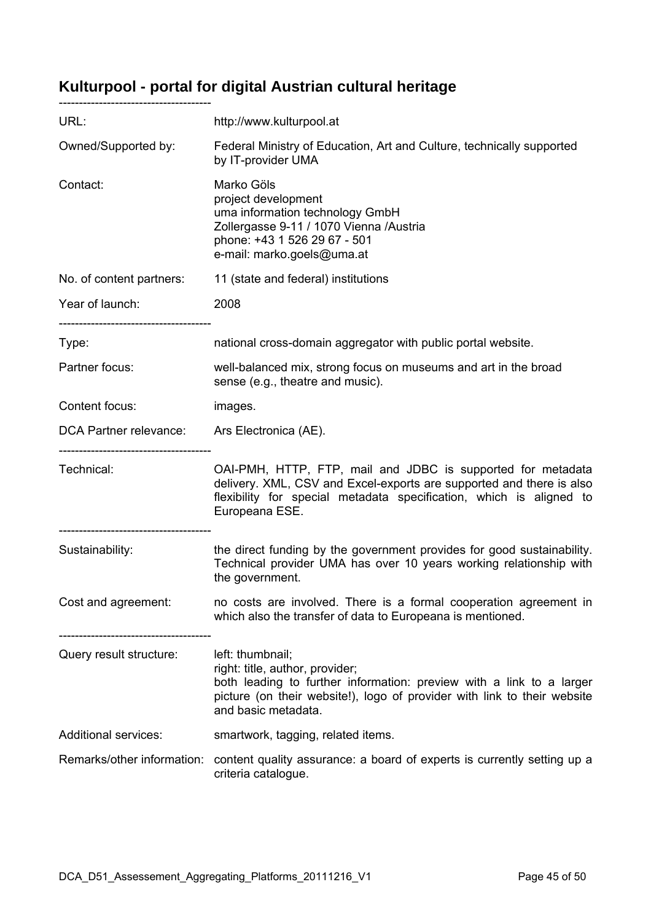## Kulturpool - portal for digital Austrian cultural heritage

--------------------------------------

| | |
|---|---|
| URL: | http://www.kulturpool.at |
| Owned/Supported by: | Federal Ministry of Education, Art and Culture, technically supported by IT-provider UMA |
| Contact: | Marko Göls<br>project development<br>uma information technology GmbH<br>Zollergasse 9-11 / 1070 Vienna /Austria<br>phone: +43 1 526 29 67 - 501<br>e-mail: marko.goels@uma.at |
| No. of content partners: | 11 (state and federal) institutions |
| Year of launch: | 2008 |

--------------------------------------

| | |
|---|---|
| Type: | national cross-domain aggregator with public portal website. |
| Partner focus: | well-balanced mix, strong focus on museums and art in the broad sense (e.g., theatre and music). |
| Content focus: | images. |
| DCA Partner relevance: | Ars Electronica (AE). |

--------------------------------------

| | |
|---|---|
| Technical: | OAI-PMH, HTTP, FTP, mail and JDBC is supported for metadata delivery. XML, CSV and Excel-exports are supported and there is also flexibility for special metadata specification, which is aligned to Europeana ESE. |

--------------------------------------

| | |
|---|---|
| Sustainability: | the direct funding by the government provides for good sustainability. Technical provider UMA has over 10 years working relationship with the government. |
| Cost and agreement: | no costs are involved. There is a formal cooperation agreement in which also the transfer of data to Europeana is mentioned. |

--------------------------------------

| | |
|---|---|
| Query result structure: | left: thumbnail;<br>right: title, author, provider;<br>both leading to further information: preview with a link to a larger picture (on their website!), logo of provider with link to their website and basic metadata. |
| Additional services: | smartwork, tagging, related items. |
| Remarks/other information: | content quality assurance: a board of experts is currently setting up a criteria catalogue. |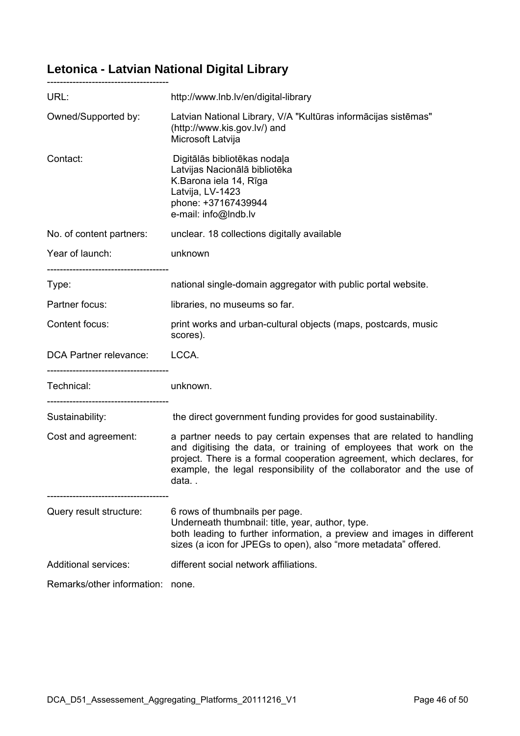## Letonica - Latvian National Digital Library

| | |
|---|---|
| URL: | http://www.lnb.lv/en/digital-library |
| Owned/Supported by: | Latvian National Library, V/A "Kultūras informācijas sistēmas" (http://www.kis.gov.lv/) and Microsoft Latvija |
| Contact: | Digitālās bibliotēkas nodaļa<br>Latvijas Nacionālā bibliotēka<br>K.Barona iela 14, Rīga<br>Latvija, LV-1423<br>phone: +37167439944<br>e-mail: info@lndb.lv |
| No. of content partners: | unclear. 18 collections digitally available |
| Year of launch: | unknown |
| Type: | national single-domain aggregator with public portal website. |
| Partner focus: | libraries, no museums so far. |
| Content focus: | print works and urban-cultural objects (maps, postcards, music scores). |
| DCA Partner relevance: | LCCA. |
| Technical: | unknown. |
| Sustainability: | the direct government funding provides for good sustainability. |
| Cost and agreement: | a partner needs to pay certain expenses that are related to handling and digitising the data, or training of employees that work on the project. There is a formal cooperation agreement, which declares, for example, the legal responsibility of the collaborator and the use of data. . |
| Query result structure: | 6 rows of thumbnails per page.<br>Underneath thumbnail: title, year, author, type.<br>both leading to further information, a preview and images in different sizes (a icon for JPEGs to open), also "more metadata" offered. |
| Additional services: | different social network affiliations. |
| Remarks/other information: | none. |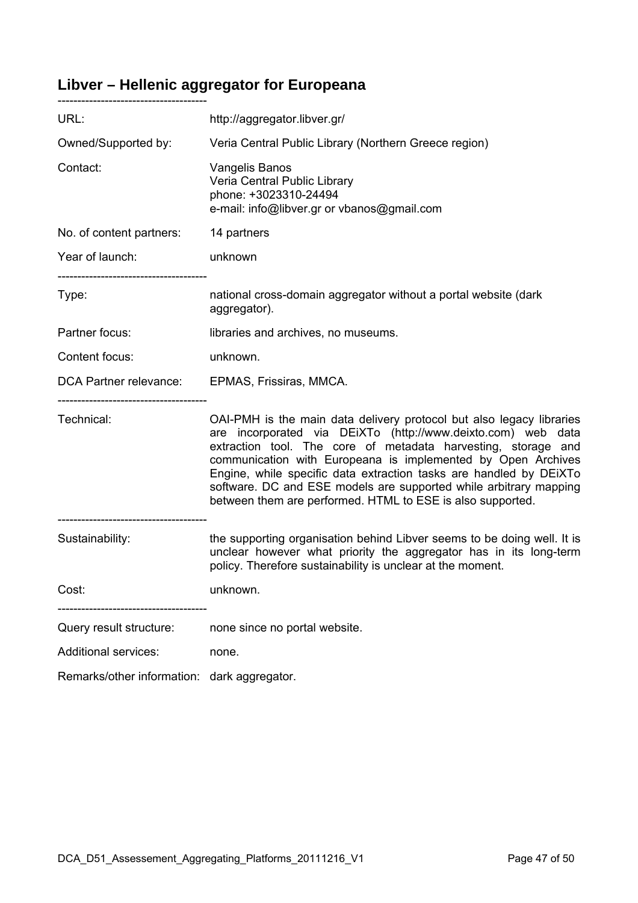## Libver – Hellenic aggregator for Europeana

-------------------------------------

| | |
|---|---|
| URL: | http://aggregator.libver.gr/ |
| Owned/Supported by: | Veria Central Public Library (Northern Greece region) |
| Contact: | Vangelis Banos<br>Veria Central Public Library<br>phone: +3023310-24494<br>e-mail: info@libver.gr or vbanos@gmail.com |
| No. of content partners: | 14 partners |
| Year of launch: | unknown |

-------------------------------------

| | |
|---|---|
| Type: | national cross-domain aggregator without a portal website (dark aggregator). |
| Partner focus: | libraries and archives, no museums. |
| Content focus: | unknown. |
| DCA Partner relevance: | EPMAS, Frissiras, MMCA. |

-------------------------------------

| | |
|---|---|
| Technical: | OAI-PMH is the main data delivery protocol but also legacy libraries are incorporated via DEiXTo (http://www.deixto.com) web data extraction tool. The core of metadata harvesting, storage and communication with Europeana is implemented by Open Archives Engine, while specific data extraction tasks are handled by DEiXTo software. DC and ESE models are supported while arbitrary mapping between them are performed. HTML to ESE is also supported. |

-------------------------------------

| | |
|---|---|
| Sustainability: | the supporting organisation behind Libver seems to be doing well. It is unclear however what priority the aggregator has in its long-term policy. Therefore sustainability is unclear at the moment. |
| Cost: | unknown. |

-------------------------------------

| | |
|---|---|
| Query result structure: | none since no portal website. |
| Additional services: | none. |
| Remarks/other information: | dark aggregator. |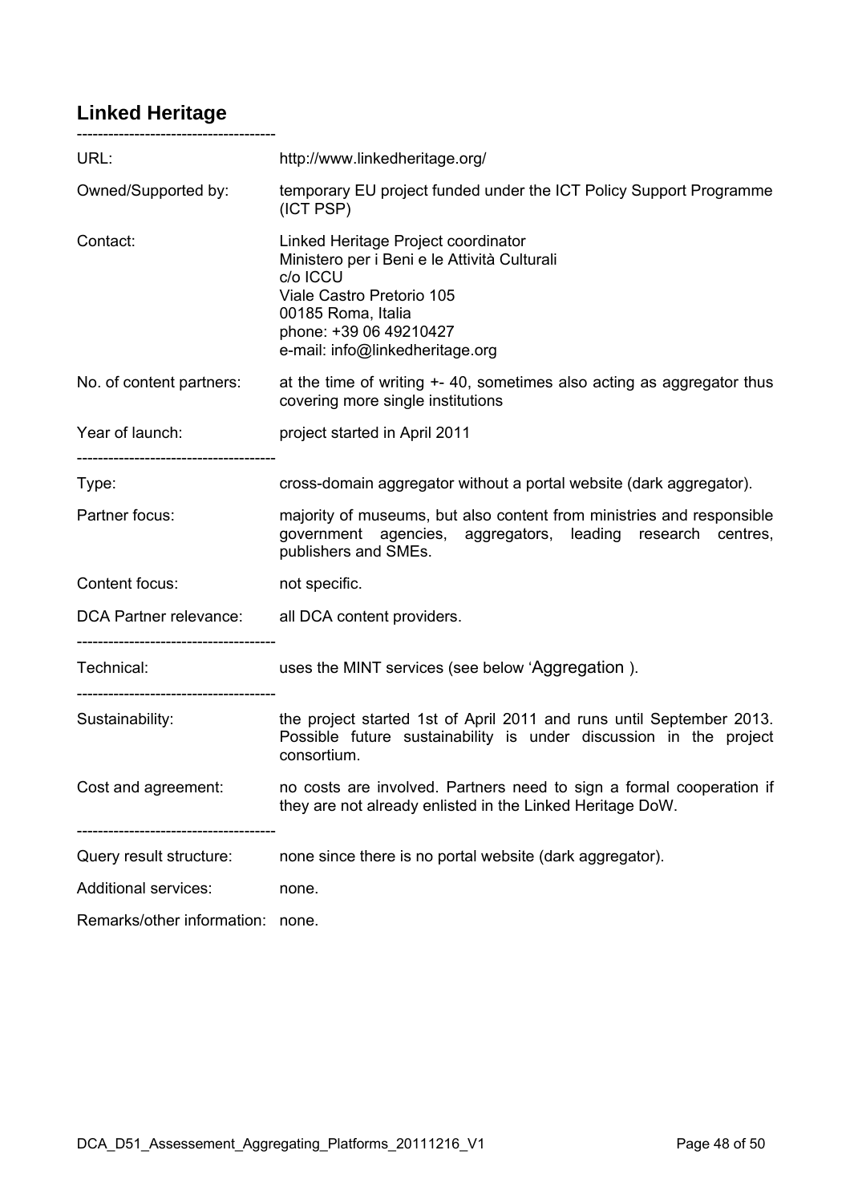## Linked Heritage

-------------------------------------

| | |
|---|---|
| URL: | http://www.linkedheritage.org/ |
| Owned/Supported by: | temporary EU project funded under the ICT Policy Support Programme (ICT PSP) |
| Contact: | Linked Heritage Project coordinator<br>Ministero per i Beni e le Attività Culturali<br>c/o ICCU<br>Viale Castro Pretorio 105<br>00185 Roma, Italia<br>phone: +39 06 49210427<br>e-mail: info@linkedheritage.org |
| No. of content partners: | at the time of writing +- 40, sometimes also acting as aggregator thus covering more single institutions |
| Year of launch: | project started in April 2011 |
| Type: | cross-domain aggregator without a portal website (dark aggregator). |
| Partner focus: | majority of museums, but also content from ministries and responsible government agencies, aggregators, leading research centres, publishers and SMEs. |
| Content focus: | not specific. |
| DCA Partner relevance: | all DCA content providers. |
| Technical: | uses the MINT services (see below 'Aggregation ). |
| Sustainability: | the project started 1st of April 2011 and runs until September 2013. Possible future sustainability is under discussion in the project consortium. |
| Cost and agreement: | no costs are involved. Partners need to sign a formal cooperation if they are not already enlisted in the Linked Heritage DoW. |
| Query result structure: | none since there is no portal website (dark aggregator). |
| Additional services: | none. |
| Remarks/other information: | none. |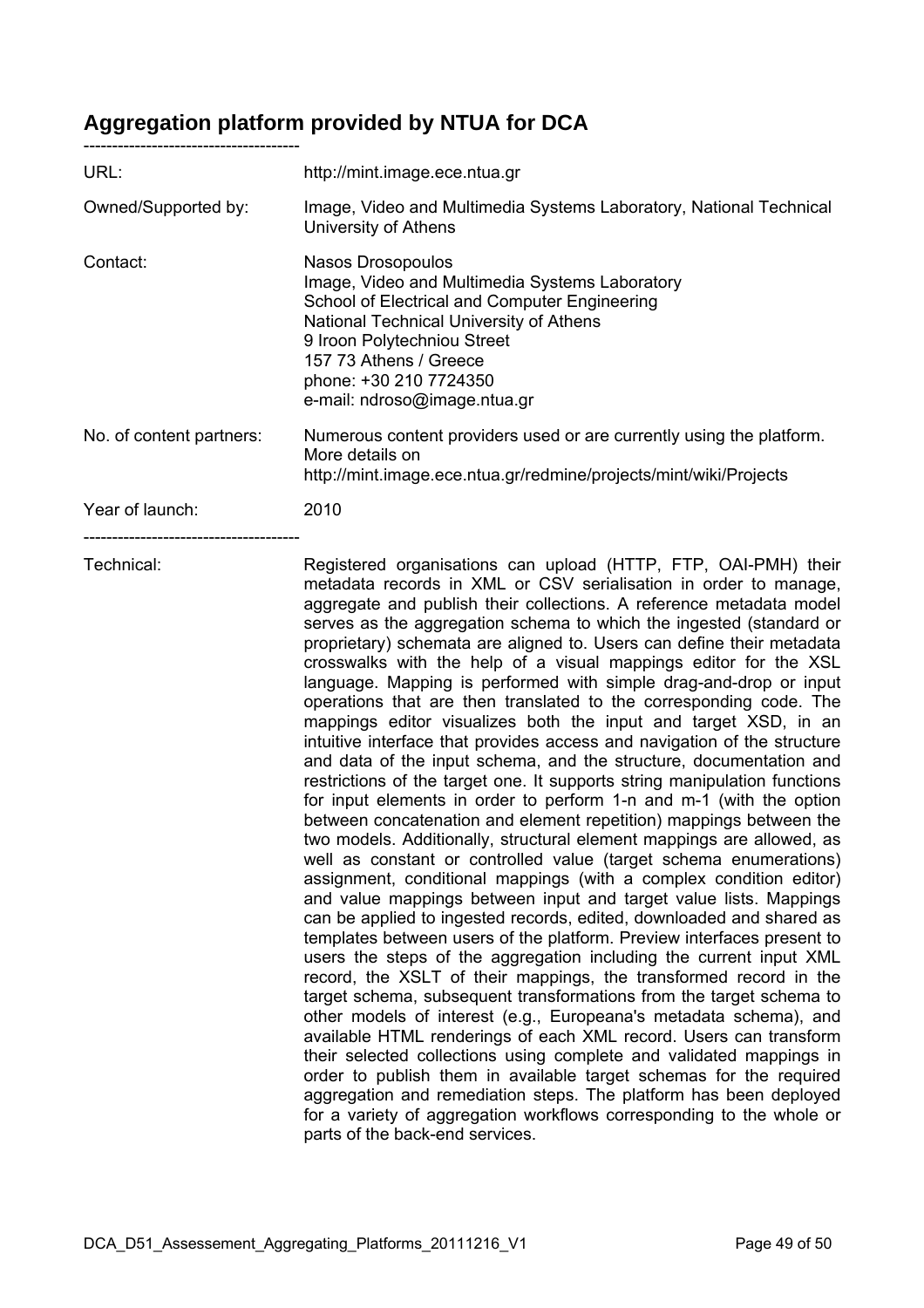## Aggregation platform provided by NTUA for DCA

--------------------------------------

| | |
|---|---|
| URL: | http://mint.image.ece.ntua.gr |
| Owned/Supported by: | Image, Video and Multimedia Systems Laboratory, National Technical University of Athens |
| Contact: | Nasos Drosopoulos<br>Image, Video and Multimedia Systems Laboratory<br>School of Electrical and Computer Engineering<br>National Technical University of Athens<br>9 Iroon Polytechniou Street<br>157 73 Athens / Greece<br>phone: +30 210 7724350<br>e-mail: ndroso@image.ntua.gr |
| No. of content partners: | Numerous content providers used or are currently using the platform. More details on http://mint.image.ece.ntua.gr/redmine/projects/mint/wiki/Projects |
| Year of launch: | 2010 |

--------------------------------------

| | |
|---|---|
| Technical: | Registered organisations can upload (HTTP, FTP, OAI-PMH) their metadata records in XML or CSV serialisation in order to manage, aggregate and publish their collections. A reference metadata model serves as the aggregation schema to which the ingested (standard or proprietary) schemata are aligned to. Users can define their metadata crosswalks with the help of a visual mappings editor for the XSL language. Mapping is performed with simple drag-and-drop or input operations that are then translated to the corresponding code. The mappings editor visualizes both the input and target XSD, in an intuitive interface that provides access and navigation of the structure and data of the input schema, and the structure, documentation and restrictions of the target one. It supports string manipulation functions for input elements in order to perform 1-n and m-1 (with the option between concatenation and element repetition) mappings between the two models. Additionally, structural element mappings are allowed, as well as constant or controlled value (target schema enumerations) assignment, conditional mappings (with a complex condition editor) and value mappings between input and target value lists. Mappings can be applied to ingested records, edited, downloaded and shared as templates between users of the platform. Preview interfaces present to users the steps of the aggregation including the current input XML record, the XSLT of their mappings, the transformed record in the target schema, subsequent transformations from the target schema to other models of interest (e.g., Europeana's metadata schema), and available HTML renderings of each XML record. Users can transform their selected collections using complete and validated mappings in order to publish them in available target schemas for the required aggregation and remediation steps. The platform has been deployed for a variety of aggregation workflows corresponding to the whole or parts of the back-end services. |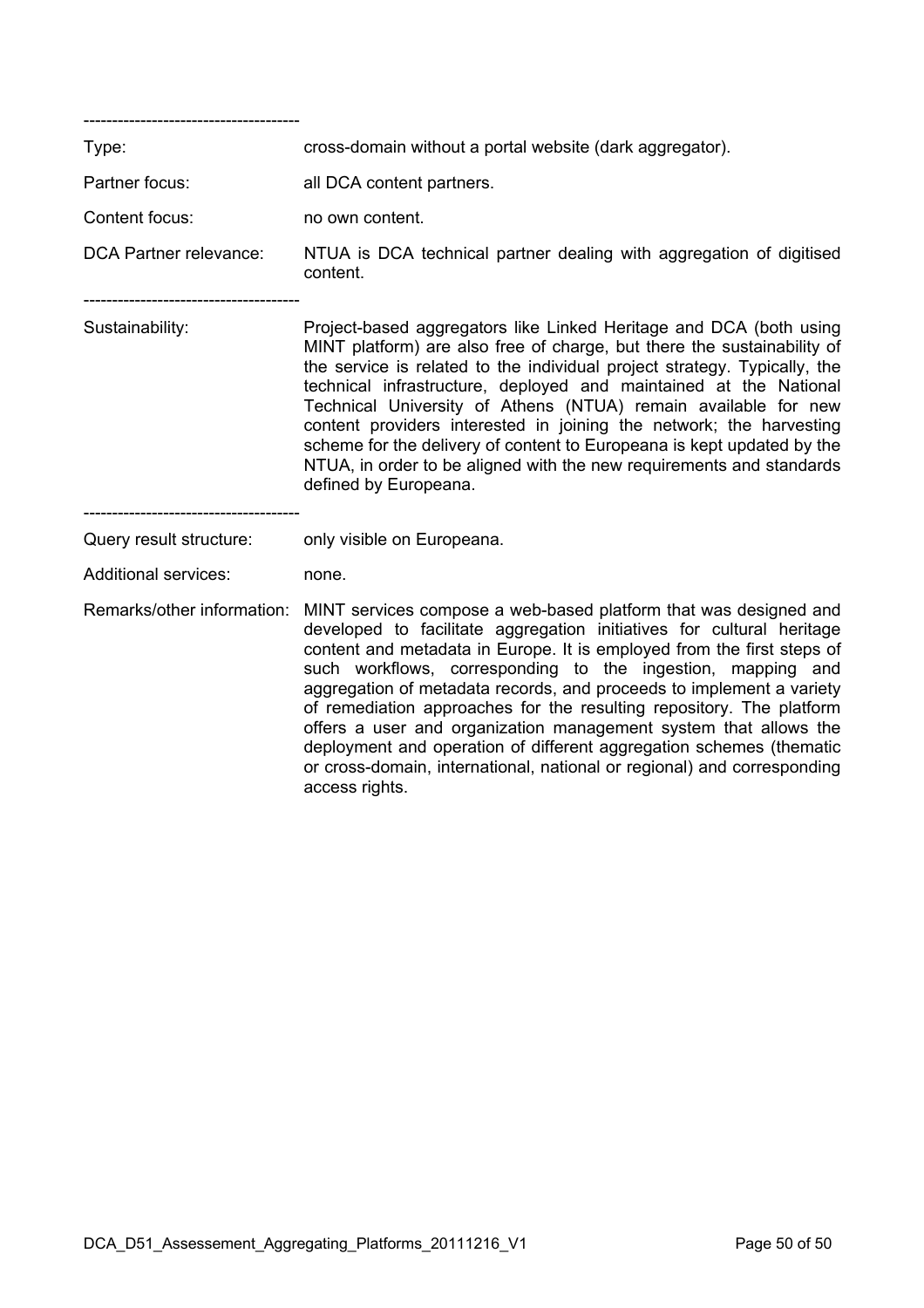--------------------------------------

| | |
|---|---|
| Type: | cross-domain without a portal website (dark aggregator). |
| Partner focus: | all DCA content partners. |
| Content focus: | no own content. |
| DCA Partner relevance: | NTUA is DCA technical partner dealing with aggregation of digitised content. |

--------------------------------------

| | |
|---|---|
| Sustainability: | Project-based aggregators like Linked Heritage and DCA (both using MINT platform) are also free of charge, but there the sustainability of the service is related to the individual project strategy. Typically, the technical infrastructure, deployed and maintained at the National Technical University of Athens (NTUA) remain available for new content providers interested in joining the network; the harvesting scheme for the delivery of content to Europeana is kept updated by the NTUA, in order to be aligned with the new requirements and standards defined by Europeana. |

--------------------------------------

| | |
|---|---|
| Query result structure: | only visible on Europeana. |
| Additional services: | none. |
| Remarks/other information: | MINT services compose a web-based platform that was designed and developed to facilitate aggregation initiatives for cultural heritage content and metadata in Europe. It is employed from the first steps of such workflows, corresponding to the ingestion, mapping and aggregation of metadata records, and proceeds to implement a variety of remediation approaches for the resulting repository. The platform offers a user and organization management system that allows the deployment and operation of different aggregation schemes (thematic or cross-domain, international, national or regional) and corresponding access rights. |